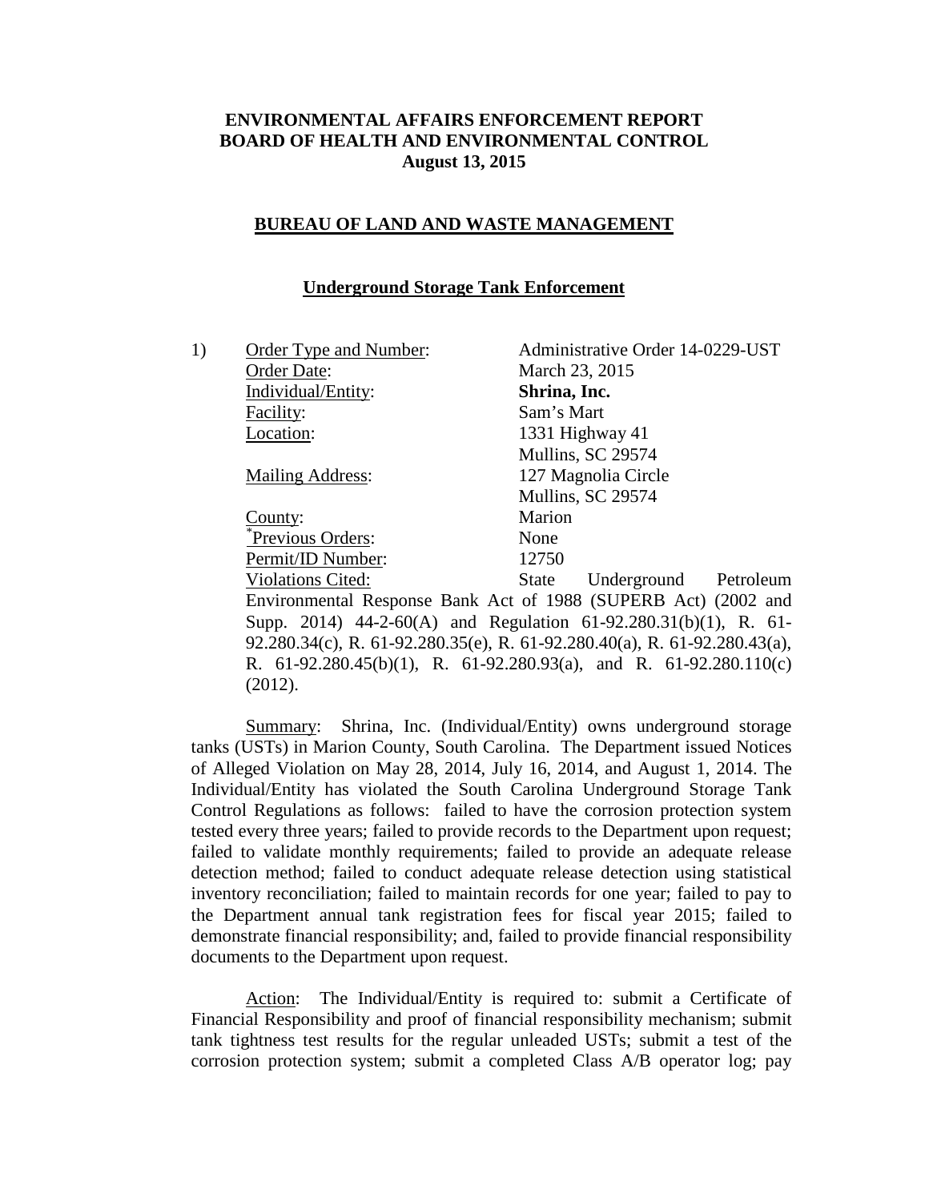**ENVIRONMENTAL AFFAIRS ENFORCEMENT REPORT**
**BOARD OF HEALTH AND ENVIRONMENTAL CONTROL**
**August 13, 2015**

## BUREAU OF LAND AND WASTE MANAGEMENT

### Underground Storage Tank Enforcement

1) Order Type and Number: Administrative Order 14-0229-UST
Order Date: March 23, 2015
Individual/Entity: **Shrina, Inc.**
Facility: Sam's Mart
Location: 1331 Highway 41
Mullins, SC 29574
Mailing Address: 127 Magnolia Circle
Mullins, SC 29574
County: Marion
*Previous Orders: None
Permit/ID Number: 12750
Violations Cited: State Underground Petroleum Environmental Response Bank Act of 1988 (SUPERB Act) (2002 and Supp. 2014) 44-2-60(A) and Regulation 61-92.280.31(b)(1), R. 61-92.280.34(c), R. 61-92.280.35(e), R. 61-92.280.40(a), R. 61-92.280.43(a), R. 61-92.280.45(b)(1), R. 61-92.280.93(a), and R. 61-92.280.110(c) (2012).

Summary: Shrina, Inc. (Individual/Entity) owns underground storage tanks (USTs) in Marion County, South Carolina. The Department issued Notices of Alleged Violation on May 28, 2014, July 16, 2014, and August 1, 2014. The Individual/Entity has violated the South Carolina Underground Storage Tank Control Regulations as follows: failed to have the corrosion protection system tested every three years; failed to provide records to the Department upon request; failed to validate monthly requirements; failed to provide an adequate release detection method; failed to conduct adequate release detection using statistical inventory reconciliation; failed to maintain records for one year; failed to pay to the Department annual tank registration fees for fiscal year 2015; failed to demonstrate financial responsibility; and, failed to provide financial responsibility documents to the Department upon request.

Action: The Individual/Entity is required to: submit a Certificate of Financial Responsibility and proof of financial responsibility mechanism; submit tank tightness test results for the regular unleaded USTs; submit a test of the corrosion protection system; submit a completed Class A/B operator log; pay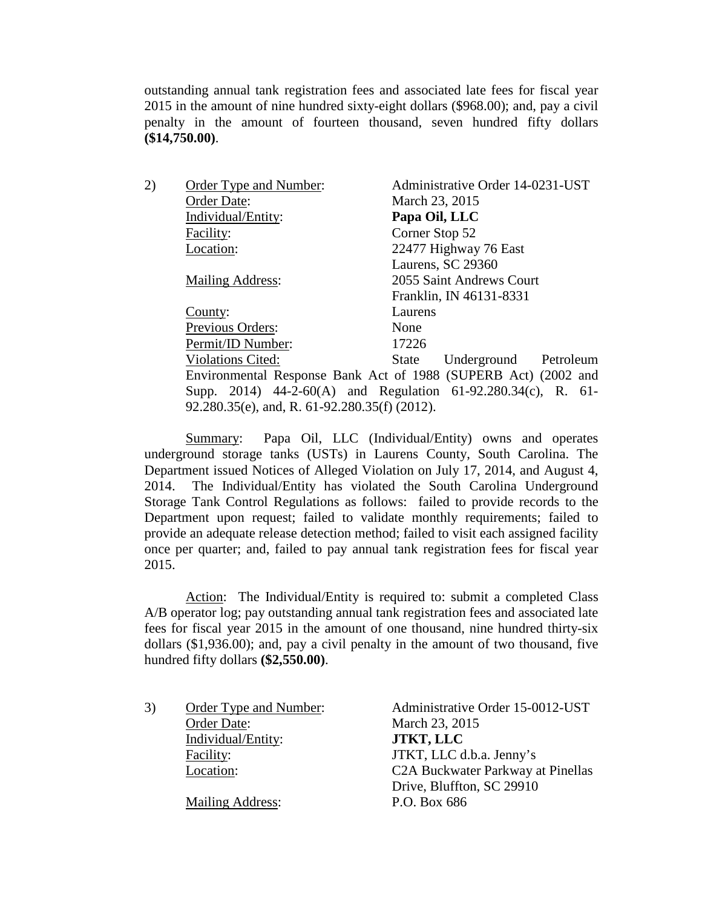outstanding annual tank registration fees and associated late fees for fiscal year 2015 in the amount of nine hundred sixty-eight dollars ($968.00); and, pay a civil penalty in the amount of fourteen thousand, seven hundred fifty dollars **($14,750.00)**.

2) Order Type and Number: Administrative Order 14-0231-UST
Order Date: March 23, 2015
Individual/Entity: **Papa Oil, LLC**
Facility: Corner Stop 52
Location: 22477 Highway 76 East
Laurens, SC 29360
Mailing Address: 2055 Saint Andrews Court
Franklin, IN 46131-8331
County: Laurens
Previous Orders: None
Permit/ID Number: 17226
Violations Cited: State Underground Petroleum Environmental Response Bank Act of 1988 (SUPERB Act) (2002 and Supp. 2014) 44-2-60(A) and Regulation 61-92.280.34(c), R. 61-92.280.35(e), and, R. 61-92.280.35(f) (2012).

Summary: Papa Oil, LLC (Individual/Entity) owns and operates underground storage tanks (USTs) in Laurens County, South Carolina. The Department issued Notices of Alleged Violation on July 17, 2014, and August 4, 2014. The Individual/Entity has violated the South Carolina Underground Storage Tank Control Regulations as follows: failed to provide records to the Department upon request; failed to validate monthly requirements; failed to provide an adequate release detection method; failed to visit each assigned facility once per quarter; and, failed to pay annual tank registration fees for fiscal year 2015.

Action: The Individual/Entity is required to: submit a completed Class A/B operator log; pay outstanding annual tank registration fees and associated late fees for fiscal year 2015 in the amount of one thousand, nine hundred thirty-six dollars ($1,936.00); and, pay a civil penalty in the amount of two thousand, five hundred fifty dollars **($2,550.00)**.

3) Order Type and Number: Administrative Order 15-0012-UST
Order Date: March 23, 2015
Individual/Entity: **JTKT, LLC**
Facility: JTKT, LLC d.b.a. Jenny's
Location: C2A Buckwater Parkway at Pinellas Drive, Bluffton, SC 29910
Mailing Address: P.O. Box 686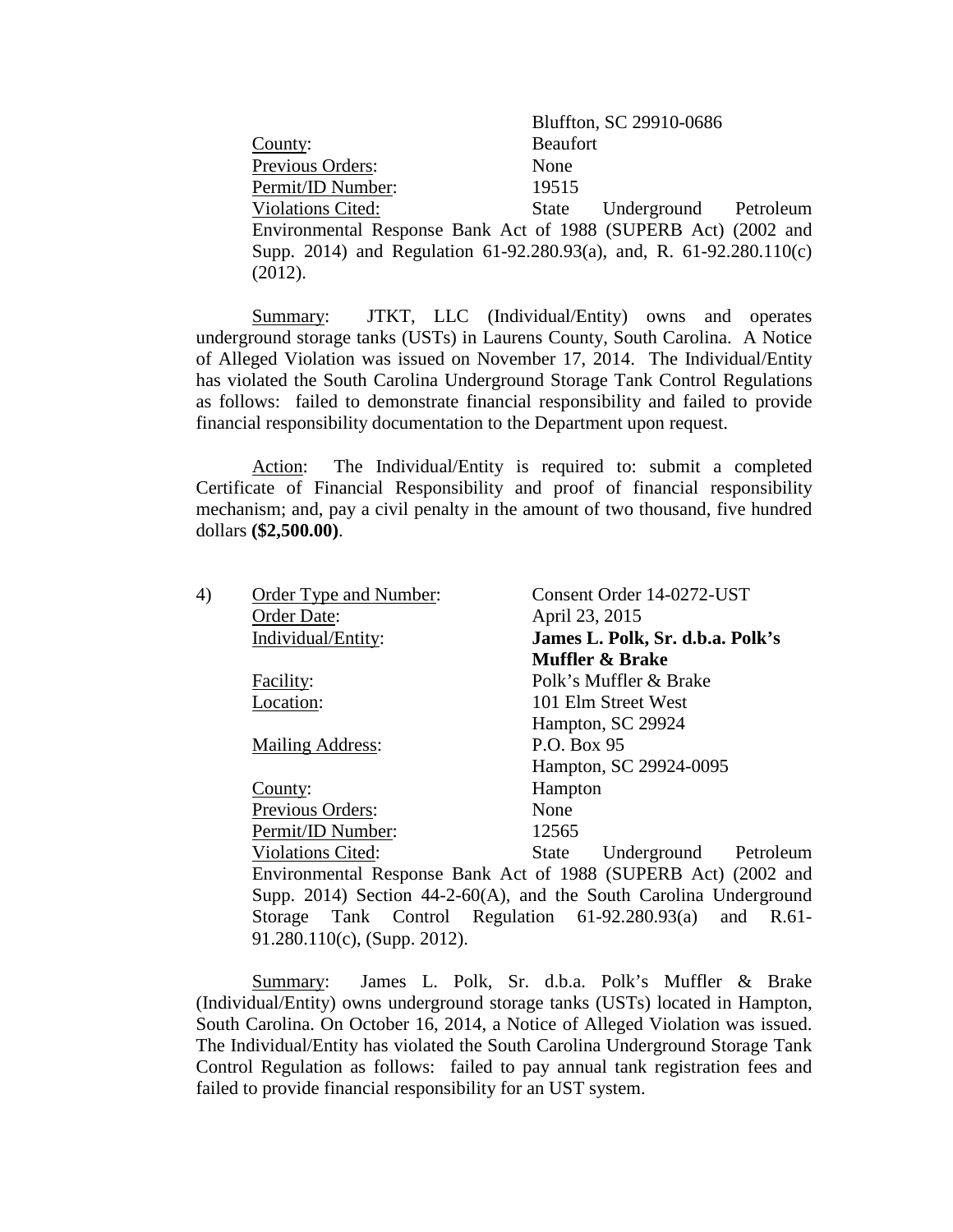Bluffton, SC 29910-0686

<u>County</u>: Beaufort
<u>Previous Orders</u>: None
<u>Permit/ID Number</u>: 19515
<u>Violations Cited:</u> State Underground Petroleum Environmental Response Bank Act of 1988 (SUPERB Act) (2002 and Supp. 2014) and Regulation 61-92.280.93(a), and, R. 61-92.280.110(c) (2012).

<u>Summary</u>: JTKT, LLC (Individual/Entity) owns and operates underground storage tanks (USTs) in Laurens County, South Carolina. A Notice of Alleged Violation was issued on November 17, 2014. The Individual/Entity has violated the South Carolina Underground Storage Tank Control Regulations as follows: failed to demonstrate financial responsibility and failed to provide financial responsibility documentation to the Department upon request.

<u>Action</u>: The Individual/Entity is required to: submit a completed Certificate of Financial Responsibility and proof of financial responsibility mechanism; and, pay a civil penalty in the amount of two thousand, five hundred dollars **($2,500.00)**.

4) <u>Order Type and Number</u>: Consent Order 14-0272-UST
<u>Order Date</u>: April 23, 2015
<u>Individual/Entity</u>: **James L. Polk, Sr. d.b.a. Polk's Muffler & Brake**
<u>Facility</u>: Polk's Muffler & Brake
<u>Location</u>: 101 Elm Street West
Hampton, SC 29924
<u>Mailing Address</u>: P.O. Box 95
Hampton, SC 29924-0095
<u>County</u>: Hampton
<u>Previous Orders</u>: None
<u>Permit/ID Number</u>: 12565
<u>Violations Cited</u>: State Underground Petroleum Environmental Response Bank Act of 1988 (SUPERB Act) (2002 and Supp. 2014) Section 44-2-60(A), and the South Carolina Underground Storage Tank Control Regulation 61-92.280.93(a) and R.61-91.280.110(c), (Supp. 2012).

<u>Summary</u>: James L. Polk, Sr. d.b.a. Polk's Muffler & Brake (Individual/Entity) owns underground storage tanks (USTs) located in Hampton, South Carolina. On October 16, 2014, a Notice of Alleged Violation was issued. The Individual/Entity has violated the South Carolina Underground Storage Tank Control Regulation as follows: failed to pay annual tank registration fees and failed to provide financial responsibility for an UST system.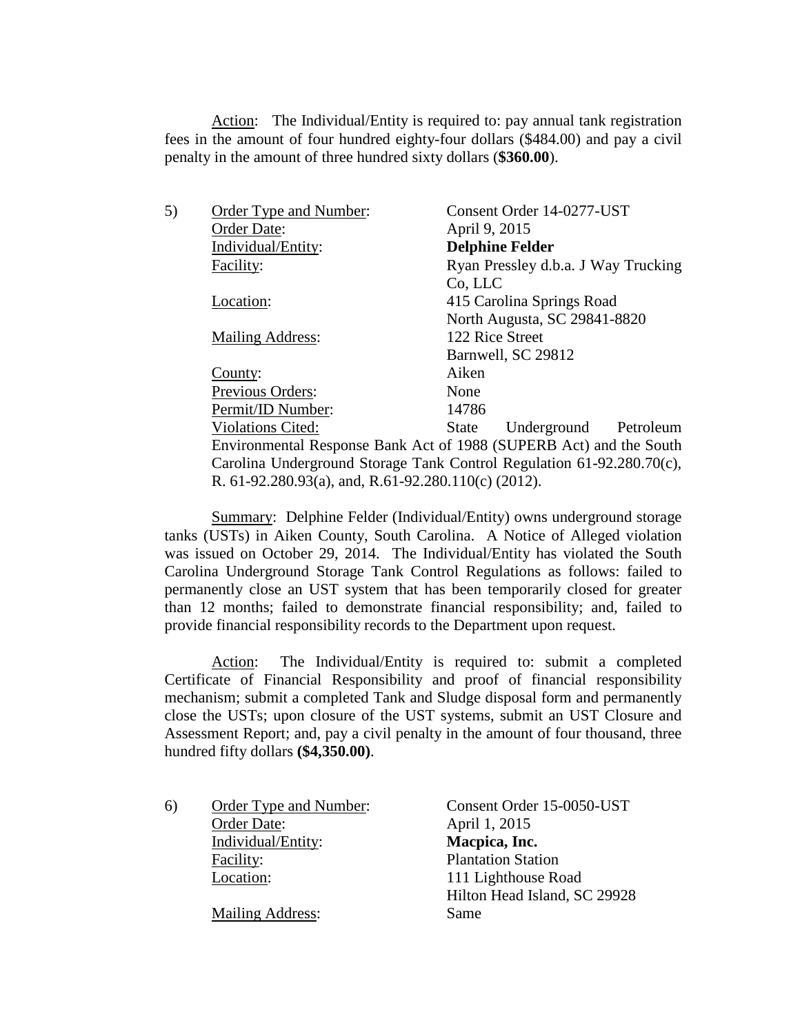Action: The Individual/Entity is required to: pay annual tank registration fees in the amount of four hundred eighty-four dollars ($484.00) and pay a civil penalty in the amount of three hundred sixty dollars (**$360.00**).

5) Order Type and Number: Consent Order 14-0277-UST
Order Date: April 9, 2015
Individual/Entity: **Delphine Felder**
Facility: Ryan Pressley d.b.a. J Way Trucking Co, LLC
Location: 415 Carolina Springs Road
North Augusta, SC 29841-8820
Mailing Address: 122 Rice Street
Barnwell, SC 29812
County: Aiken
Previous Orders: None
Permit/ID Number: 14786
Violations Cited: State Underground Petroleum Environmental Response Bank Act of 1988 (SUPERB Act) and the South Carolina Underground Storage Tank Control Regulation 61-92.280.70(c), R. 61-92.280.93(a), and, R.61-92.280.110(c) (2012).

Summary: Delphine Felder (Individual/Entity) owns underground storage tanks (USTs) in Aiken County, South Carolina. A Notice of Alleged violation was issued on October 29, 2014. The Individual/Entity has violated the South Carolina Underground Storage Tank Control Regulations as follows: failed to permanently close an UST system that has been temporarily closed for greater than 12 months; failed to demonstrate financial responsibility; and, failed to provide financial responsibility records to the Department upon request.

Action: The Individual/Entity is required to: submit a completed Certificate of Financial Responsibility and proof of financial responsibility mechanism; submit a completed Tank and Sludge disposal form and permanently close the USTs; upon closure of the UST systems, submit an UST Closure and Assessment Report; and, pay a civil penalty in the amount of four thousand, three hundred fifty dollars **($4,350.00)**.

6) Order Type and Number: Consent Order 15-0050-UST
Order Date: April 1, 2015
Individual/Entity: **Macpica, Inc.**
Facility: Plantation Station
Location: 111 Lighthouse Road
Hilton Head Island, SC 29928
Mailing Address: Same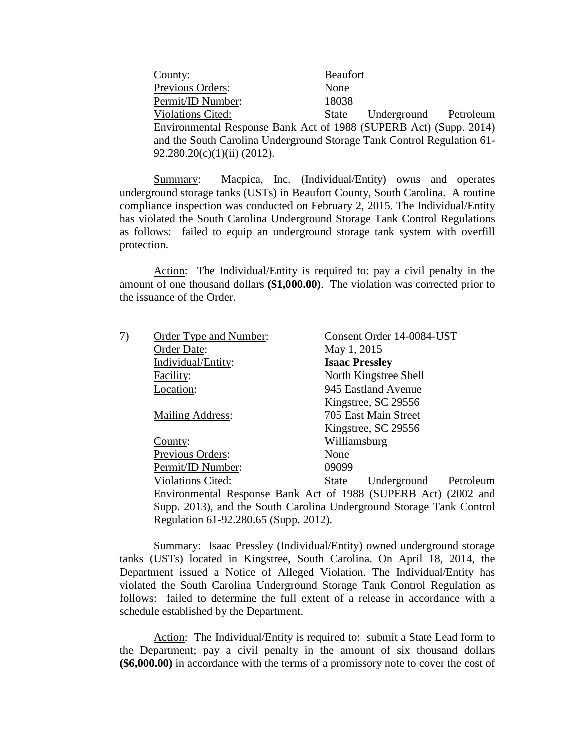County: Beaufort
Previous Orders: None
Permit/ID Number: 18038
Violations Cited: State Underground Petroleum Environmental Response Bank Act of 1988 (SUPERB Act) (Supp. 2014) and the South Carolina Underground Storage Tank Control Regulation 61-92.280.20(c)(1)(ii) (2012).

Summary: Macpica, Inc. (Individual/Entity) owns and operates underground storage tanks (USTs) in Beaufort County, South Carolina. A routine compliance inspection was conducted on February 2, 2015. The Individual/Entity has violated the South Carolina Underground Storage Tank Control Regulations as follows: failed to equip an underground storage tank system with overfill protection.

Action: The Individual/Entity is required to: pay a civil penalty in the amount of one thousand dollars **($1,000.00)**. The violation was corrected prior to the issuance of the Order.

7) Order Type and Number: Consent Order 14-0084-UST
Order Date: May 1, 2015
Individual/Entity: **Isaac Pressley**
Facility: North Kingstree Shell
Location: 945 Eastland Avenue
Kingstree, SC 29556
Mailing Address: 705 East Main Street
Kingstree, SC 29556
County: Williamsburg
Previous Orders: None
Permit/ID Number: 09099
Violations Cited: State Underground Petroleum Environmental Response Bank Act of 1988 (SUPERB Act) (2002 and Supp. 2013), and the South Carolina Underground Storage Tank Control Regulation 61-92.280.65 (Supp. 2012).

Summary: Isaac Pressley (Individual/Entity) owned underground storage tanks (USTs) located in Kingstree, South Carolina. On April 18, 2014, the Department issued a Notice of Alleged Violation. The Individual/Entity has violated the South Carolina Underground Storage Tank Control Regulation as follows: failed to determine the full extent of a release in accordance with a schedule established by the Department.

Action: The Individual/Entity is required to: submit a State Lead form to the Department; pay a civil penalty in the amount of six thousand dollars **($6,000.00)** in accordance with the terms of a promissory note to cover the cost of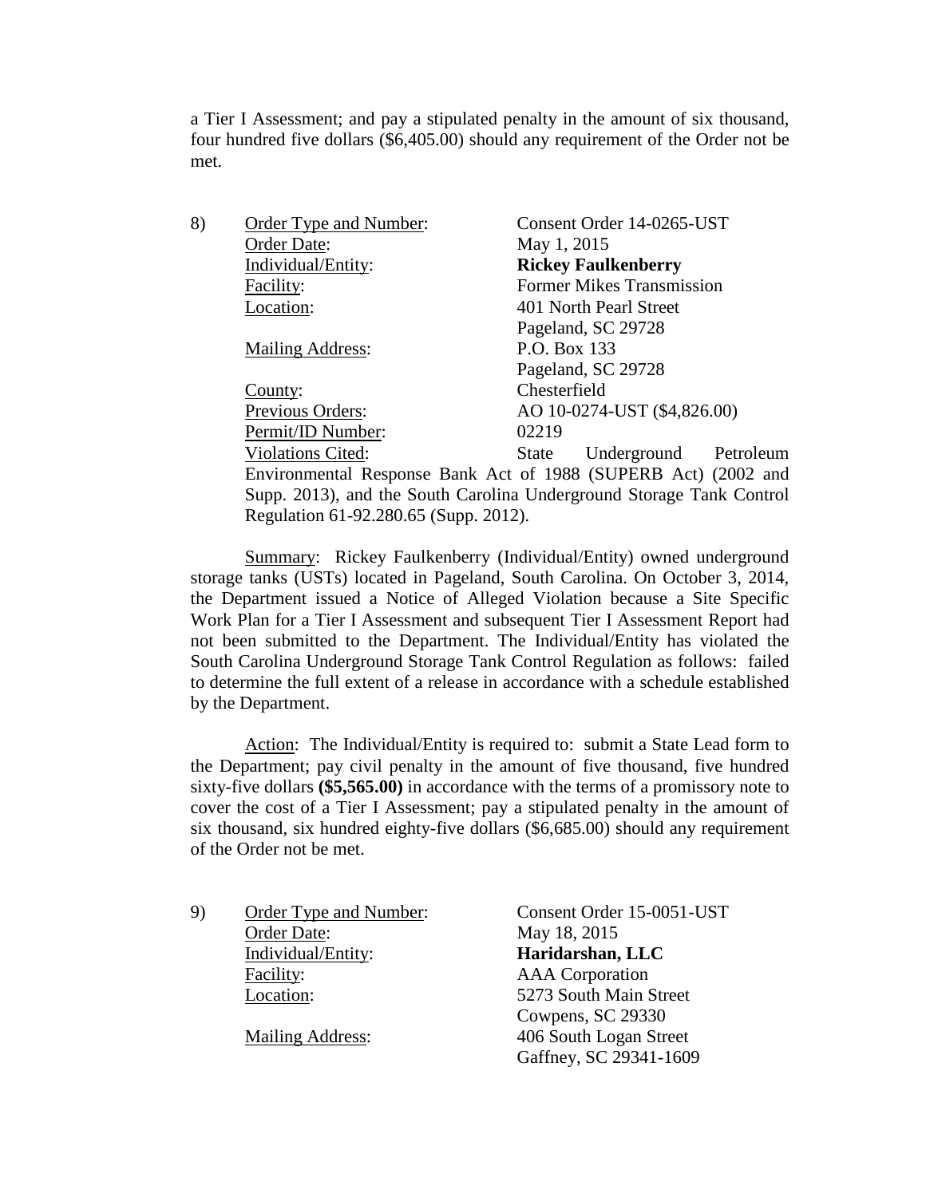a Tier I Assessment; and pay a stipulated penalty in the amount of six thousand, four hundred five dollars ($6,405.00) should any requirement of the Order not be met.

8) Order Type and Number: Consent Order 14-0265-UST
Order Date: May 1, 2015
Individual/Entity: **Rickey Faulkenberry**
Facility: Former Mikes Transmission
Location: 401 North Pearl Street
Pageland, SC 29728
Mailing Address: P.O. Box 133
Pageland, SC 29728
County: Chesterfield
Previous Orders: AO 10-0274-UST ($4,826.00)
Permit/ID Number: 02219
Violations Cited: State Underground Petroleum Environmental Response Bank Act of 1988 (SUPERB Act) (2002 and Supp. 2013), and the South Carolina Underground Storage Tank Control Regulation 61-92.280.65 (Supp. 2012).

Summary: Rickey Faulkenberry (Individual/Entity) owned underground storage tanks (USTs) located in Pageland, South Carolina. On October 3, 2014, the Department issued a Notice of Alleged Violation because a Site Specific Work Plan for a Tier I Assessment and subsequent Tier I Assessment Report had not been submitted to the Department. The Individual/Entity has violated the South Carolina Underground Storage Tank Control Regulation as follows: failed to determine the full extent of a release in accordance with a schedule established by the Department.

Action: The Individual/Entity is required to: submit a State Lead form to the Department; pay civil penalty in the amount of five thousand, five hundred sixty-five dollars **($5,565.00)** in accordance with the terms of a promissory note to cover the cost of a Tier I Assessment; pay a stipulated penalty in the amount of six thousand, six hundred eighty-five dollars ($6,685.00) should any requirement of the Order not be met.

9) Order Type and Number: Consent Order 15-0051-UST
Order Date: May 18, 2015
Individual/Entity: **Haridarshan, LLC**
Facility: AAA Corporation
Location: 5273 South Main Street
Cowpens, SC 29330
Mailing Address: 406 South Logan Street
Gaffney, SC 29341-1609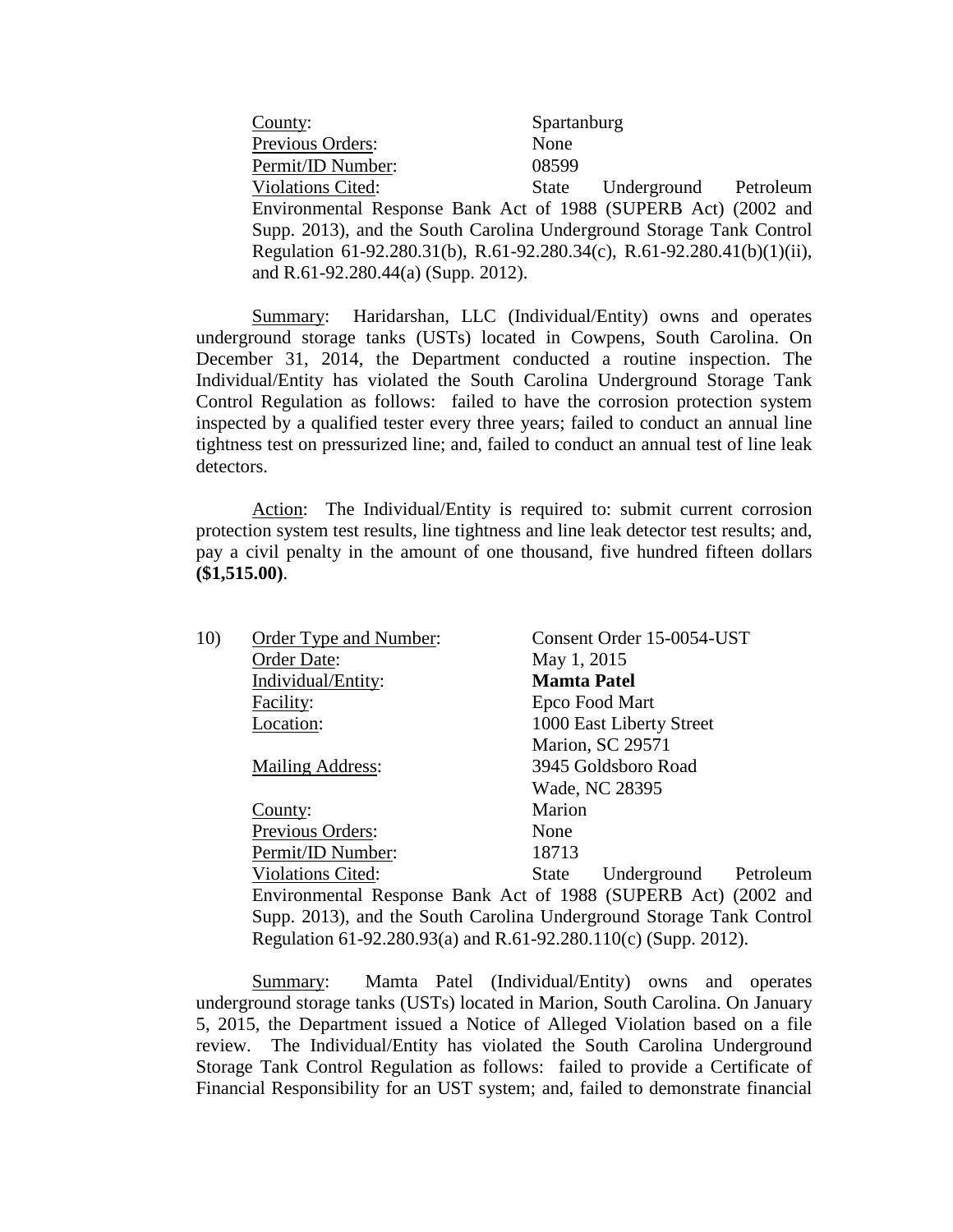County: Spartanburg
Previous Orders: None
Permit/ID Number: 08599
Violations Cited: State Underground Petroleum Environmental Response Bank Act of 1988 (SUPERB Act) (2002 and Supp. 2013), and the South Carolina Underground Storage Tank Control Regulation 61-92.280.31(b), R.61-92.280.34(c), R.61-92.280.41(b)(1)(ii), and R.61-92.280.44(a) (Supp. 2012).

Summary: Haridarshan, LLC (Individual/Entity) owns and operates underground storage tanks (USTs) located in Cowpens, South Carolina. On December 31, 2014, the Department conducted a routine inspection. The Individual/Entity has violated the South Carolina Underground Storage Tank Control Regulation as follows: failed to have the corrosion protection system inspected by a qualified tester every three years; failed to conduct an annual line tightness test on pressurized line; and, failed to conduct an annual test of line leak detectors.

Action: The Individual/Entity is required to: submit current corrosion protection system test results, line tightness and line leak detector test results; and, pay a civil penalty in the amount of one thousand, five hundred fifteen dollars **($1,515.00)**.

10) Order Type and Number: Consent Order 15-0054-UST
Order Date: May 1, 2015
Individual/Entity: **Mamta Patel**
Facility: Epco Food Mart
Location: 1000 East Liberty Street
Marion, SC 29571
Mailing Address: 3945 Goldsboro Road
Wade, NC 28395
County: Marion
Previous Orders: None
Permit/ID Number: 18713
Violations Cited: State Underground Petroleum Environmental Response Bank Act of 1988 (SUPERB Act) (2002 and Supp. 2013), and the South Carolina Underground Storage Tank Control Regulation 61-92.280.93(a) and R.61-92.280.110(c) (Supp. 2012).

Summary: Mamta Patel (Individual/Entity) owns and operates underground storage tanks (USTs) located in Marion, South Carolina. On January 5, 2015, the Department issued a Notice of Alleged Violation based on a file review. The Individual/Entity has violated the South Carolina Underground Storage Tank Control Regulation as follows: failed to provide a Certificate of Financial Responsibility for an UST system; and, failed to demonstrate financial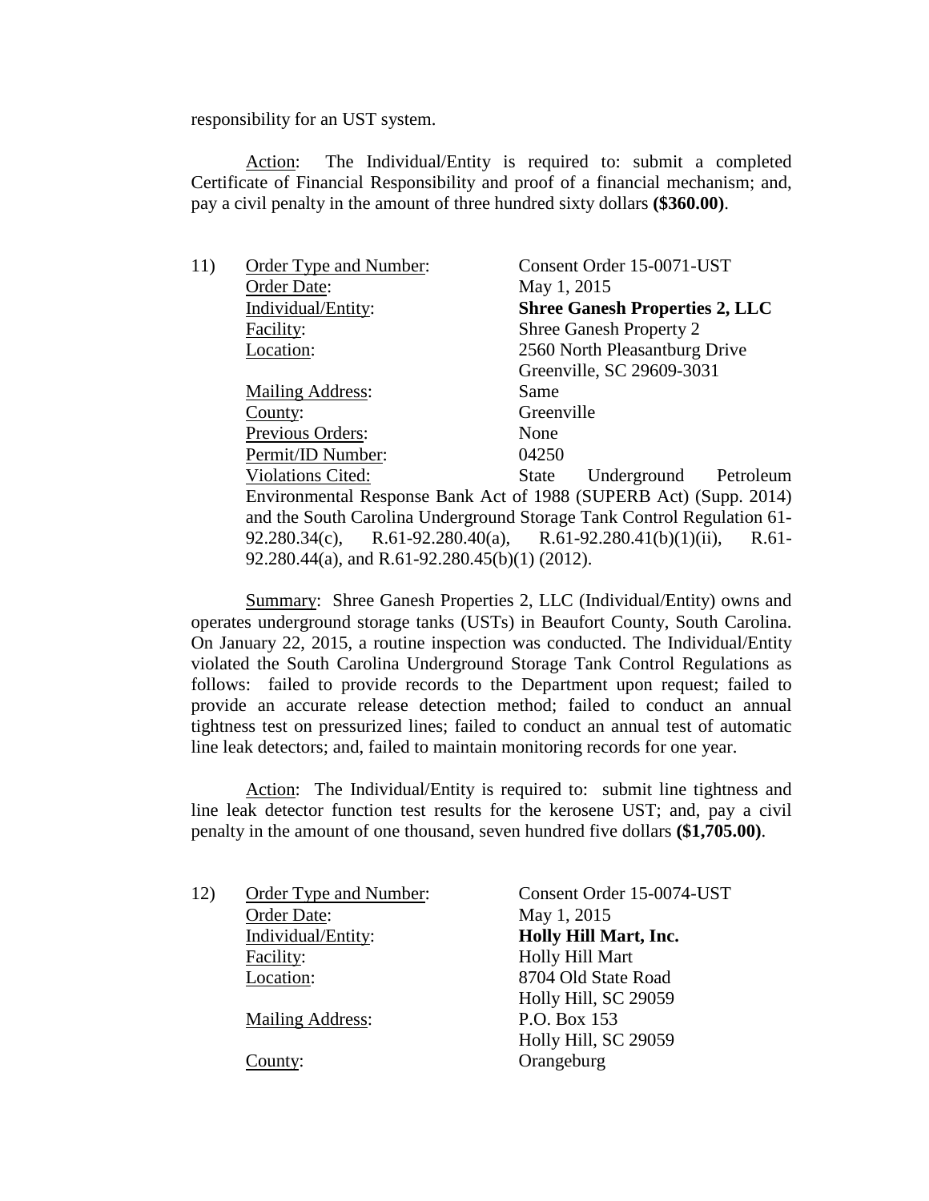responsibility for an UST system.

Action: The Individual/Entity is required to: submit a completed Certificate of Financial Responsibility and proof of a financial mechanism; and, pay a civil penalty in the amount of three hundred sixty dollars **($360.00)**.

11) Order Type and Number: Consent Order 15-0071-UST
Order Date: May 1, 2015
Individual/Entity: **Shree Ganesh Properties 2, LLC**
Facility: Shree Ganesh Property 2
Location: 2560 North Pleasantburg Drive
Greenville, SC 29609-3031
Mailing Address: Same
County: Greenville
Previous Orders: None
Permit/ID Number: 04250
Violations Cited: State Underground Petroleum Environmental Response Bank Act of 1988 (SUPERB Act) (Supp. 2014) and the South Carolina Underground Storage Tank Control Regulation 61-92.280.34(c), R.61-92.280.40(a), R.61-92.280.41(b)(1)(ii), R.61-92.280.44(a), and R.61-92.280.45(b)(1) (2012).

Summary: Shree Ganesh Properties 2, LLC (Individual/Entity) owns and operates underground storage tanks (USTs) in Beaufort County, South Carolina. On January 22, 2015, a routine inspection was conducted. The Individual/Entity violated the South Carolina Underground Storage Tank Control Regulations as follows: failed to provide records to the Department upon request; failed to provide an accurate release detection method; failed to conduct an annual tightness test on pressurized lines; failed to conduct an annual test of automatic line leak detectors; and, failed to maintain monitoring records for one year.

Action: The Individual/Entity is required to: submit line tightness and line leak detector function test results for the kerosene UST; and, pay a civil penalty in the amount of one thousand, seven hundred five dollars **($1,705.00)**.

12) Order Type and Number: Consent Order 15-0074-UST
Order Date: May 1, 2015
Individual/Entity: **Holly Hill Mart, Inc.**
Facility: Holly Hill Mart
Location: 8704 Old State Road
Holly Hill, SC 29059
Mailing Address: P.O. Box 153
Holly Hill, SC 29059
County: Orangeburg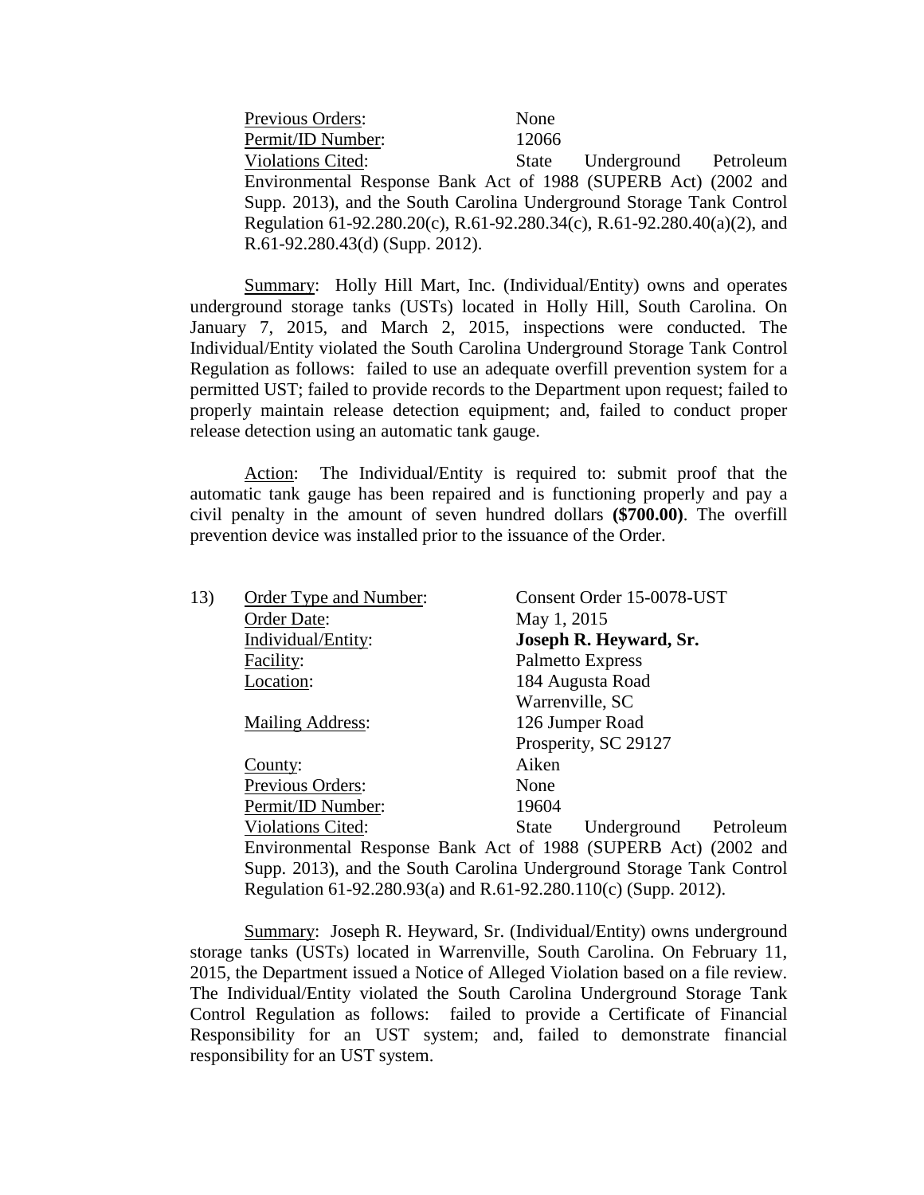Previous Orders: None
Permit/ID Number: 12066
Violations Cited: State Underground Petroleum Environmental Response Bank Act of 1988 (SUPERB Act) (2002 and Supp. 2013), and the South Carolina Underground Storage Tank Control Regulation 61-92.280.20(c), R.61-92.280.34(c), R.61-92.280.40(a)(2), and R.61-92.280.43(d) (Supp. 2012).

Summary: Holly Hill Mart, Inc. (Individual/Entity) owns and operates underground storage tanks (USTs) located in Holly Hill, South Carolina. On January 7, 2015, and March 2, 2015, inspections were conducted. The Individual/Entity violated the South Carolina Underground Storage Tank Control Regulation as follows: failed to use an adequate overfill prevention system for a permitted UST; failed to provide records to the Department upon request; failed to properly maintain release detection equipment; and, failed to conduct proper release detection using an automatic tank gauge.

Action: The Individual/Entity is required to: submit proof that the automatic tank gauge has been repaired and is functioning properly and pay a civil penalty in the amount of seven hundred dollars **($700.00)**. The overfill prevention device was installed prior to the issuance of the Order.

13) Order Type and Number: Consent Order 15-0078-UST
Order Date: May 1, 2015
Individual/Entity: **Joseph R. Heyward, Sr.**
Facility: Palmetto Express
Location: 184 Augusta Road
Warrenville, SC
Mailing Address: 126 Jumper Road
Prosperity, SC 29127
County: Aiken
Previous Orders: None
Permit/ID Number: 19604
Violations Cited: State Underground Petroleum Environmental Response Bank Act of 1988 (SUPERB Act) (2002 and Supp. 2013), and the South Carolina Underground Storage Tank Control Regulation 61-92.280.93(a) and R.61-92.280.110(c) (Supp. 2012).

Summary: Joseph R. Heyward, Sr. (Individual/Entity) owns underground storage tanks (USTs) located in Warrenville, South Carolina. On February 11, 2015, the Department issued a Notice of Alleged Violation based on a file review. The Individual/Entity violated the South Carolina Underground Storage Tank Control Regulation as follows: failed to provide a Certificate of Financial Responsibility for an UST system; and, failed to demonstrate financial responsibility for an UST system.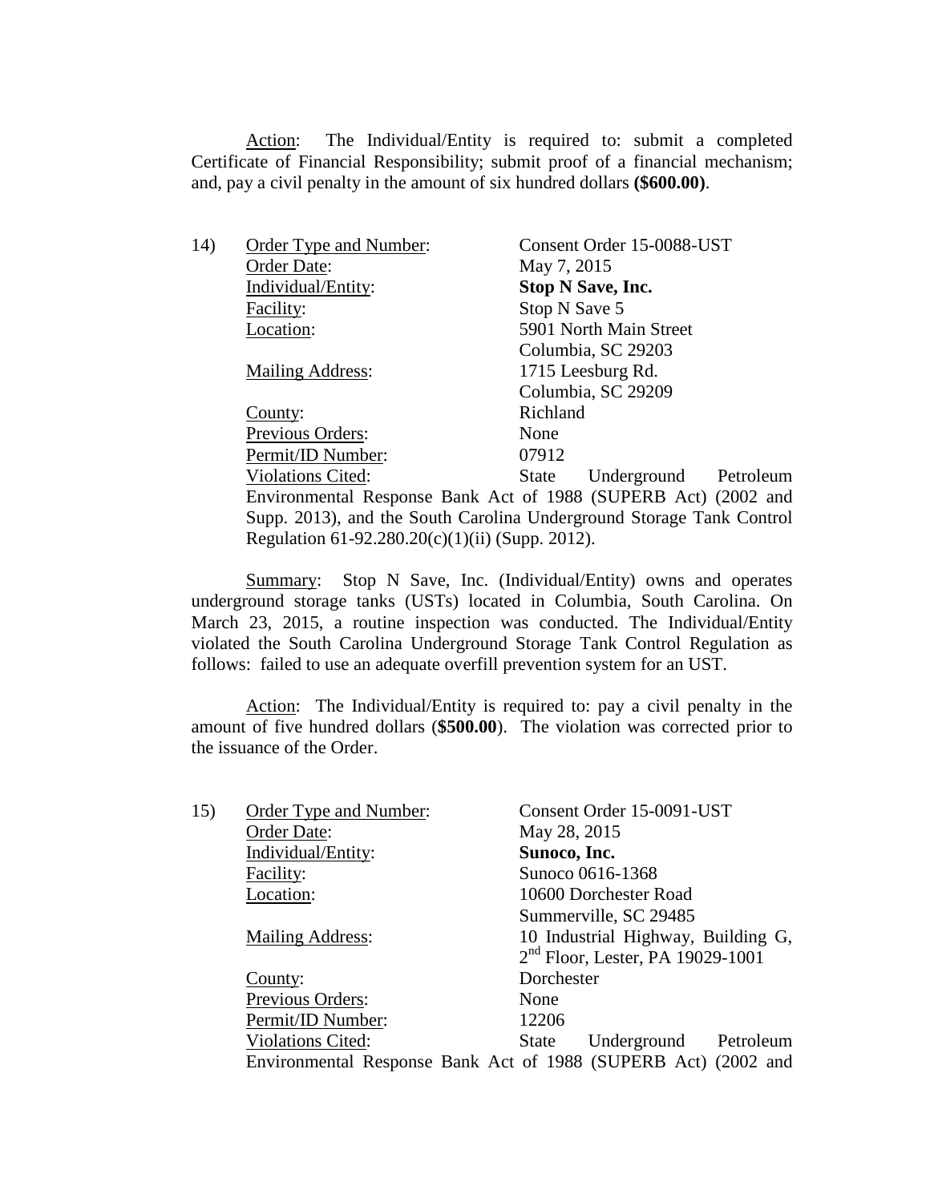Action: The Individual/Entity is required to: submit a completed Certificate of Financial Responsibility; submit proof of a financial mechanism; and, pay a civil penalty in the amount of six hundred dollars **($600.00)**.

14) Order Type and Number: Consent Order 15-0088-UST
Order Date: May 7, 2015
Individual/Entity: **Stop N Save, Inc.**
Facility: Stop N Save 5
Location: 5901 North Main Street
Columbia, SC 29203
Mailing Address: 1715 Leesburg Rd.
Columbia, SC 29209
County: Richland
Previous Orders: None
Permit/ID Number: 07912
Violations Cited: State Underground Petroleum Environmental Response Bank Act of 1988 (SUPERB Act) (2002 and Supp. 2013), and the South Carolina Underground Storage Tank Control Regulation 61-92.280.20(c)(1)(ii) (Supp. 2012).

Summary: Stop N Save, Inc. (Individual/Entity) owns and operates underground storage tanks (USTs) located in Columbia, South Carolina. On March 23, 2015, a routine inspection was conducted. The Individual/Entity violated the South Carolina Underground Storage Tank Control Regulation as follows: failed to use an adequate overfill prevention system for an UST.

Action: The Individual/Entity is required to: pay a civil penalty in the amount of five hundred dollars (**$500.00**). The violation was corrected prior to the issuance of the Order.

15) Order Type and Number: Consent Order 15-0091-UST
Order Date: May 28, 2015
Individual/Entity: **Sunoco, Inc.**
Facility: Sunoco 0616-1368
Location: 10600 Dorchester Road
Summerville, SC 29485
Mailing Address: 10 Industrial Highway, Building G, 2nd Floor, Lester, PA 19029-1001
County: Dorchester
Previous Orders: None
Permit/ID Number: 12206
Violations Cited: State Underground Petroleum Environmental Response Bank Act of 1988 (SUPERB Act) (2002 and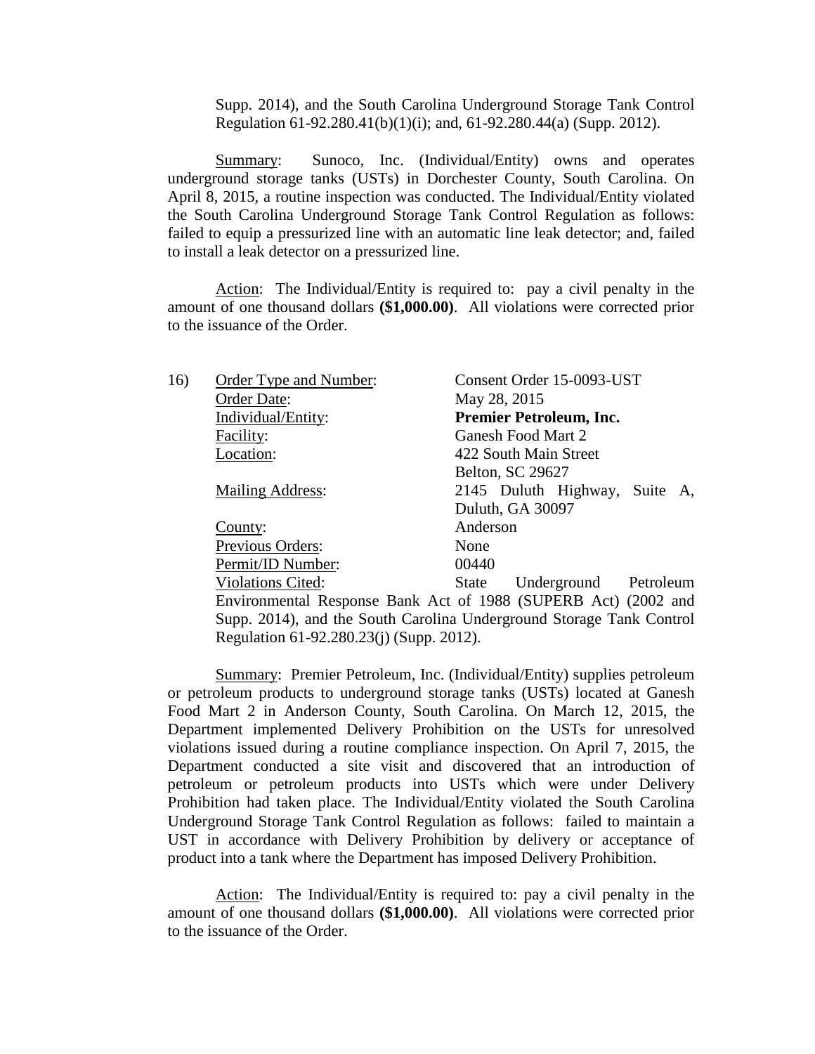Supp. 2014), and the South Carolina Underground Storage Tank Control Regulation 61-92.280.41(b)(1)(i); and, 61-92.280.44(a) (Supp. 2012).

Summary: Sunoco, Inc. (Individual/Entity) owns and operates underground storage tanks (USTs) in Dorchester County, South Carolina. On April 8, 2015, a routine inspection was conducted. The Individual/Entity violated the South Carolina Underground Storage Tank Control Regulation as follows: failed to equip a pressurized line with an automatic line leak detector; and, failed to install a leak detector on a pressurized line.

Action: The Individual/Entity is required to: pay a civil penalty in the amount of one thousand dollars **($1,000.00)**. All violations were corrected prior to the issuance of the Order.

16) Order Type and Number: Consent Order 15-0093-UST
Order Date: May 28, 2015
Individual/Entity: **Premier Petroleum, Inc.**
Facility: Ganesh Food Mart 2
Location: 422 South Main Street
Belton, SC 29627
Mailing Address: 2145 Duluth Highway, Suite A, Duluth, GA 30097
County: Anderson
Previous Orders: None
Permit/ID Number: 00440
Violations Cited: State Underground Petroleum Environmental Response Bank Act of 1988 (SUPERB Act) (2002 and Supp. 2014), and the South Carolina Underground Storage Tank Control Regulation 61-92.280.23(j) (Supp. 2012).

Summary: Premier Petroleum, Inc. (Individual/Entity) supplies petroleum or petroleum products to underground storage tanks (USTs) located at Ganesh Food Mart 2 in Anderson County, South Carolina. On March 12, 2015, the Department implemented Delivery Prohibition on the USTs for unresolved violations issued during a routine compliance inspection. On April 7, 2015, the Department conducted a site visit and discovered that an introduction of petroleum or petroleum products into USTs which were under Delivery Prohibition had taken place. The Individual/Entity violated the South Carolina Underground Storage Tank Control Regulation as follows: failed to maintain a UST in accordance with Delivery Prohibition by delivery or acceptance of product into a tank where the Department has imposed Delivery Prohibition.

Action: The Individual/Entity is required to: pay a civil penalty in the amount of one thousand dollars **($1,000.00)**. All violations were corrected prior to the issuance of the Order.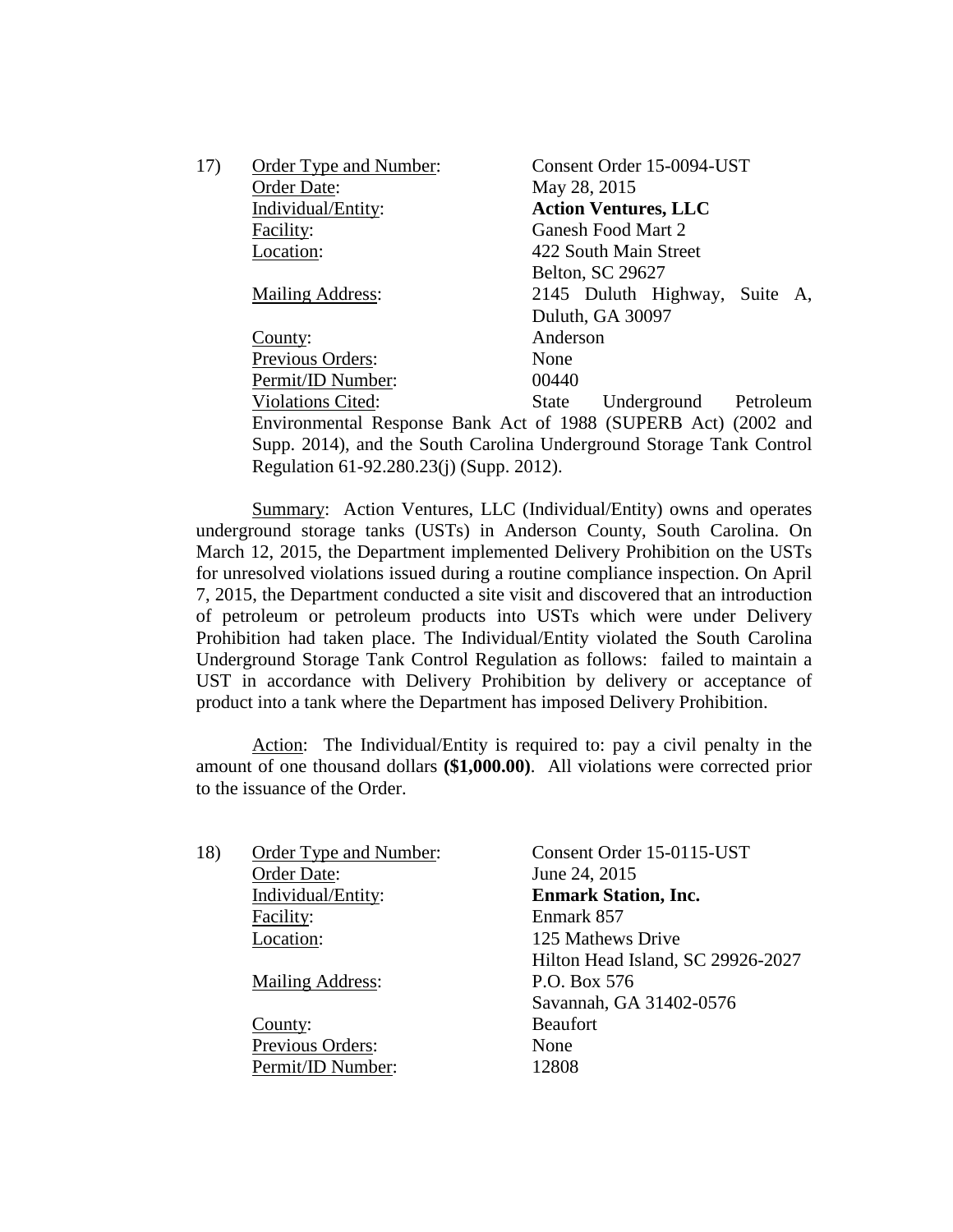17) Order Type and Number: Consent Order 15-0094-UST
Order Date: May 28, 2015
Individual/Entity: **Action Ventures, LLC**
Facility: Ganesh Food Mart 2
Location: 422 South Main Street
Belton, SC 29627
Mailing Address: 2145 Duluth Highway, Suite A, Duluth, GA 30097
County: Anderson
Previous Orders: None
Permit/ID Number: 00440
Violations Cited: State Underground Petroleum Environmental Response Bank Act of 1988 (SUPERB Act) (2002 and Supp. 2014), and the South Carolina Underground Storage Tank Control Regulation 61-92.280.23(j) (Supp. 2012).

Summary: Action Ventures, LLC (Individual/Entity) owns and operates underground storage tanks (USTs) in Anderson County, South Carolina. On March 12, 2015, the Department implemented Delivery Prohibition on the USTs for unresolved violations issued during a routine compliance inspection. On April 7, 2015, the Department conducted a site visit and discovered that an introduction of petroleum or petroleum products into USTs which were under Delivery Prohibition had taken place. The Individual/Entity violated the South Carolina Underground Storage Tank Control Regulation as follows: failed to maintain a UST in accordance with Delivery Prohibition by delivery or acceptance of product into a tank where the Department has imposed Delivery Prohibition.

Action: The Individual/Entity is required to: pay a civil penalty in the amount of one thousand dollars **($1,000.00)**. All violations were corrected prior to the issuance of the Order.

18) Order Type and Number: Consent Order 15-0115-UST
Order Date: June 24, 2015
Individual/Entity: **Enmark Station, Inc.**
Facility: Enmark 857
Location: 125 Mathews Drive
Hilton Head Island, SC 29926-2027
Mailing Address: P.O. Box 576
Savannah, GA 31402-0576
County: Beaufort
Previous Orders: None
Permit/ID Number: 12808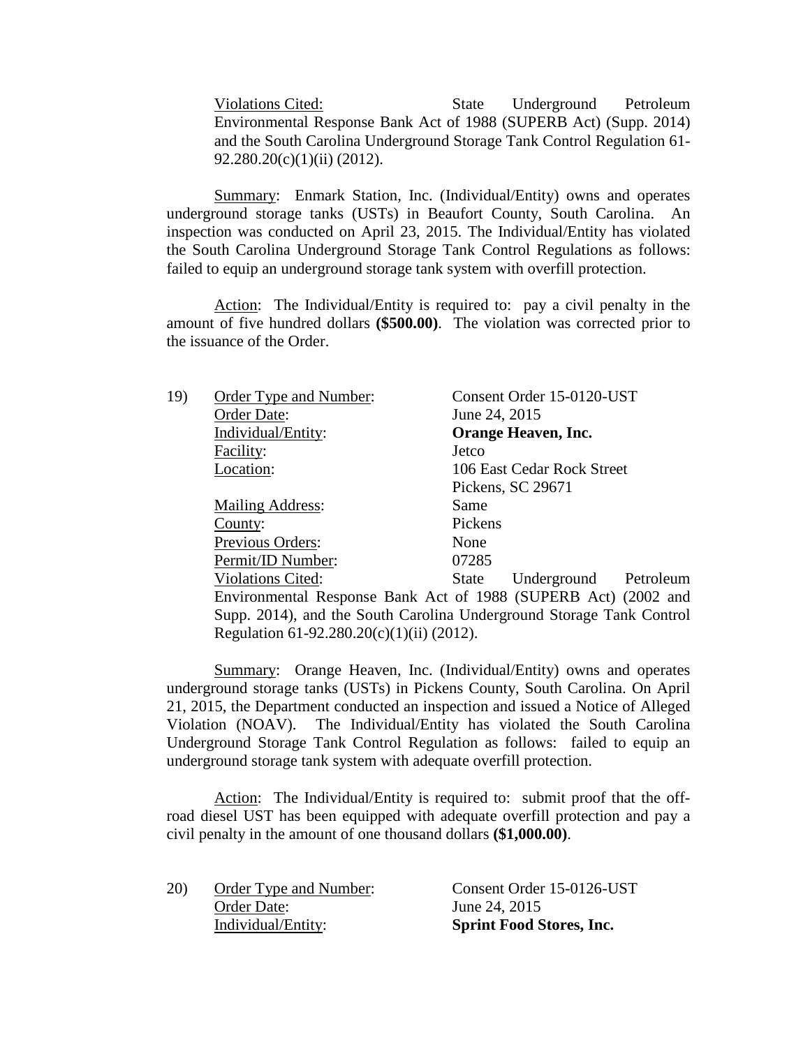Violations Cited: State Underground Petroleum Environmental Response Bank Act of 1988 (SUPERB Act) (Supp. 2014) and the South Carolina Underground Storage Tank Control Regulation 61-92.280.20(c)(1)(ii) (2012).

Summary: Enmark Station, Inc. (Individual/Entity) owns and operates underground storage tanks (USTs) in Beaufort County, South Carolina. An inspection was conducted on April 23, 2015. The Individual/Entity has violated the South Carolina Underground Storage Tank Control Regulations as follows: failed to equip an underground storage tank system with overfill protection.

Action: The Individual/Entity is required to: pay a civil penalty in the amount of five hundred dollars **($500.00)**. The violation was corrected prior to the issuance of the Order.

19) Order Type and Number: Consent Order 15-0120-UST
Order Date: June 24, 2015
Individual/Entity: **Orange Heaven, Inc.**
Facility: Jetco
Location: 106 East Cedar Rock Street
Pickens, SC 29671
Mailing Address: Same
County: Pickens
Previous Orders: None
Permit/ID Number: 07285
Violations Cited: State Underground Petroleum Environmental Response Bank Act of 1988 (SUPERB Act) (2002 and Supp. 2014), and the South Carolina Underground Storage Tank Control Regulation 61-92.280.20(c)(1)(ii) (2012).

Summary: Orange Heaven, Inc. (Individual/Entity) owns and operates underground storage tanks (USTs) in Pickens County, South Carolina. On April 21, 2015, the Department conducted an inspection and issued a Notice of Alleged Violation (NOAV). The Individual/Entity has violated the South Carolina Underground Storage Tank Control Regulation as follows: failed to equip an underground storage tank system with adequate overfill protection.

Action: The Individual/Entity is required to: submit proof that the off-road diesel UST has been equipped with adequate overfill protection and pay a civil penalty in the amount of one thousand dollars **($1,000.00)**.

20) Order Type and Number: Consent Order 15-0126-UST
Order Date: June 24, 2015
Individual/Entity: **Sprint Food Stores, Inc.**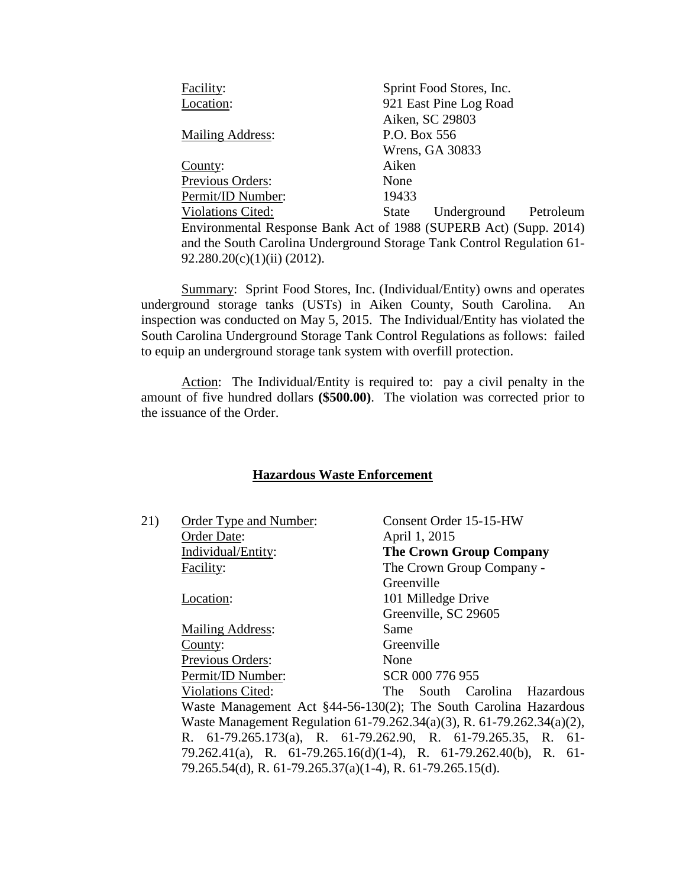Facility: Sprint Food Stores, Inc.
Location: 921 East Pine Log Road
Aiken, SC 29803
Mailing Address: P.O. Box 556
Wrens, GA 30833
County: Aiken
Previous Orders: None
Permit/ID Number: 19433
Violations Cited: State Underground Petroleum Environmental Response Bank Act of 1988 (SUPERB Act) (Supp. 2014) and the South Carolina Underground Storage Tank Control Regulation 61-92.280.20(c)(1)(ii) (2012).

Summary: Sprint Food Stores, Inc. (Individual/Entity) owns and operates underground storage tanks (USTs) in Aiken County, South Carolina. An inspection was conducted on May 5, 2015. The Individual/Entity has violated the South Carolina Underground Storage Tank Control Regulations as follows: failed to equip an underground storage tank system with overfill protection.

Action: The Individual/Entity is required to: pay a civil penalty in the amount of five hundred dollars **($500.00)**. The violation was corrected prior to the issuance of the Order.

## Hazardous Waste Enforcement

21) Order Type and Number: Consent Order 15-15-HW
Order Date: April 1, 2015
Individual/Entity: **The Crown Group Company**
Facility: The Crown Group Company - Greenville
Location: 101 Milledge Drive
Greenville, SC 29605
Mailing Address: Same
County: Greenville
Previous Orders: None
Permit/ID Number: SCR 000 776 955
Violations Cited: The South Carolina Hazardous Waste Management Act §44-56-130(2); The South Carolina Hazardous Waste Management Regulation 61-79.262.34(a)(3), R. 61-79.262.34(a)(2), R. 61-79.265.173(a), R. 61-79.262.90, R. 61-79.265.35, R. 61-79.262.41(a), R. 61-79.265.16(d)(1-4), R. 61-79.262.40(b), R. 61-79.265.54(d), R. 61-79.265.37(a)(1-4), R. 61-79.265.15(d).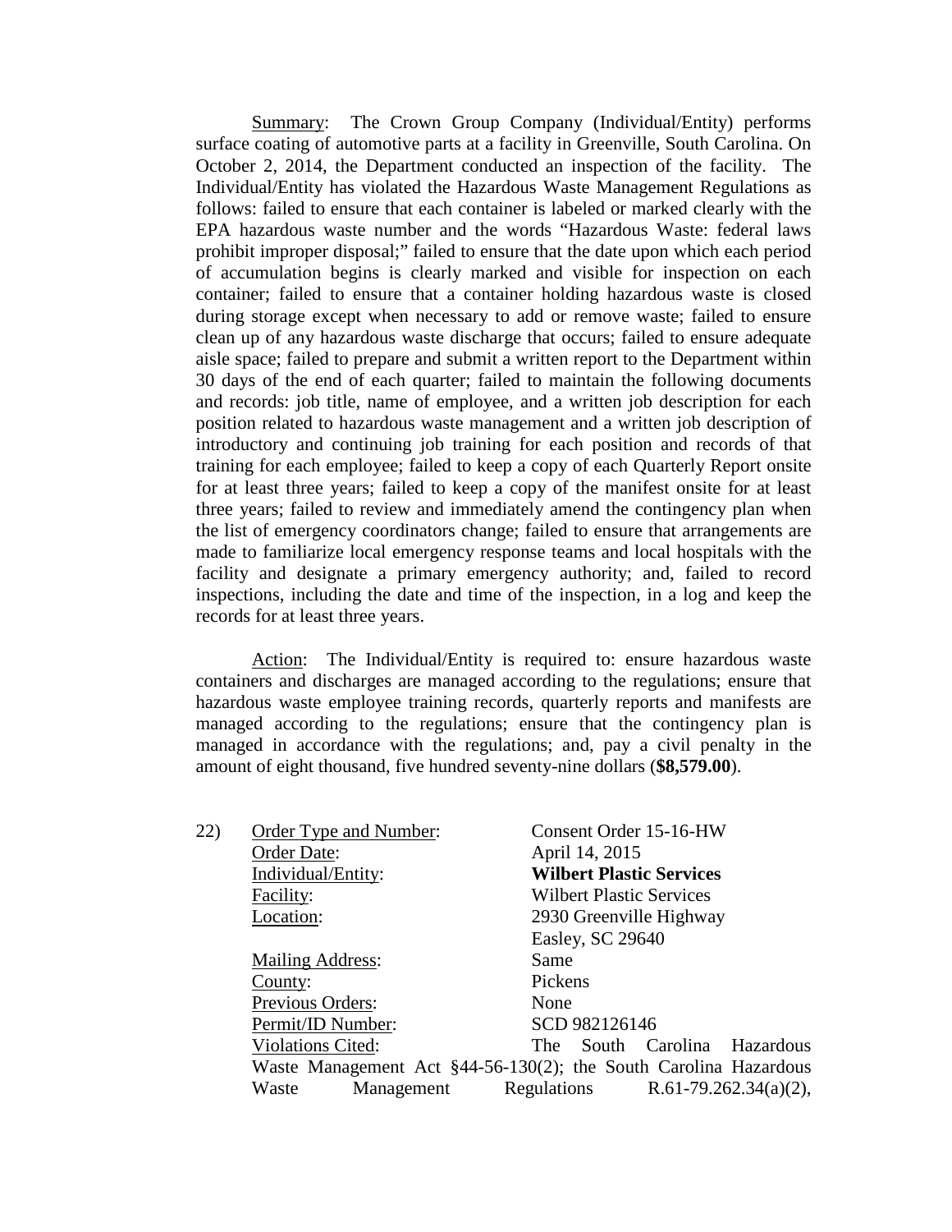Summary: The Crown Group Company (Individual/Entity) performs surface coating of automotive parts at a facility in Greenville, South Carolina. On October 2, 2014, the Department conducted an inspection of the facility. The Individual/Entity has violated the Hazardous Waste Management Regulations as follows: failed to ensure that each container is labeled or marked clearly with the EPA hazardous waste number and the words "Hazardous Waste: federal laws prohibit improper disposal;" failed to ensure that the date upon which each period of accumulation begins is clearly marked and visible for inspection on each container; failed to ensure that a container holding hazardous waste is closed during storage except when necessary to add or remove waste; failed to ensure clean up of any hazardous waste discharge that occurs; failed to ensure adequate aisle space; failed to prepare and submit a written report to the Department within 30 days of the end of each quarter; failed to maintain the following documents and records: job title, name of employee, and a written job description for each position related to hazardous waste management and a written job description of introductory and continuing job training for each position and records of that training for each employee; failed to keep a copy of each Quarterly Report onsite for at least three years; failed to keep a copy of the manifest onsite for at least three years; failed to review and immediately amend the contingency plan when the list of emergency coordinators change; failed to ensure that arrangements are made to familiarize local emergency response teams and local hospitals with the facility and designate a primary emergency authority; and, failed to record inspections, including the date and time of the inspection, in a log and keep the records for at least three years.

Action: The Individual/Entity is required to: ensure hazardous waste containers and discharges are managed according to the regulations; ensure that hazardous waste employee training records, quarterly reports and manifests are managed according to the regulations; ensure that the contingency plan is managed in accordance with the regulations; and, pay a civil penalty in the amount of eight thousand, five hundred seventy-nine dollars (**$8,579.00**).

22) Order Type and Number: Consent Order 15-16-HW
Order Date: April 14, 2015
Individual/Entity: **Wilbert Plastic Services**
Facility: Wilbert Plastic Services
Location: 2930 Greenville Highway
Easley, SC 29640
Mailing Address: Same
County: Pickens
Previous Orders: None
Permit/ID Number: SCD 982126146
Violations Cited: The South Carolina Hazardous Waste Management Act §44-56-130(2); the South Carolina Hazardous Waste Management Regulations R.61-79.262.34(a)(2),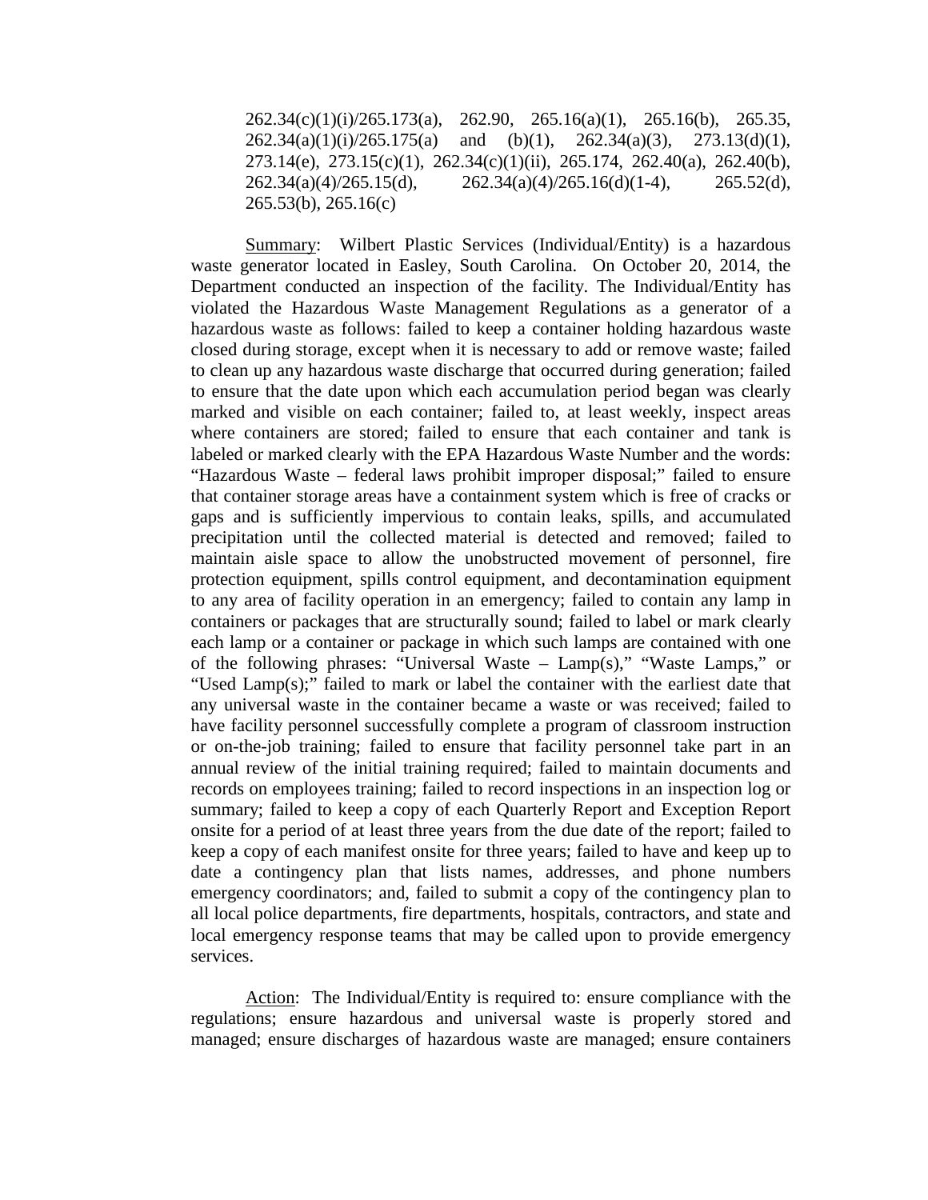262.34(c)(1)(i)/265.173(a), 262.90, 265.16(a)(1), 265.16(b), 265.35, 262.34(a)(1)(i)/265.175(a) and (b)(1), 262.34(a)(3), 273.13(d)(1), 273.14(e), 273.15(c)(1), 262.34(c)(1)(ii), 265.174, 262.40(a), 262.40(b), 262.34(a)(4)/265.15(d), 262.34(a)(4)/265.16(d)(1-4), 265.52(d), 265.53(b), 265.16(c)

Summary: Wilbert Plastic Services (Individual/Entity) is a hazardous waste generator located in Easley, South Carolina. On October 20, 2014, the Department conducted an inspection of the facility. The Individual/Entity has violated the Hazardous Waste Management Regulations as a generator of a hazardous waste as follows: failed to keep a container holding hazardous waste closed during storage, except when it is necessary to add or remove waste; failed to clean up any hazardous waste discharge that occurred during generation; failed to ensure that the date upon which each accumulation period began was clearly marked and visible on each container; failed to, at least weekly, inspect areas where containers are stored; failed to ensure that each container and tank is labeled or marked clearly with the EPA Hazardous Waste Number and the words: "Hazardous Waste – federal laws prohibit improper disposal;" failed to ensure that container storage areas have a containment system which is free of cracks or gaps and is sufficiently impervious to contain leaks, spills, and accumulated precipitation until the collected material is detected and removed; failed to maintain aisle space to allow the unobstructed movement of personnel, fire protection equipment, spills control equipment, and decontamination equipment to any area of facility operation in an emergency; failed to contain any lamp in containers or packages that are structurally sound; failed to label or mark clearly each lamp or a container or package in which such lamps are contained with one of the following phrases: "Universal Waste – Lamp(s)," "Waste Lamps," or "Used Lamp(s);" failed to mark or label the container with the earliest date that any universal waste in the container became a waste or was received; failed to have facility personnel successfully complete a program of classroom instruction or on-the-job training; failed to ensure that facility personnel take part in an annual review of the initial training required; failed to maintain documents and records on employees training; failed to record inspections in an inspection log or summary; failed to keep a copy of each Quarterly Report and Exception Report onsite for a period of at least three years from the due date of the report; failed to keep a copy of each manifest onsite for three years; failed to have and keep up to date a contingency plan that lists names, addresses, and phone numbers emergency coordinators; and, failed to submit a copy of the contingency plan to all local police departments, fire departments, hospitals, contractors, and state and local emergency response teams that may be called upon to provide emergency services.

Action: The Individual/Entity is required to: ensure compliance with the regulations; ensure hazardous and universal waste is properly stored and managed; ensure discharges of hazardous waste are managed; ensure containers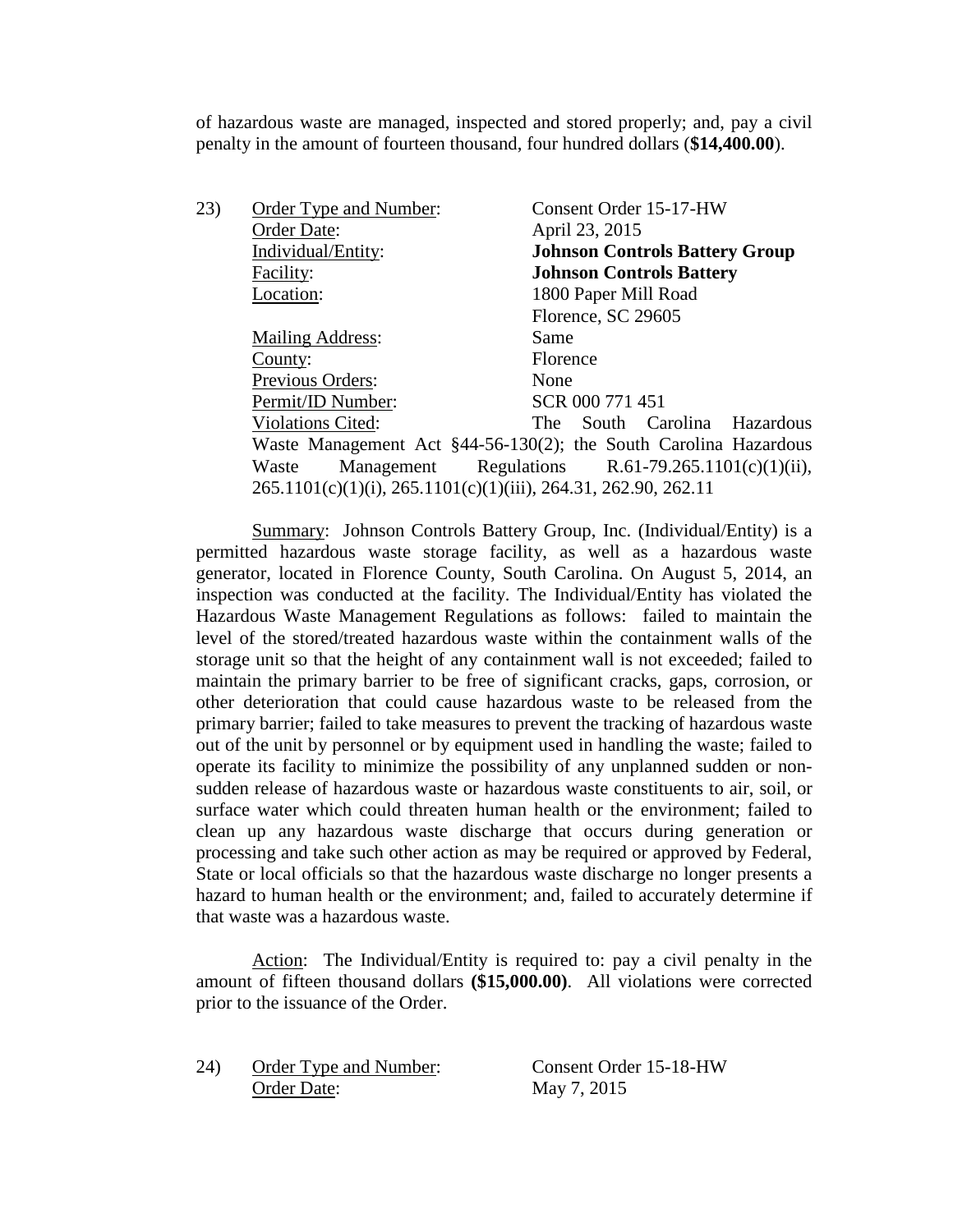of hazardous waste are managed, inspected and stored properly; and, pay a civil penalty in the amount of fourteen thousand, four hundred dollars (**$14,400.00**).

23) Order Type and Number: Consent Order 15-17-HW
Order Date: April 23, 2015
Individual/Entity: **Johnson Controls Battery Group**
Facility: **Johnson Controls Battery**
Location: 1800 Paper Mill Road
Florence, SC 29605
Mailing Address: Same
County: Florence
Previous Orders: None
Permit/ID Number: SCR 000 771 451
Violations Cited: The South Carolina Hazardous Waste Management Act §44-56-130(2); the South Carolina Hazardous Waste Management Regulations R.61-79.265.1101(c)(1)(ii), 265.1101(c)(1)(i), 265.1101(c)(1)(iii), 264.31, 262.90, 262.11

Summary: Johnson Controls Battery Group, Inc. (Individual/Entity) is a permitted hazardous waste storage facility, as well as a hazardous waste generator, located in Florence County, South Carolina. On August 5, 2014, an inspection was conducted at the facility. The Individual/Entity has violated the Hazardous Waste Management Regulations as follows: failed to maintain the level of the stored/treated hazardous waste within the containment walls of the storage unit so that the height of any containment wall is not exceeded; failed to maintain the primary barrier to be free of significant cracks, gaps, corrosion, or other deterioration that could cause hazardous waste to be released from the primary barrier; failed to take measures to prevent the tracking of hazardous waste out of the unit by personnel or by equipment used in handling the waste; failed to operate its facility to minimize the possibility of any unplanned sudden or non-sudden release of hazardous waste or hazardous waste constituents to air, soil, or surface water which could threaten human health or the environment; failed to clean up any hazardous waste discharge that occurs during generation or processing and take such other action as may be required or approved by Federal, State or local officials so that the hazardous waste discharge no longer presents a hazard to human health or the environment; and, failed to accurately determine if that waste was a hazardous waste.

Action: The Individual/Entity is required to: pay a civil penalty in the amount of fifteen thousand dollars **($15,000.00)**. All violations were corrected prior to the issuance of the Order.

24) Order Type and Number: Consent Order 15-18-HW
Order Date: May 7, 2015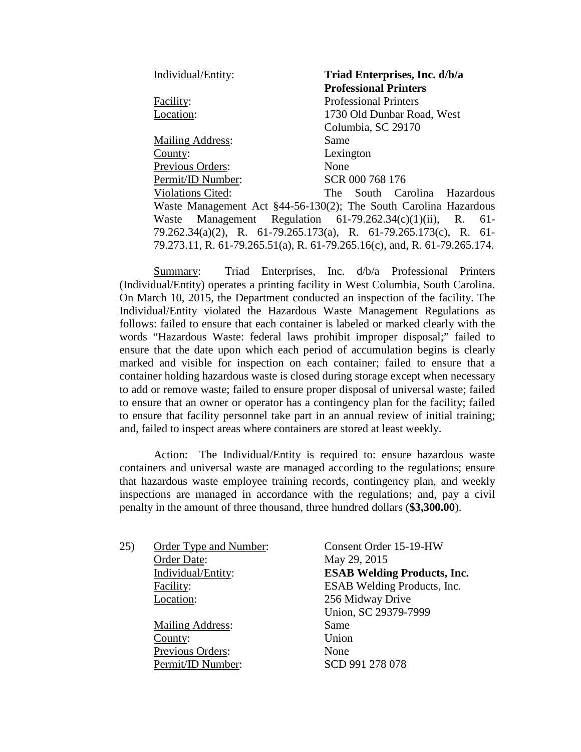Individual/Entity: **Triad Enterprises, Inc. d/b/a Professional Printers**
Facility: Professional Printers
Location: 1730 Old Dunbar Road, West Columbia, SC 29170
Mailing Address: Same
County: Lexington
Previous Orders: None
Permit/ID Number: SCR 000 768 176
Violations Cited: The South Carolina Hazardous Waste Management Act §44-56-130(2); The South Carolina Hazardous Waste Management Regulation 61-79.262.34(c)(1)(ii), R. 61-79.262.34(a)(2), R. 61-79.265.173(a), R. 61-79.265.173(c), R. 61-79.273.11, R. 61-79.265.51(a), R. 61-79.265.16(c), and, R. 61-79.265.174.

Summary: Triad Enterprises, Inc. d/b/a Professional Printers (Individual/Entity) operates a printing facility in West Columbia, South Carolina. On March 10, 2015, the Department conducted an inspection of the facility. The Individual/Entity violated the Hazardous Waste Management Regulations as follows: failed to ensure that each container is labeled or marked clearly with the words "Hazardous Waste: federal laws prohibit improper disposal;" failed to ensure that the date upon which each period of accumulation begins is clearly marked and visible for inspection on each container; failed to ensure that a container holding hazardous waste is closed during storage except when necessary to add or remove waste; failed to ensure proper disposal of universal waste; failed to ensure that an owner or operator has a contingency plan for the facility; failed to ensure that facility personnel take part in an annual review of initial training; and, failed to inspect areas where containers are stored at least weekly.

Action: The Individual/Entity is required to: ensure hazardous waste containers and universal waste are managed according to the regulations; ensure that hazardous waste employee training records, contingency plan, and weekly inspections are managed in accordance with the regulations; and, pay a civil penalty in the amount of three thousand, three hundred dollars (**$3,300.00**).

25) Order Type and Number: Consent Order 15-19-HW
Order Date: May 29, 2015
Individual/Entity: **ESAB Welding Products, Inc.**
Facility: ESAB Welding Products, Inc.
Location: 256 Midway Drive Union, SC 29379-7999
Mailing Address: Same
County: Union
Previous Orders: None
Permit/ID Number: SCD 991 278 078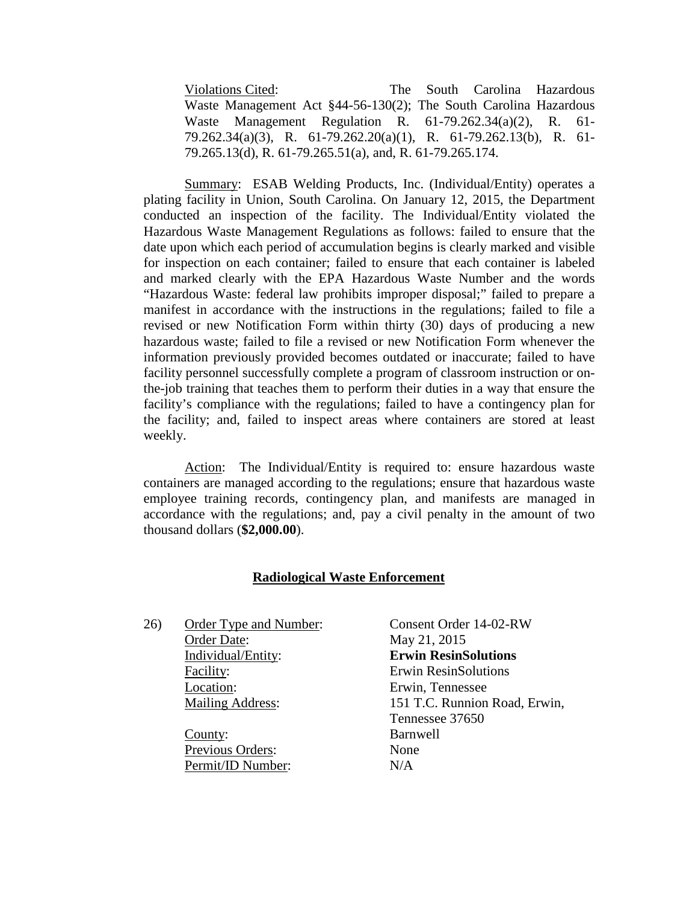Violations Cited: The South Carolina Hazardous Waste Management Act §44-56-130(2); The South Carolina Hazardous Waste Management Regulation R. 61-79.262.34(a)(2), R. 61-79.262.34(a)(3), R. 61-79.262.20(a)(1), R. 61-79.262.13(b), R. 61-79.265.13(d), R. 61-79.265.51(a), and, R. 61-79.265.174.

Summary: ESAB Welding Products, Inc. (Individual/Entity) operates a plating facility in Union, South Carolina. On January 12, 2015, the Department conducted an inspection of the facility. The Individual/Entity violated the Hazardous Waste Management Regulations as follows: failed to ensure that the date upon which each period of accumulation begins is clearly marked and visible for inspection on each container; failed to ensure that each container is labeled and marked clearly with the EPA Hazardous Waste Number and the words "Hazardous Waste: federal law prohibits improper disposal;" failed to prepare a manifest in accordance with the instructions in the regulations; failed to file a revised or new Notification Form within thirty (30) days of producing a new hazardous waste; failed to file a revised or new Notification Form whenever the information previously provided becomes outdated or inaccurate; failed to have facility personnel successfully complete a program of classroom instruction or on-the-job training that teaches them to perform their duties in a way that ensure the facility's compliance with the regulations; failed to have a contingency plan for the facility; and, failed to inspect areas where containers are stored at least weekly.

Action: The Individual/Entity is required to: ensure hazardous waste containers are managed according to the regulations; ensure that hazardous waste employee training records, contingency plan, and manifests are managed in accordance with the regulations; and, pay a civil penalty in the amount of two thousand dollars (**$2,000.00**).

## Radiological Waste Enforcement

26) Order Type and Number: Consent Order 14-02-RW
Order Date: May 21, 2015
Individual/Entity: **Erwin ResinSolutions**
Facility: Erwin ResinSolutions
Location: Erwin, Tennessee
Mailing Address: 151 T.C. Runnion Road, Erwin, Tennessee 37650
County: Barnwell
Previous Orders: None
Permit/ID Number: N/A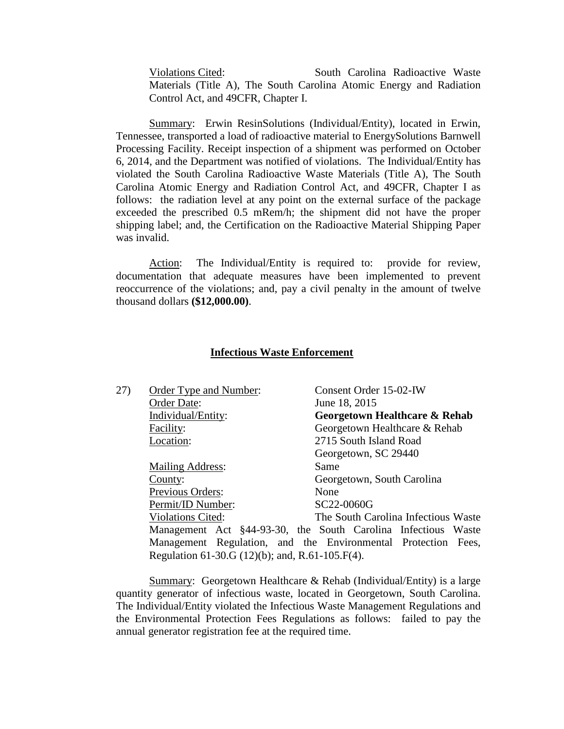Violations Cited: South Carolina Radioactive Waste Materials (Title A), The South Carolina Atomic Energy and Radiation Control Act, and 49CFR, Chapter I.

Summary: Erwin ResinSolutions (Individual/Entity), located in Erwin, Tennessee, transported a load of radioactive material to EnergySolutions Barnwell Processing Facility. Receipt inspection of a shipment was performed on October 6, 2014, and the Department was notified of violations. The Individual/Entity has violated the South Carolina Radioactive Waste Materials (Title A), The South Carolina Atomic Energy and Radiation Control Act, and 49CFR, Chapter I as follows: the radiation level at any point on the external surface of the package exceeded the prescribed 0.5 mRem/h; the shipment did not have the proper shipping label; and, the Certification on the Radioactive Material Shipping Paper was invalid.

Action: The Individual/Entity is required to: provide for review, documentation that adequate measures have been implemented to prevent reoccurrence of the violations; and, pay a civil penalty in the amount of twelve thousand dollars **($12,000.00)**.

## Infectious Waste Enforcement

27) Order Type and Number: Consent Order 15-02-IW
Order Date: June 18, 2015
Individual/Entity: **Georgetown Healthcare & Rehab**
Facility: Georgetown Healthcare & Rehab
Location: 2715 South Island Road
Georgetown, SC 29440
Mailing Address: Same
County: Georgetown, South Carolina
Previous Orders: None
Permit/ID Number: SC22-0060G
Violations Cited: The South Carolina Infectious Waste Management Act §44-93-30, the South Carolina Infectious Waste Management Regulation, and the Environmental Protection Fees, Regulation 61-30.G (12)(b); and, R.61-105.F(4).

Summary: Georgetown Healthcare & Rehab (Individual/Entity) is a large quantity generator of infectious waste, located in Georgetown, South Carolina. The Individual/Entity violated the Infectious Waste Management Regulations and the Environmental Protection Fees Regulations as follows: failed to pay the annual generator registration fee at the required time.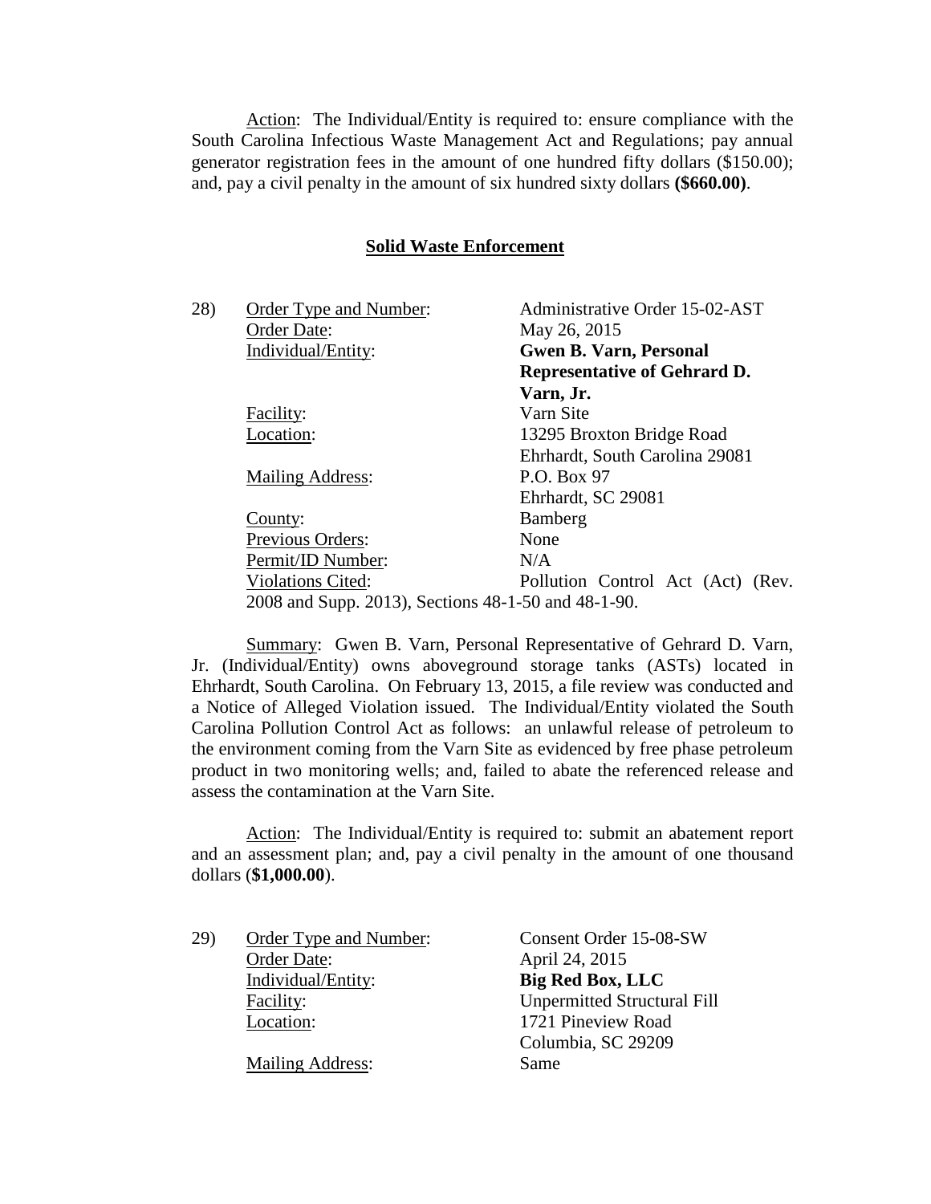Action: The Individual/Entity is required to: ensure compliance with the South Carolina Infectious Waste Management Act and Regulations; pay annual generator registration fees in the amount of one hundred fifty dollars ($150.00); and, pay a civil penalty in the amount of six hundred sixty dollars **($660.00)**.

## Solid Waste Enforcement

28) Order Type and Number: Administrative Order 15-02-AST
Order Date: May 26, 2015
Individual/Entity: **Gwen B. Varn, Personal Representative of Gehrard D. Varn, Jr.**
Facility: Varn Site
Location: 13295 Broxton Bridge Road, Ehrhardt, South Carolina 29081
Mailing Address: P.O. Box 97, Ehrhardt, SC 29081
County: Bamberg
Previous Orders: None
Permit/ID Number: N/A
Violations Cited: Pollution Control Act (Act) (Rev. 2008 and Supp. 2013), Sections 48-1-50 and 48-1-90.

Summary: Gwen B. Varn, Personal Representative of Gehrard D. Varn, Jr. (Individual/Entity) owns aboveground storage tanks (ASTs) located in Ehrhardt, South Carolina. On February 13, 2015, a file review was conducted and a Notice of Alleged Violation issued. The Individual/Entity violated the South Carolina Pollution Control Act as follows: an unlawful release of petroleum to the environment coming from the Varn Site as evidenced by free phase petroleum product in two monitoring wells; and, failed to abate the referenced release and assess the contamination at the Varn Site.

Action: The Individual/Entity is required to: submit an abatement report and an assessment plan; and, pay a civil penalty in the amount of one thousand dollars (**$1,000.00**).

29) Order Type and Number: Consent Order 15-08-SW
Order Date: April 24, 2015
Individual/Entity: **Big Red Box, LLC**
Facility: Unpermitted Structural Fill
Location: 1721 Pineview Road, Columbia, SC 29209
Mailing Address: Same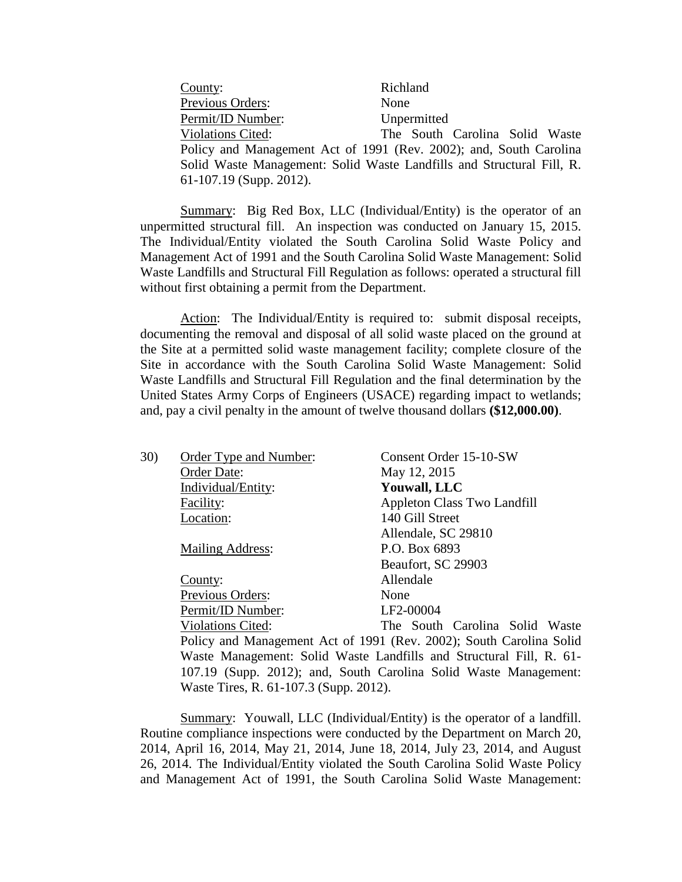County: Richland
Previous Orders: None
Permit/ID Number: Unpermitted
Violations Cited: The South Carolina Solid Waste Policy and Management Act of 1991 (Rev. 2002); and, South Carolina Solid Waste Management: Solid Waste Landfills and Structural Fill, R. 61-107.19 (Supp. 2012).

Summary: Big Red Box, LLC (Individual/Entity) is the operator of an unpermitted structural fill. An inspection was conducted on January 15, 2015. The Individual/Entity violated the South Carolina Solid Waste Policy and Management Act of 1991 and the South Carolina Solid Waste Management: Solid Waste Landfills and Structural Fill Regulation as follows: operated a structural fill without first obtaining a permit from the Department.

Action: The Individual/Entity is required to: submit disposal receipts, documenting the removal and disposal of all solid waste placed on the ground at the Site at a permitted solid waste management facility; complete closure of the Site in accordance with the South Carolina Solid Waste Management: Solid Waste Landfills and Structural Fill Regulation and the final determination by the United States Army Corps of Engineers (USACE) regarding impact to wetlands; and, pay a civil penalty in the amount of twelve thousand dollars **($12,000.00)**.

30) Order Type and Number: Consent Order 15-10-SW
Order Date: May 12, 2015
Individual/Entity: **Youwall, LLC**
Facility: Appleton Class Two Landfill
Location: 140 Gill Street
Allendale, SC 29810
Mailing Address: P.O. Box 6893
Beaufort, SC 29903
County: Allendale
Previous Orders: None
Permit/ID Number: LF2-00004
Violations Cited: The South Carolina Solid Waste Policy and Management Act of 1991 (Rev. 2002); South Carolina Solid Waste Management: Solid Waste Landfills and Structural Fill, R. 61-107.19 (Supp. 2012); and, South Carolina Solid Waste Management: Waste Tires, R. 61-107.3 (Supp. 2012).

Summary: Youwall, LLC (Individual/Entity) is the operator of a landfill. Routine compliance inspections were conducted by the Department on March 20, 2014, April 16, 2014, May 21, 2014, June 18, 2014, July 23, 2014, and August 26, 2014. The Individual/Entity violated the South Carolina Solid Waste Policy and Management Act of 1991, the South Carolina Solid Waste Management: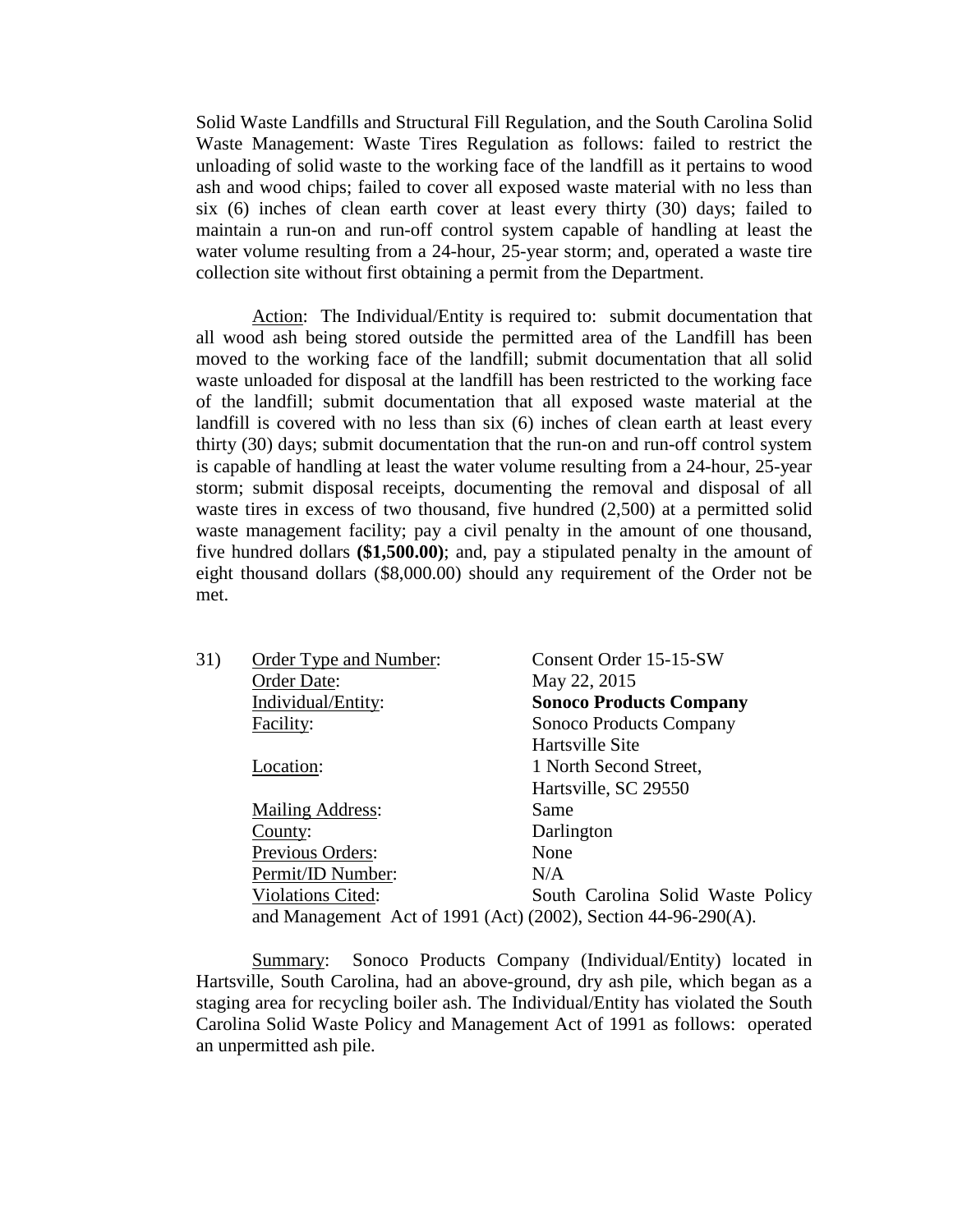Solid Waste Landfills and Structural Fill Regulation, and the South Carolina Solid Waste Management: Waste Tires Regulation as follows: failed to restrict the unloading of solid waste to the working face of the landfill as it pertains to wood ash and wood chips; failed to cover all exposed waste material with no less than six (6) inches of clean earth cover at least every thirty (30) days; failed to maintain a run-on and run-off control system capable of handling at least the water volume resulting from a 24-hour, 25-year storm; and, operated a waste tire collection site without first obtaining a permit from the Department.

Action: The Individual/Entity is required to: submit documentation that all wood ash being stored outside the permitted area of the Landfill has been moved to the working face of the landfill; submit documentation that all solid waste unloaded for disposal at the landfill has been restricted to the working face of the landfill; submit documentation that all exposed waste material at the landfill is covered with no less than six (6) inches of clean earth at least every thirty (30) days; submit documentation that the run-on and run-off control system is capable of handling at least the water volume resulting from a 24-hour, 25-year storm; submit disposal receipts, documenting the removal and disposal of all waste tires in excess of two thousand, five hundred (2,500) at a permitted solid waste management facility; pay a civil penalty in the amount of one thousand, five hundred dollars **($1,500.00)**; and, pay a stipulated penalty in the amount of eight thousand dollars ($8,000.00) should any requirement of the Order not be met.

31) Order Type and Number: Consent Order 15-15-SW
Order Date: May 22, 2015
Individual/Entity: **Sonoco Products Company**
Facility: Sonoco Products Company Hartsville Site
Location: 1 North Second Street, Hartsville, SC 29550
Mailing Address: Same
County: Darlington
Previous Orders: None
Permit/ID Number: N/A
Violations Cited: South Carolina Solid Waste Policy and Management Act of 1991 (Act) (2002), Section 44-96-290(A).

Summary: Sonoco Products Company (Individual/Entity) located in Hartsville, South Carolina, had an above-ground, dry ash pile, which began as a staging area for recycling boiler ash. The Individual/Entity has violated the South Carolina Solid Waste Policy and Management Act of 1991 as follows: operated an unpermitted ash pile.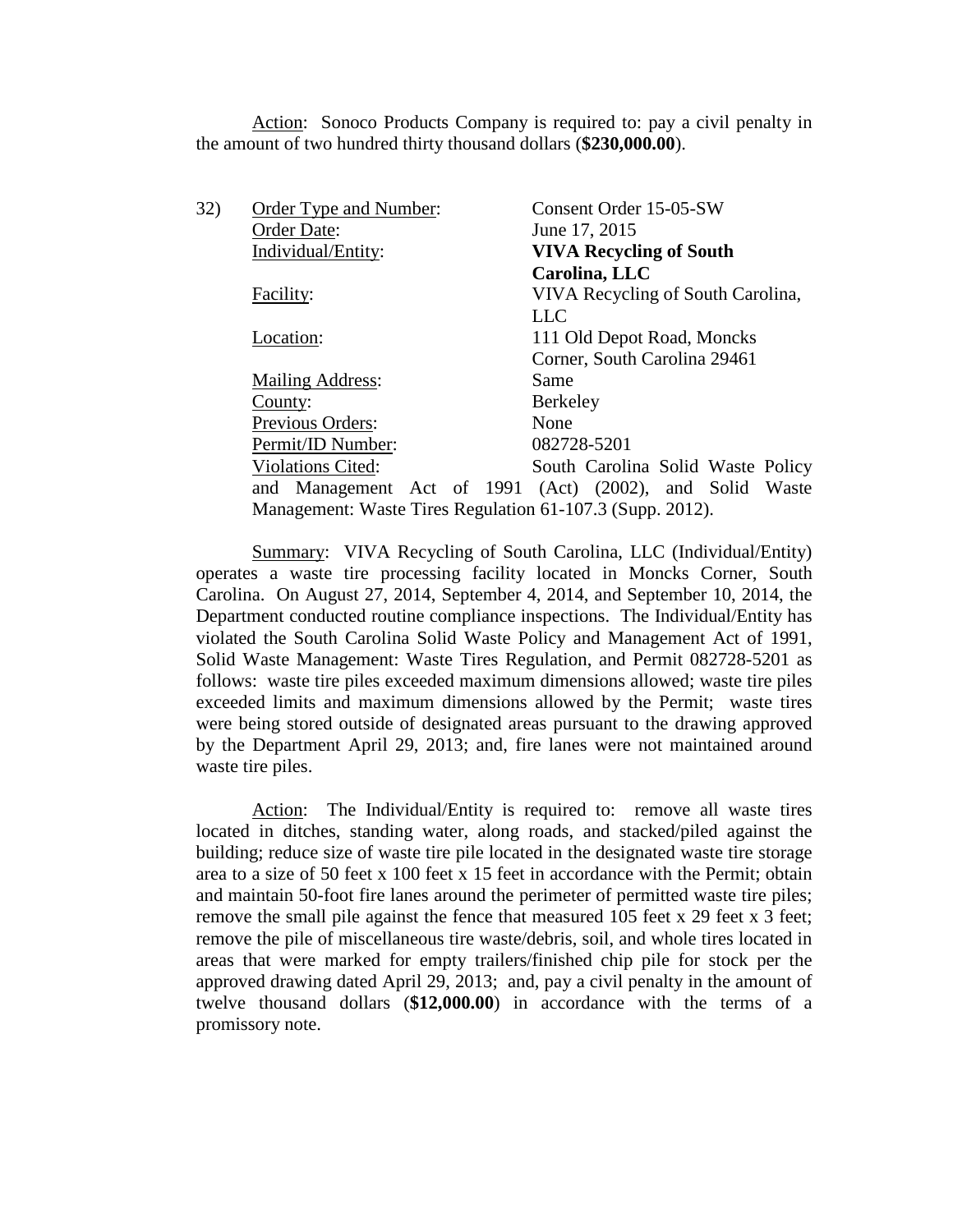Action: Sonoco Products Company is required to: pay a civil penalty in the amount of two hundred thirty thousand dollars (**$230,000.00**).

32) Order Type and Number: Consent Order 15-05-SW
Order Date: June 17, 2015
Individual/Entity: **VIVA Recycling of South Carolina, LLC**
Facility: VIVA Recycling of South Carolina, LLC
Location: 111 Old Depot Road, Moncks Corner, South Carolina 29461
Mailing Address: Same
County: Berkeley
Previous Orders: None
Permit/ID Number: 082728-5201
Violations Cited: South Carolina Solid Waste Policy and Management Act of 1991 (Act) (2002), and Solid Waste Management: Waste Tires Regulation 61-107.3 (Supp. 2012).

Summary: VIVA Recycling of South Carolina, LLC (Individual/Entity) operates a waste tire processing facility located in Moncks Corner, South Carolina. On August 27, 2014, September 4, 2014, and September 10, 2014, the Department conducted routine compliance inspections. The Individual/Entity has violated the South Carolina Solid Waste Policy and Management Act of 1991, Solid Waste Management: Waste Tires Regulation, and Permit 082728-5201 as follows: waste tire piles exceeded maximum dimensions allowed; waste tire piles exceeded limits and maximum dimensions allowed by the Permit; waste tires were being stored outside of designated areas pursuant to the drawing approved by the Department April 29, 2013; and, fire lanes were not maintained around waste tire piles.

Action: The Individual/Entity is required to: remove all waste tires located in ditches, standing water, along roads, and stacked/piled against the building; reduce size of waste tire pile located in the designated waste tire storage area to a size of 50 feet x 100 feet x 15 feet in accordance with the Permit; obtain and maintain 50-foot fire lanes around the perimeter of permitted waste tire piles; remove the small pile against the fence that measured 105 feet x 29 feet x 3 feet; remove the pile of miscellaneous tire waste/debris, soil, and whole tires located in areas that were marked for empty trailers/finished chip pile for stock per the approved drawing dated April 29, 2013; and, pay a civil penalty in the amount of twelve thousand dollars (**$12,000.00**) in accordance with the terms of a promissory note.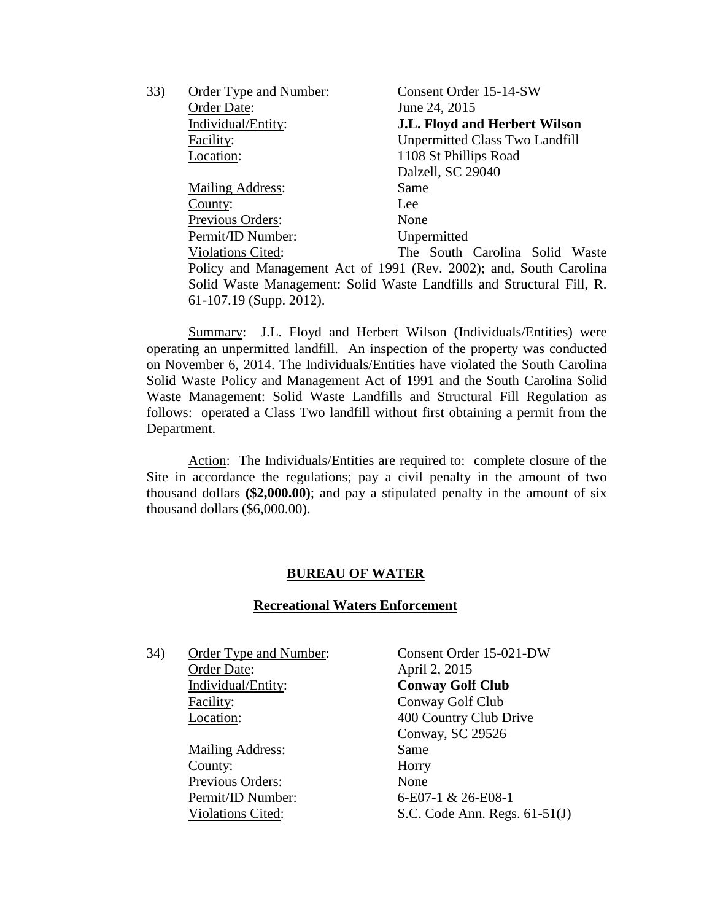33) Order Type and Number: Consent Order 15-14-SW
Order Date: June 24, 2015
Individual/Entity: **J.L. Floyd and Herbert Wilson**
Facility: Unpermitted Class Two Landfill
Location: 1108 St Phillips Road
Dalzell, SC 29040
Mailing Address: Same
County: Lee
Previous Orders: None
Permit/ID Number: Unpermitted
Violations Cited: The South Carolina Solid Waste Policy and Management Act of 1991 (Rev. 2002); and, South Carolina Solid Waste Management: Solid Waste Landfills and Structural Fill, R. 61-107.19 (Supp. 2012).

Summary: J.L. Floyd and Herbert Wilson (Individuals/Entities) were operating an unpermitted landfill. An inspection of the property was conducted on November 6, 2014. The Individuals/Entities have violated the South Carolina Solid Waste Policy and Management Act of 1991 and the South Carolina Solid Waste Management: Solid Waste Landfills and Structural Fill Regulation as follows: operated a Class Two landfill without first obtaining a permit from the Department.

Action: The Individuals/Entities are required to: complete closure of the Site in accordance the regulations; pay a civil penalty in the amount of two thousand dollars **($2,000.00)**; and pay a stipulated penalty in the amount of six thousand dollars ($6,000.00).

## BUREAU OF WATER

### Recreational Waters Enforcement

34) Order Type and Number: Consent Order 15-021-DW
Order Date: April 2, 2015
Individual/Entity: **Conway Golf Club**
Facility: Conway Golf Club
Location: 400 Country Club Drive
Conway, SC 29526
Mailing Address: Same
County: Horry
Previous Orders: None
Permit/ID Number: 6-E07-1 & 26-E08-1
Violations Cited: S.C. Code Ann. Regs. 61-51(J)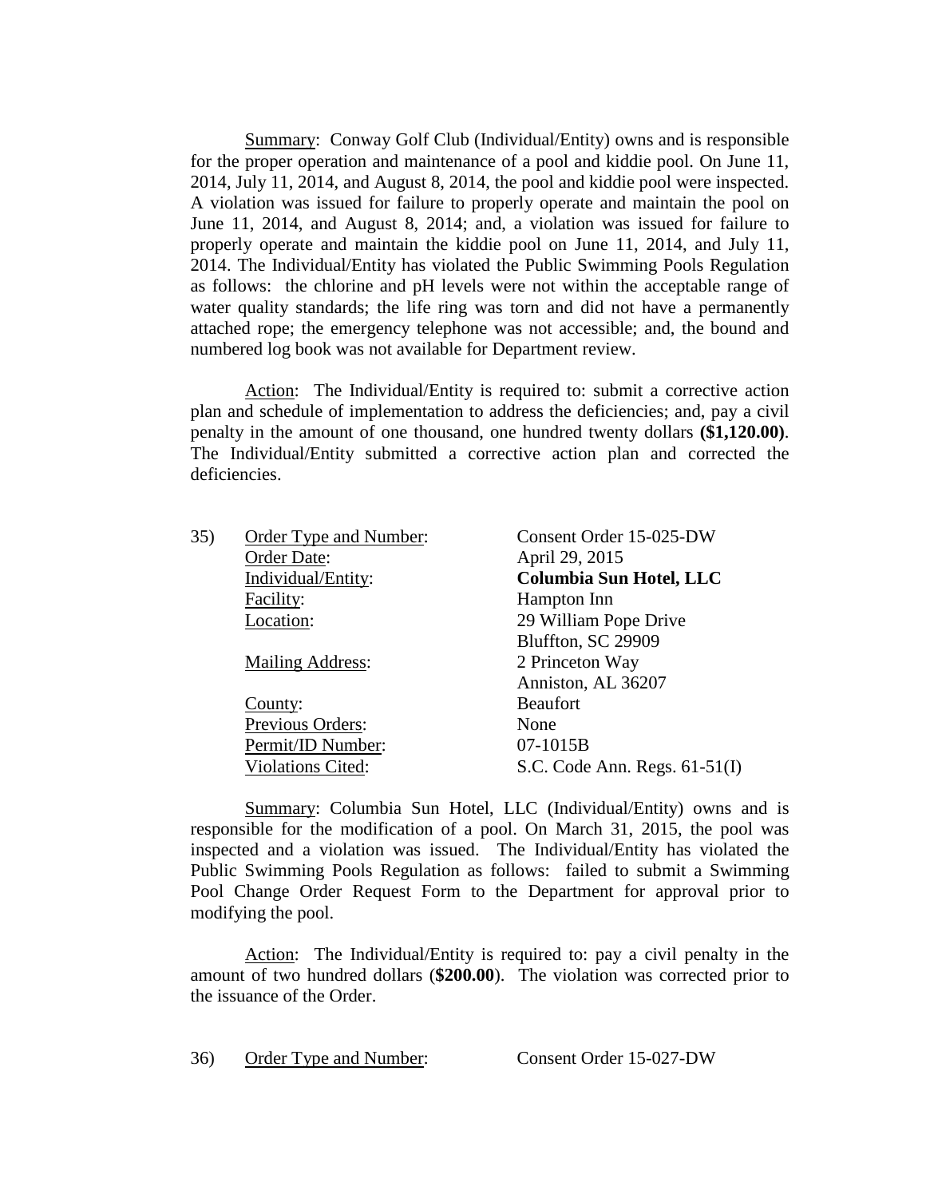Summary: Conway Golf Club (Individual/Entity) owns and is responsible for the proper operation and maintenance of a pool and kiddie pool. On June 11, 2014, July 11, 2014, and August 8, 2014, the pool and kiddie pool were inspected. A violation was issued for failure to properly operate and maintain the pool on June 11, 2014, and August 8, 2014; and, a violation was issued for failure to properly operate and maintain the kiddie pool on June 11, 2014, and July 11, 2014. The Individual/Entity has violated the Public Swimming Pools Regulation as follows: the chlorine and pH levels were not within the acceptable range of water quality standards; the life ring was torn and did not have a permanently attached rope; the emergency telephone was not accessible; and, the bound and numbered log book was not available for Department review.

Action: The Individual/Entity is required to: submit a corrective action plan and schedule of implementation to address the deficiencies; and, pay a civil penalty in the amount of one thousand, one hundred twenty dollars **($1,120.00)**. The Individual/Entity submitted a corrective action plan and corrected the deficiencies.

35) Order Type and Number: Consent Order 15-025-DW
Order Date: April 29, 2015
Individual/Entity: **Columbia Sun Hotel, LLC**
Facility: Hampton Inn
Location: 29 William Pope Drive
Bluffton, SC 29909
Mailing Address: 2 Princeton Way
Anniston, AL 36207
County: Beaufort
Previous Orders: None
Permit/ID Number: 07-1015B
Violations Cited: S.C. Code Ann. Regs. 61-51(I)

Summary: Columbia Sun Hotel, LLC (Individual/Entity) owns and is responsible for the modification of a pool. On March 31, 2015, the pool was inspected and a violation was issued. The Individual/Entity has violated the Public Swimming Pools Regulation as follows: failed to submit a Swimming Pool Change Order Request Form to the Department for approval prior to modifying the pool.

Action: The Individual/Entity is required to: pay a civil penalty in the amount of two hundred dollars (**$200.00**). The violation was corrected prior to the issuance of the Order.

36) Order Type and Number: Consent Order 15-027-DW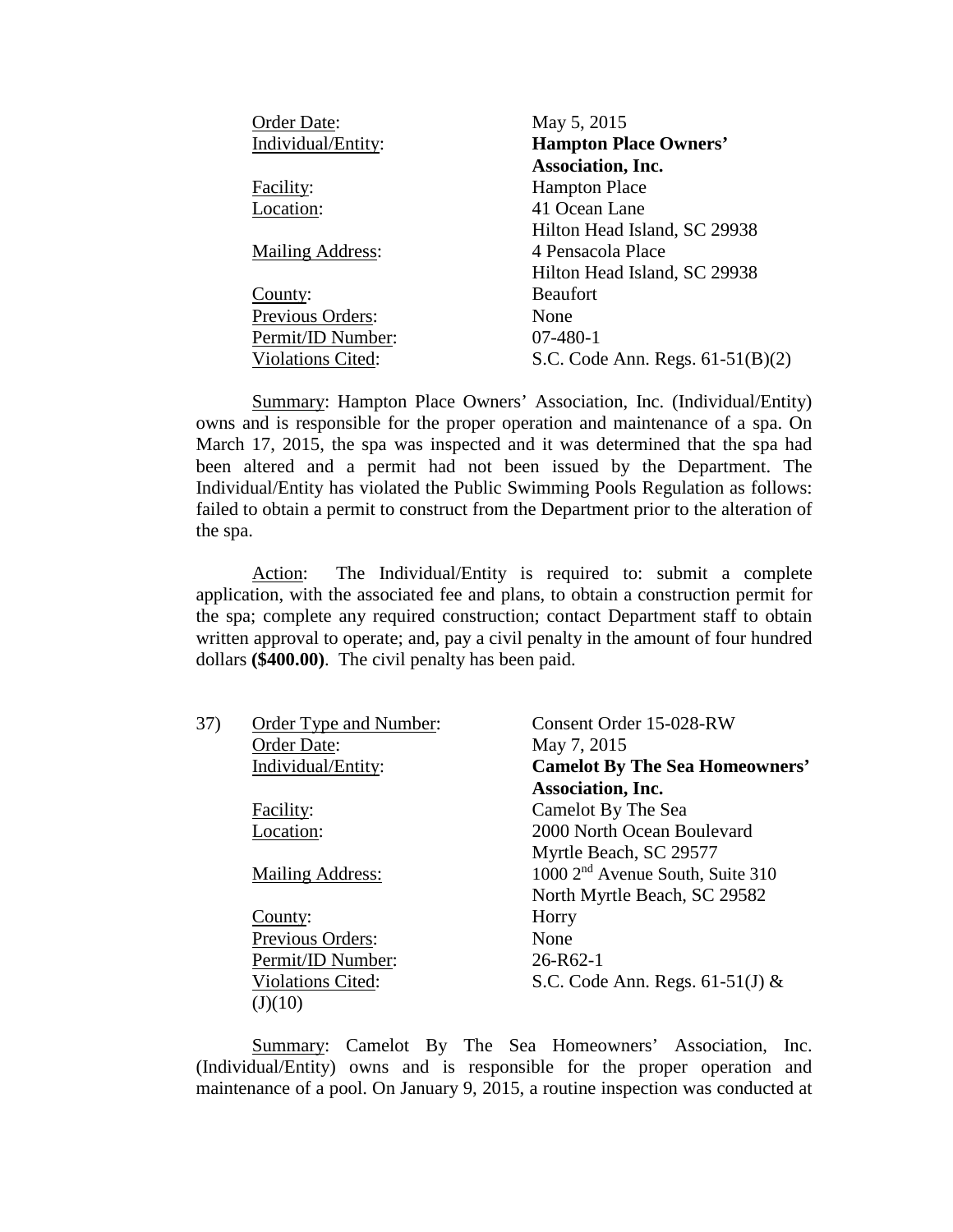Order Date: May 5, 2015
Individual/Entity: **Hampton Place Owners' Association, Inc.**
Facility: Hampton Place
Location: 41 Ocean Lane
Hilton Head Island, SC 29938
Mailing Address: 4 Pensacola Place
Hilton Head Island, SC 29938
County: Beaufort
Previous Orders: None
Permit/ID Number: 07-480-1
Violations Cited: S.C. Code Ann. Regs. 61-51(B)(2)

Summary: Hampton Place Owners' Association, Inc. (Individual/Entity) owns and is responsible for the proper operation and maintenance of a spa. On March 17, 2015, the spa was inspected and it was determined that the spa had been altered and a permit had not been issued by the Department. The Individual/Entity has violated the Public Swimming Pools Regulation as follows: failed to obtain a permit to construct from the Department prior to the alteration of the spa.

Action: The Individual/Entity is required to: submit a complete application, with the associated fee and plans, to obtain a construction permit for the spa; complete any required construction; contact Department staff to obtain written approval to operate; and, pay a civil penalty in the amount of four hundred dollars **($400.00)**. The civil penalty has been paid.

37) Order Type and Number: Consent Order 15-028-RW
Order Date: May 7, 2015
Individual/Entity: **Camelot By The Sea Homeowners' Association, Inc.**
Facility: Camelot By The Sea
Location: 2000 North Ocean Boulevard
Myrtle Beach, SC 29577
Mailing Address: 1000 2nd Avenue South, Suite 310
North Myrtle Beach, SC 29582
County: Horry
Previous Orders: None
Permit/ID Number: 26-R62-1
Violations Cited: S.C. Code Ann. Regs. 61-51(J) & (J)(10)

Summary: Camelot By The Sea Homeowners' Association, Inc. (Individual/Entity) owns and is responsible for the proper operation and maintenance of a pool. On January 9, 2015, a routine inspection was conducted at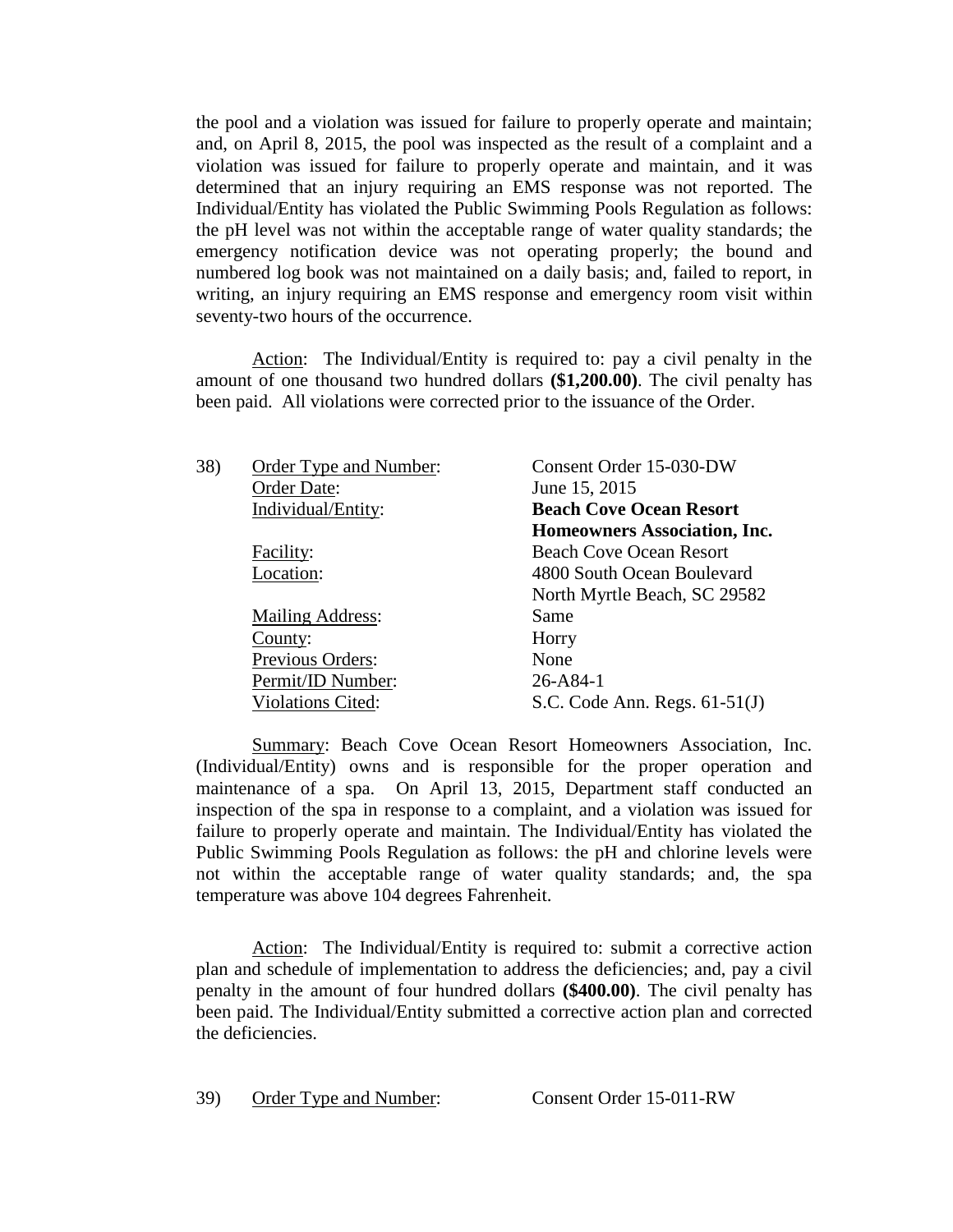the pool and a violation was issued for failure to properly operate and maintain; and, on April 8, 2015, the pool was inspected as the result of a complaint and a violation was issued for failure to properly operate and maintain, and it was determined that an injury requiring an EMS response was not reported. The Individual/Entity has violated the Public Swimming Pools Regulation as follows: the pH level was not within the acceptable range of water quality standards; the emergency notification device was not operating properly; the bound and numbered log book was not maintained on a daily basis; and, failed to report, in writing, an injury requiring an EMS response and emergency room visit within seventy-two hours of the occurrence.

Action: The Individual/Entity is required to: pay a civil penalty in the amount of one thousand two hundred dollars **($1,200.00)**. The civil penalty has been paid. All violations were corrected prior to the issuance of the Order.

38) Order Type and Number: Consent Order 15-030-DW
Order Date: June 15, 2015
Individual/Entity: **Beach Cove Ocean Resort Homeowners Association, Inc.**
Facility: Beach Cove Ocean Resort
Location: 4800 South Ocean Boulevard, North Myrtle Beach, SC 29582
Mailing Address: Same
County: Horry
Previous Orders: None
Permit/ID Number: 26-A84-1
Violations Cited: S.C. Code Ann. Regs. 61-51(J)

Summary: Beach Cove Ocean Resort Homeowners Association, Inc. (Individual/Entity) owns and is responsible for the proper operation and maintenance of a spa. On April 13, 2015, Department staff conducted an inspection of the spa in response to a complaint, and a violation was issued for failure to properly operate and maintain. The Individual/Entity has violated the Public Swimming Pools Regulation as follows: the pH and chlorine levels were not within the acceptable range of water quality standards; and, the spa temperature was above 104 degrees Fahrenheit.

Action: The Individual/Entity is required to: submit a corrective action plan and schedule of implementation to address the deficiencies; and, pay a civil penalty in the amount of four hundred dollars **($400.00)**. The civil penalty has been paid. The Individual/Entity submitted a corrective action plan and corrected the deficiencies.

39) Order Type and Number: Consent Order 15-011-RW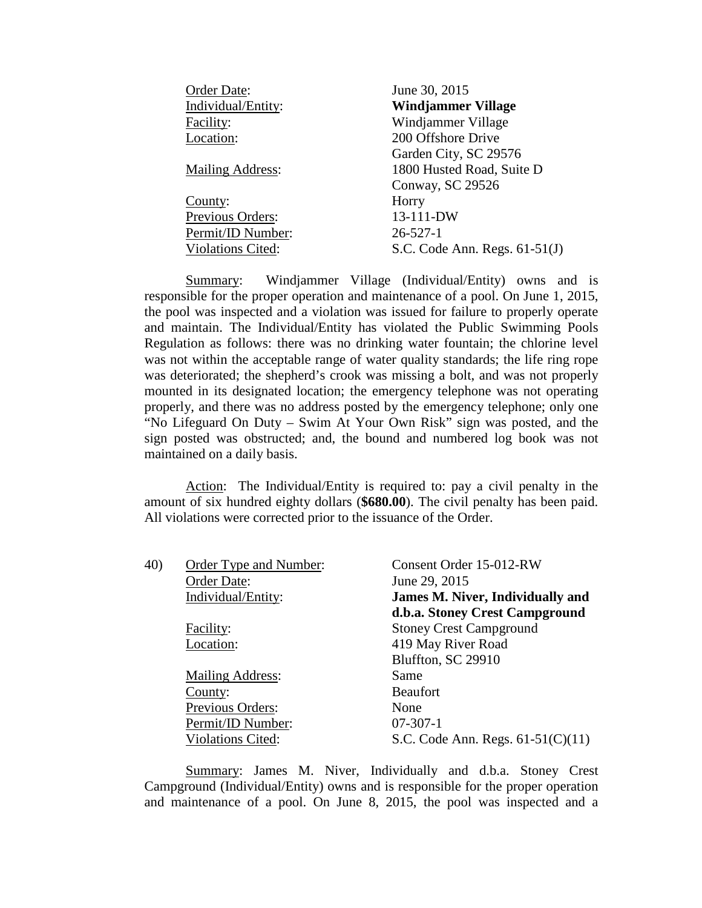| | |
|---|---|
| Order Date: | June 30, 2015 |
| Individual/Entity: | **Windjammer Village** |
| Facility: | Windjammer Village |
| Location: | 200 Offshore Drive<br>Garden City, SC 29576 |
| Mailing Address: | 1800 Husted Road, Suite D<br>Conway, SC 29526 |
| County: | Horry |
| Previous Orders: | 13-111-DW |
| Permit/ID Number: | 26-527-1 |
| Violations Cited: | S.C. Code Ann. Regs. 61-51(J) |

Summary: Windjammer Village (Individual/Entity) owns and is responsible for the proper operation and maintenance of a pool. On June 1, 2015, the pool was inspected and a violation was issued for failure to properly operate and maintain. The Individual/Entity has violated the Public Swimming Pools Regulation as follows: there was no drinking water fountain; the chlorine level was not within the acceptable range of water quality standards; the life ring rope was deteriorated; the shepherd's crook was missing a bolt, and was not properly mounted in its designated location; the emergency telephone was not operating properly, and there was no address posted by the emergency telephone; only one "No Lifeguard On Duty – Swim At Your Own Risk" sign was posted, and the sign posted was obstructed; and, the bound and numbered log book was not maintained on a daily basis.

Action: The Individual/Entity is required to: pay a civil penalty in the amount of six hundred eighty dollars (**$680.00**). The civil penalty has been paid. All violations were corrected prior to the issuance of the Order.

40)

| | |
|---|---|
| Order Type and Number: | Consent Order 15-012-RW |
| Order Date: | June 29, 2015 |
| Individual/Entity: | **James M. Niver, Individually and d.b.a. Stoney Crest Campground** |
| Facility: | Stoney Crest Campground |
| Location: | 419 May River Road<br>Bluffton, SC 29910 |
| Mailing Address: | Same |
| County: | Beaufort |
| Previous Orders: | None |
| Permit/ID Number: | 07-307-1 |
| Violations Cited: | S.C. Code Ann. Regs. 61-51(C)(11) |

Summary: James M. Niver, Individually and d.b.a. Stoney Crest Campground (Individual/Entity) owns and is responsible for the proper operation and maintenance of a pool. On June 8, 2015, the pool was inspected and a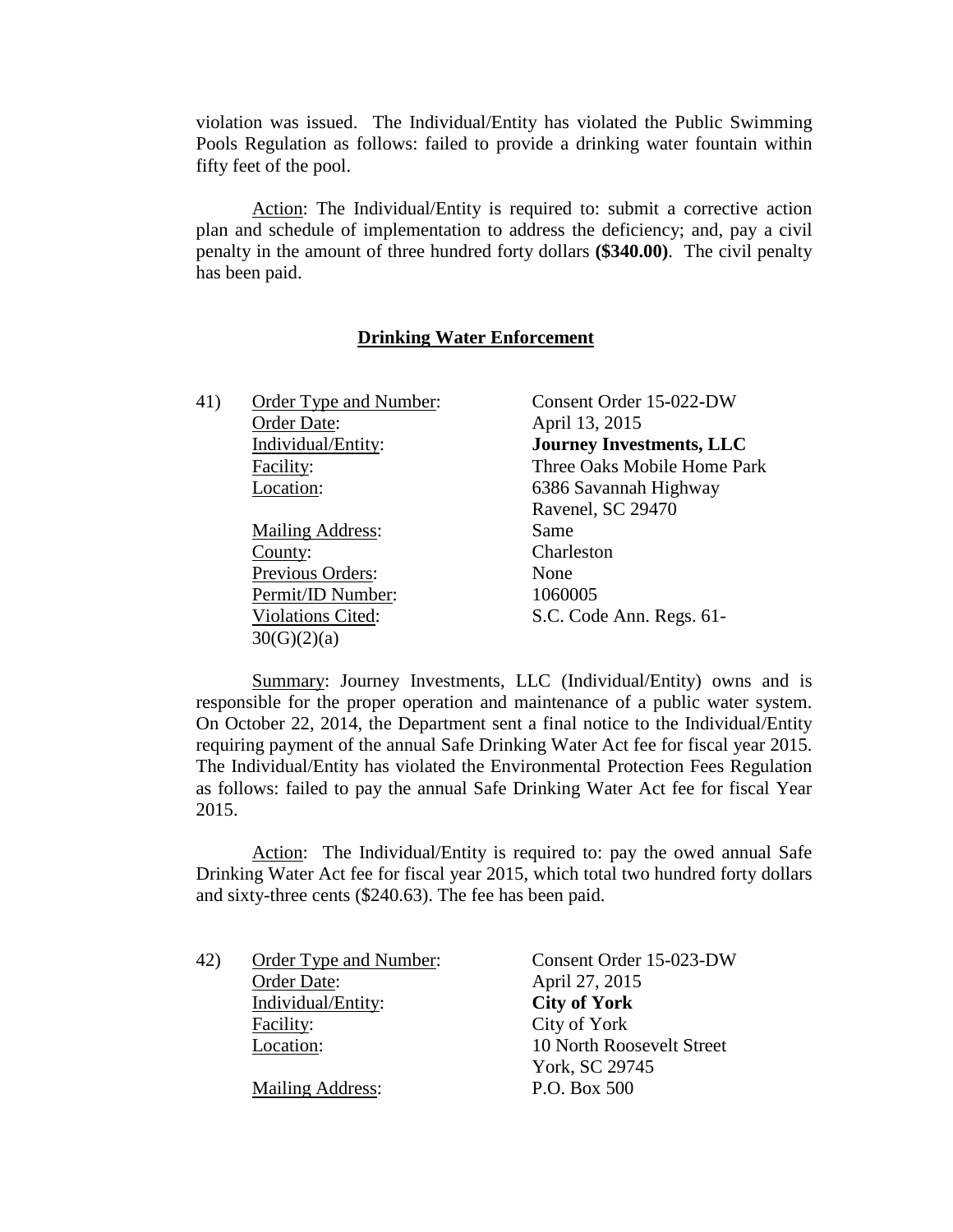violation was issued. The Individual/Entity has violated the Public Swimming Pools Regulation as follows: failed to provide a drinking water fountain within fifty feet of the pool.

Action: The Individual/Entity is required to: submit a corrective action plan and schedule of implementation to address the deficiency; and, pay a civil penalty in the amount of three hundred forty dollars **($340.00)**. The civil penalty has been paid.

## Drinking Water Enforcement

41) Order Type and Number: Consent Order 15-022-DW
Order Date: April 13, 2015
Individual/Entity: **Journey Investments, LLC**
Facility: Three Oaks Mobile Home Park
Location: 6386 Savannah Highway
Ravenel, SC 29470
Mailing Address: Same
County: Charleston
Previous Orders: None
Permit/ID Number: 1060005
Violations Cited: S.C. Code Ann. Regs. 61-30(G)(2)(a)

Summary: Journey Investments, LLC (Individual/Entity) owns and is responsible for the proper operation and maintenance of a public water system. On October 22, 2014, the Department sent a final notice to the Individual/Entity requiring payment of the annual Safe Drinking Water Act fee for fiscal year 2015. The Individual/Entity has violated the Environmental Protection Fees Regulation as follows: failed to pay the annual Safe Drinking Water Act fee for fiscal Year 2015.

Action: The Individual/Entity is required to: pay the owed annual Safe Drinking Water Act fee for fiscal year 2015, which total two hundred forty dollars and sixty-three cents ($240.63). The fee has been paid.

42) Order Type and Number: Consent Order 15-023-DW
Order Date: April 27, 2015
Individual/Entity: **City of York**
Facility: City of York
Location: 10 North Roosevelt Street
York, SC 29745
Mailing Address: P.O. Box 500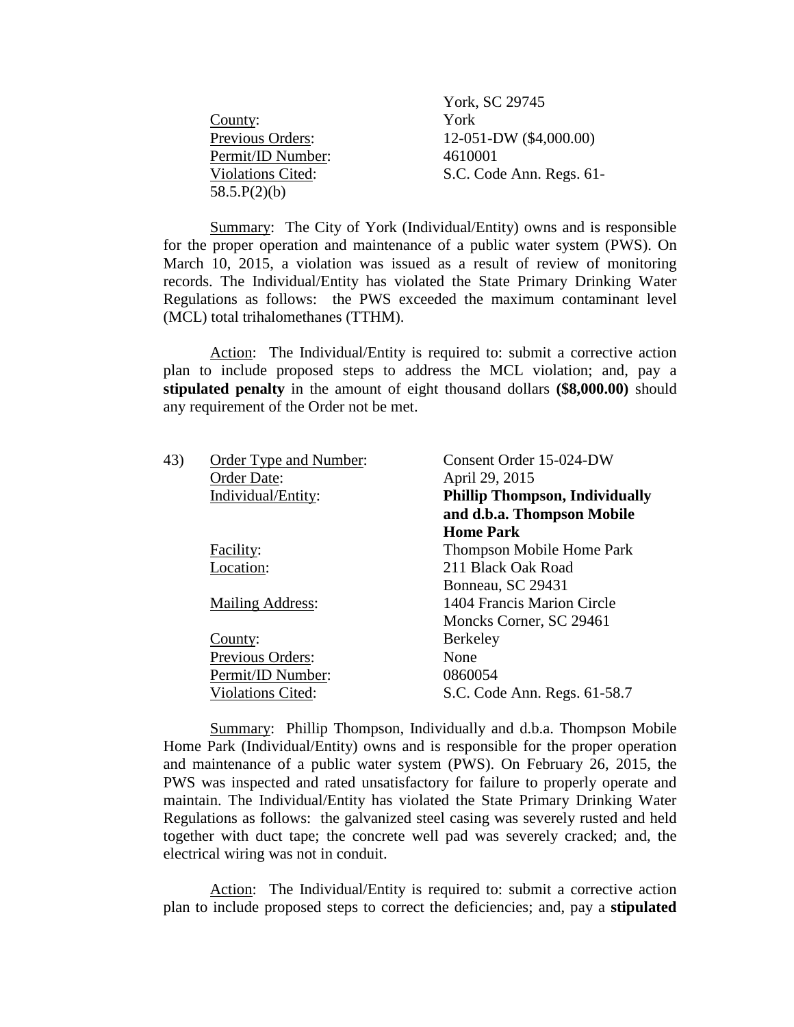York, SC 29745

County: York
Previous Orders: 12-051-DW ($4,000.00)
Permit/ID Number: 4610001
Violations Cited: S.C. Code Ann. Regs. 61-58.5.P(2)(b)

Summary: The City of York (Individual/Entity) owns and is responsible for the proper operation and maintenance of a public water system (PWS). On March 10, 2015, a violation was issued as a result of review of monitoring records. The Individual/Entity has violated the State Primary Drinking Water Regulations as follows: the PWS exceeded the maximum contaminant level (MCL) total trihalomethanes (TTHM).

Action: The Individual/Entity is required to: submit a corrective action plan to include proposed steps to address the MCL violation; and, pay a **stipulated penalty** in the amount of eight thousand dollars **($8,000.00)** should any requirement of the Order not be met.

43) Order Type and Number: Consent Order 15-024-DW
Order Date: April 29, 2015
Individual/Entity: **Phillip Thompson, Individually and d.b.a. Thompson Mobile Home Park**
Facility: Thompson Mobile Home Park
Location: 211 Black Oak Road
Bonneau, SC 29431
Mailing Address: 1404 Francis Marion Circle
Moncks Corner, SC 29461
County: Berkeley
Previous Orders: None
Permit/ID Number: 0860054
Violations Cited: S.C. Code Ann. Regs. 61-58.7

Summary: Phillip Thompson, Individually and d.b.a. Thompson Mobile Home Park (Individual/Entity) owns and is responsible for the proper operation and maintenance of a public water system (PWS). On February 26, 2015, the PWS was inspected and rated unsatisfactory for failure to properly operate and maintain. The Individual/Entity has violated the State Primary Drinking Water Regulations as follows: the galvanized steel casing was severely rusted and held together with duct tape; the concrete well pad was severely cracked; and, the electrical wiring was not in conduit.

Action: The Individual/Entity is required to: submit a corrective action plan to include proposed steps to correct the deficiencies; and, pay a **stipulated**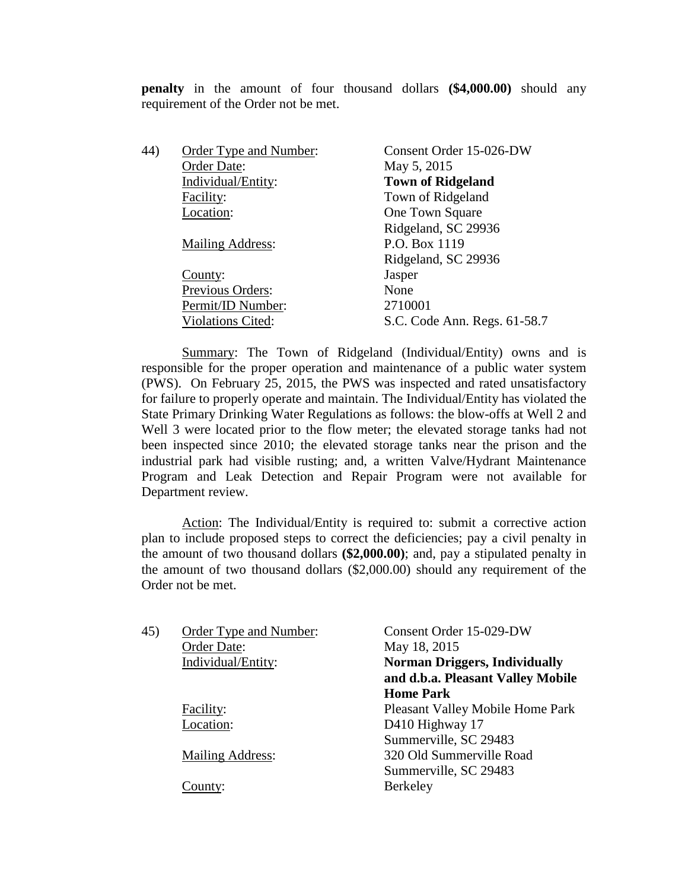**penalty** in the amount of four thousand dollars **($4,000.00)** should any requirement of the Order not be met.

44) Order Type and Number: Consent Order 15-026-DW
Order Date: May 5, 2015
Individual/Entity: **Town of Ridgeland**
Facility: Town of Ridgeland
Location: One Town Square
Ridgeland, SC 29936
Mailing Address: P.O. Box 1119
Ridgeland, SC 29936
County: Jasper
Previous Orders: None
Permit/ID Number: 2710001
Violations Cited: S.C. Code Ann. Regs. 61-58.7

Summary: The Town of Ridgeland (Individual/Entity) owns and is responsible for the proper operation and maintenance of a public water system (PWS). On February 25, 2015, the PWS was inspected and rated unsatisfactory for failure to properly operate and maintain. The Individual/Entity has violated the State Primary Drinking Water Regulations as follows: the blow-offs at Well 2 and Well 3 were located prior to the flow meter; the elevated storage tanks had not been inspected since 2010; the elevated storage tanks near the prison and the industrial park had visible rusting; and, a written Valve/Hydrant Maintenance Program and Leak Detection and Repair Program were not available for Department review.

Action: The Individual/Entity is required to: submit a corrective action plan to include proposed steps to correct the deficiencies; pay a civil penalty in the amount of two thousand dollars **($2,000.00)**; and, pay a stipulated penalty in the amount of two thousand dollars ($2,000.00) should any requirement of the Order not be met.

45) Order Type and Number: Consent Order 15-029-DW
Order Date: May 18, 2015
Individual/Entity: **Norman Driggers, Individually and d.b.a. Pleasant Valley Mobile Home Park**
Facility: Pleasant Valley Mobile Home Park
Location: D410 Highway 17
Summerville, SC 29483
Mailing Address: 320 Old Summerville Road
Summerville, SC 29483
County: Berkeley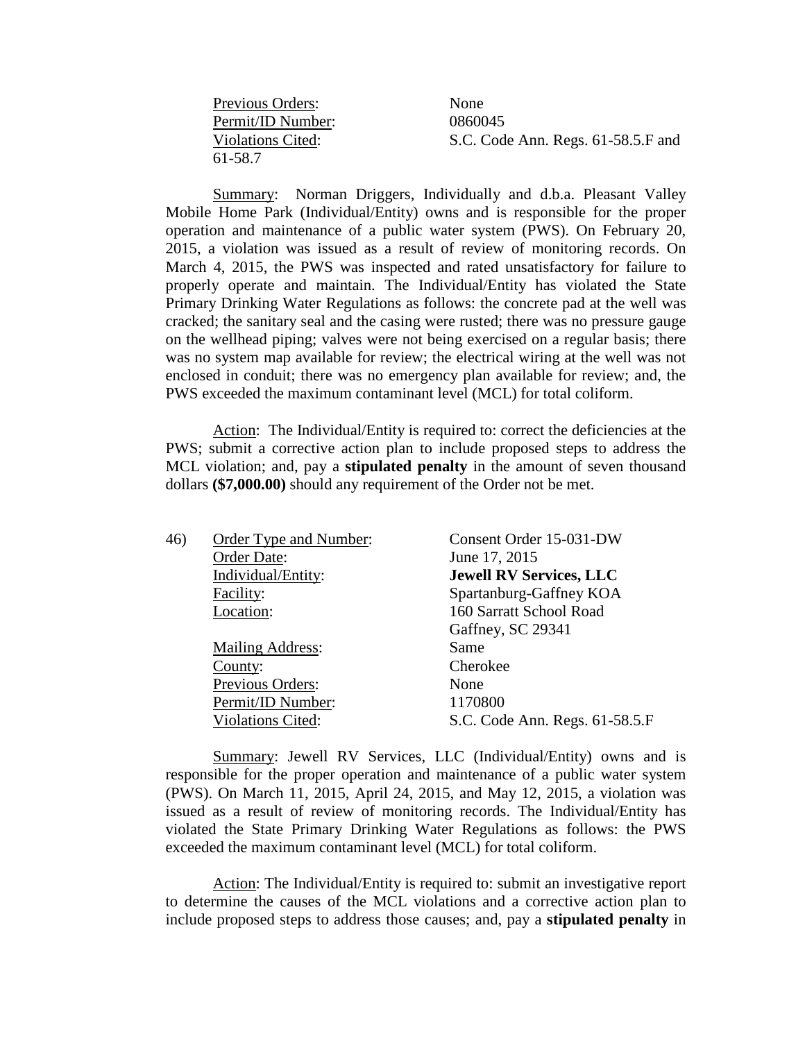Previous Orders: None
Permit/ID Number: 0860045
Violations Cited: S.C. Code Ann. Regs. 61-58.5.F and 61-58.7

Summary: Norman Driggers, Individually and d.b.a. Pleasant Valley Mobile Home Park (Individual/Entity) owns and is responsible for the proper operation and maintenance of a public water system (PWS). On February 20, 2015, a violation was issued as a result of review of monitoring records. On March 4, 2015, the PWS was inspected and rated unsatisfactory for failure to properly operate and maintain. The Individual/Entity has violated the State Primary Drinking Water Regulations as follows: the concrete pad at the well was cracked; the sanitary seal and the casing were rusted; there was no pressure gauge on the wellhead piping; valves were not being exercised on a regular basis; there was no system map available for review; the electrical wiring at the well was not enclosed in conduit; there was no emergency plan available for review; and, the PWS exceeded the maximum contaminant level (MCL) for total coliform.

Action: The Individual/Entity is required to: correct the deficiencies at the PWS; submit a corrective action plan to include proposed steps to address the MCL violation; and, pay a **stipulated penalty** in the amount of seven thousand dollars **($7,000.00)** should any requirement of the Order not be met.

46) Order Type and Number: Consent Order 15-031-DW
Order Date: June 17, 2015
Individual/Entity: **Jewell RV Services, LLC**
Facility: Spartanburg-Gaffney KOA
Location: 160 Sarratt School Road
Gaffney, SC 29341
Mailing Address: Same
County: Cherokee
Previous Orders: None
Permit/ID Number: 1170800
Violations Cited: S.C. Code Ann. Regs. 61-58.5.F

Summary: Jewell RV Services, LLC (Individual/Entity) owns and is responsible for the proper operation and maintenance of a public water system (PWS). On March 11, 2015, April 24, 2015, and May 12, 2015, a violation was issued as a result of review of monitoring records. The Individual/Entity has violated the State Primary Drinking Water Regulations as follows: the PWS exceeded the maximum contaminant level (MCL) for total coliform.

Action: The Individual/Entity is required to: submit an investigative report to determine the causes of the MCL violations and a corrective action plan to include proposed steps to address those causes; and, pay a **stipulated penalty** in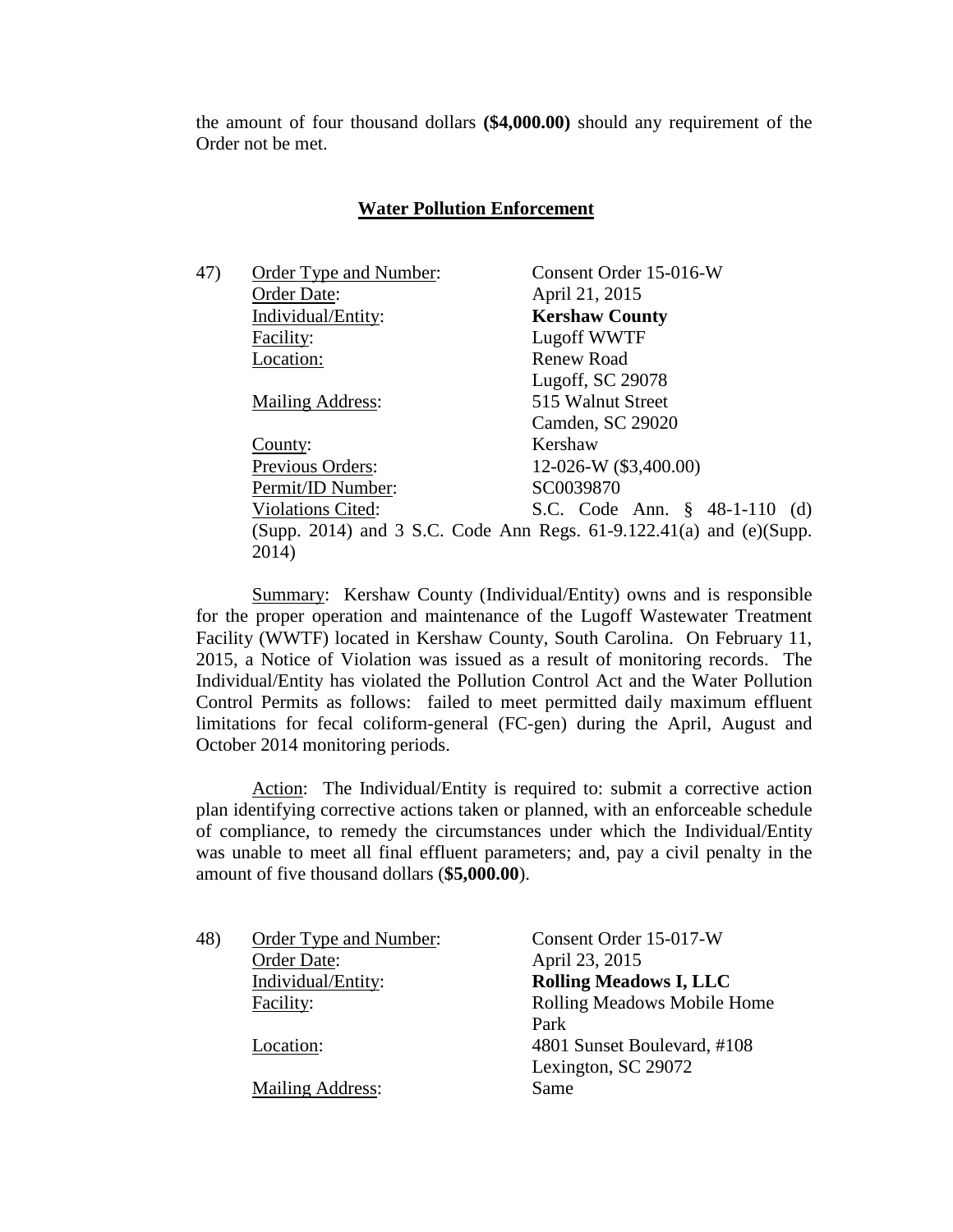the amount of four thousand dollars **($4,000.00)** should any requirement of the Order not be met.

## Water Pollution Enforcement

47) Order Type and Number: Consent Order 15-016-W
Order Date: April 21, 2015
Individual/Entity: **Kershaw County**
Facility: Lugoff WWTF
Location: Renew Road
Lugoff, SC 29078
Mailing Address: 515 Walnut Street
Camden, SC 29020
County: Kershaw
Previous Orders: 12-026-W ($3,400.00)
Permit/ID Number: SC0039870
Violations Cited: S.C. Code Ann. § 48-1-110 (d) (Supp. 2014) and 3 S.C. Code Ann Regs. 61-9.122.41(a) and (e)(Supp. 2014)

Summary: Kershaw County (Individual/Entity) owns and is responsible for the proper operation and maintenance of the Lugoff Wastewater Treatment Facility (WWTF) located in Kershaw County, South Carolina. On February 11, 2015, a Notice of Violation was issued as a result of monitoring records. The Individual/Entity has violated the Pollution Control Act and the Water Pollution Control Permits as follows: failed to meet permitted daily maximum effluent limitations for fecal coliform-general (FC-gen) during the April, August and October 2014 monitoring periods.

Action: The Individual/Entity is required to: submit a corrective action plan identifying corrective actions taken or planned, with an enforceable schedule of compliance, to remedy the circumstances under which the Individual/Entity was unable to meet all final effluent parameters; and, pay a civil penalty in the amount of five thousand dollars (**$5,000.00**).

48) Order Type and Number: Consent Order 15-017-W
Order Date: April 23, 2015
Individual/Entity: **Rolling Meadows I, LLC**
Facility: Rolling Meadows Mobile Home Park
Location: 4801 Sunset Boulevard, #108
Lexington, SC 29072
Mailing Address: Same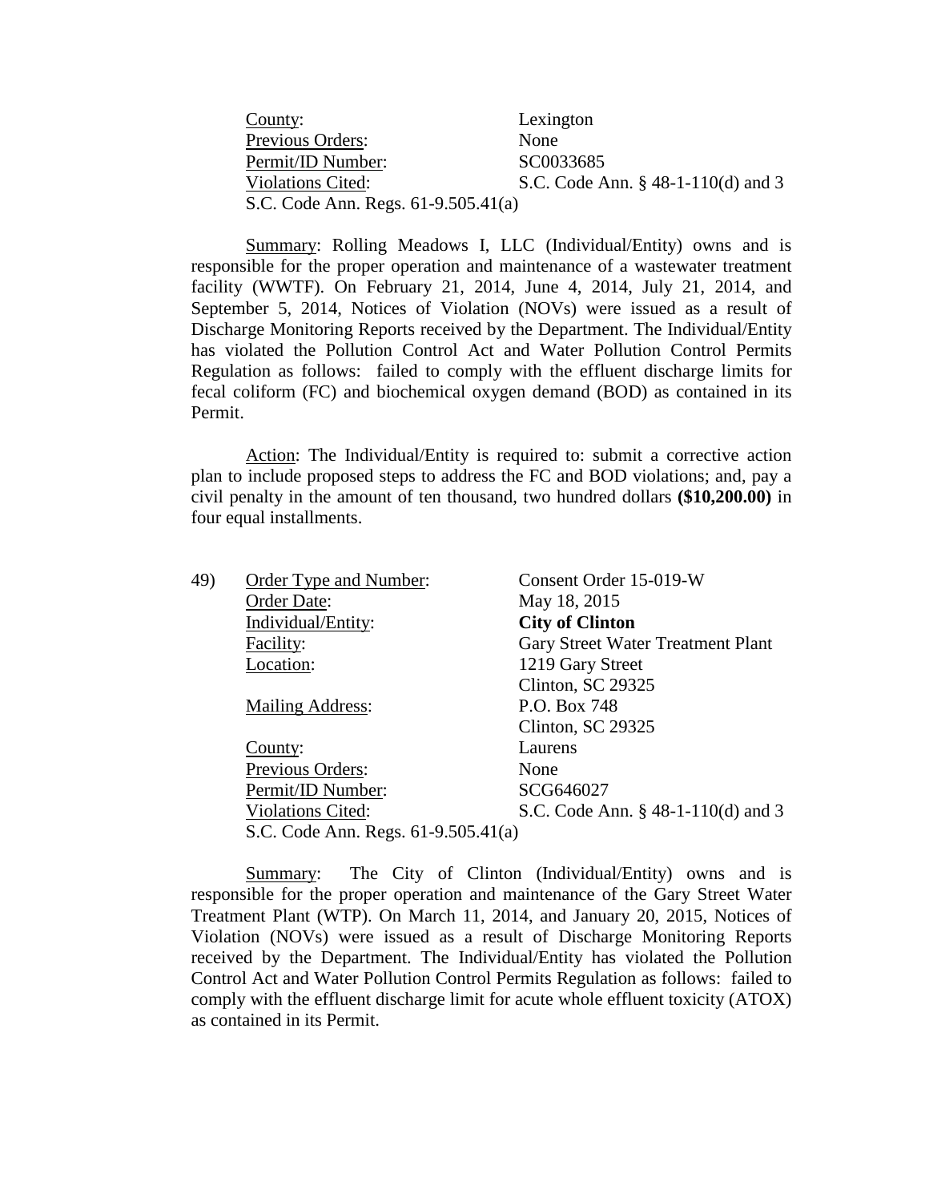County: Lexington
Previous Orders: None
Permit/ID Number: SC0033685
Violations Cited: S.C. Code Ann. § 48-1-110(d) and 3 S.C. Code Ann. Regs. 61-9.505.41(a)

Summary: Rolling Meadows I, LLC (Individual/Entity) owns and is responsible for the proper operation and maintenance of a wastewater treatment facility (WWTF). On February 21, 2014, June 4, 2014, July 21, 2014, and September 5, 2014, Notices of Violation (NOVs) were issued as a result of Discharge Monitoring Reports received by the Department. The Individual/Entity has violated the Pollution Control Act and Water Pollution Control Permits Regulation as follows: failed to comply with the effluent discharge limits for fecal coliform (FC) and biochemical oxygen demand (BOD) as contained in its Permit.

Action: The Individual/Entity is required to: submit a corrective action plan to include proposed steps to address the FC and BOD violations; and, pay a civil penalty in the amount of ten thousand, two hundred dollars **($10,200.00)** in four equal installments.

49) Order Type and Number: Consent Order 15-019-W
Order Date: May 18, 2015
Individual/Entity: **City of Clinton**
Facility: Gary Street Water Treatment Plant
Location: 1219 Gary Street
Clinton, SC 29325
Mailing Address: P.O. Box 748
Clinton, SC 29325
County: Laurens
Previous Orders: None
Permit/ID Number: SCG646027
Violations Cited: S.C. Code Ann. § 48-1-110(d) and 3 S.C. Code Ann. Regs. 61-9.505.41(a)

Summary: The City of Clinton (Individual/Entity) owns and is responsible for the proper operation and maintenance of the Gary Street Water Treatment Plant (WTP). On March 11, 2014, and January 20, 2015, Notices of Violation (NOVs) were issued as a result of Discharge Monitoring Reports received by the Department. The Individual/Entity has violated the Pollution Control Act and Water Pollution Control Permits Regulation as follows: failed to comply with the effluent discharge limit for acute whole effluent toxicity (ATOX) as contained in its Permit.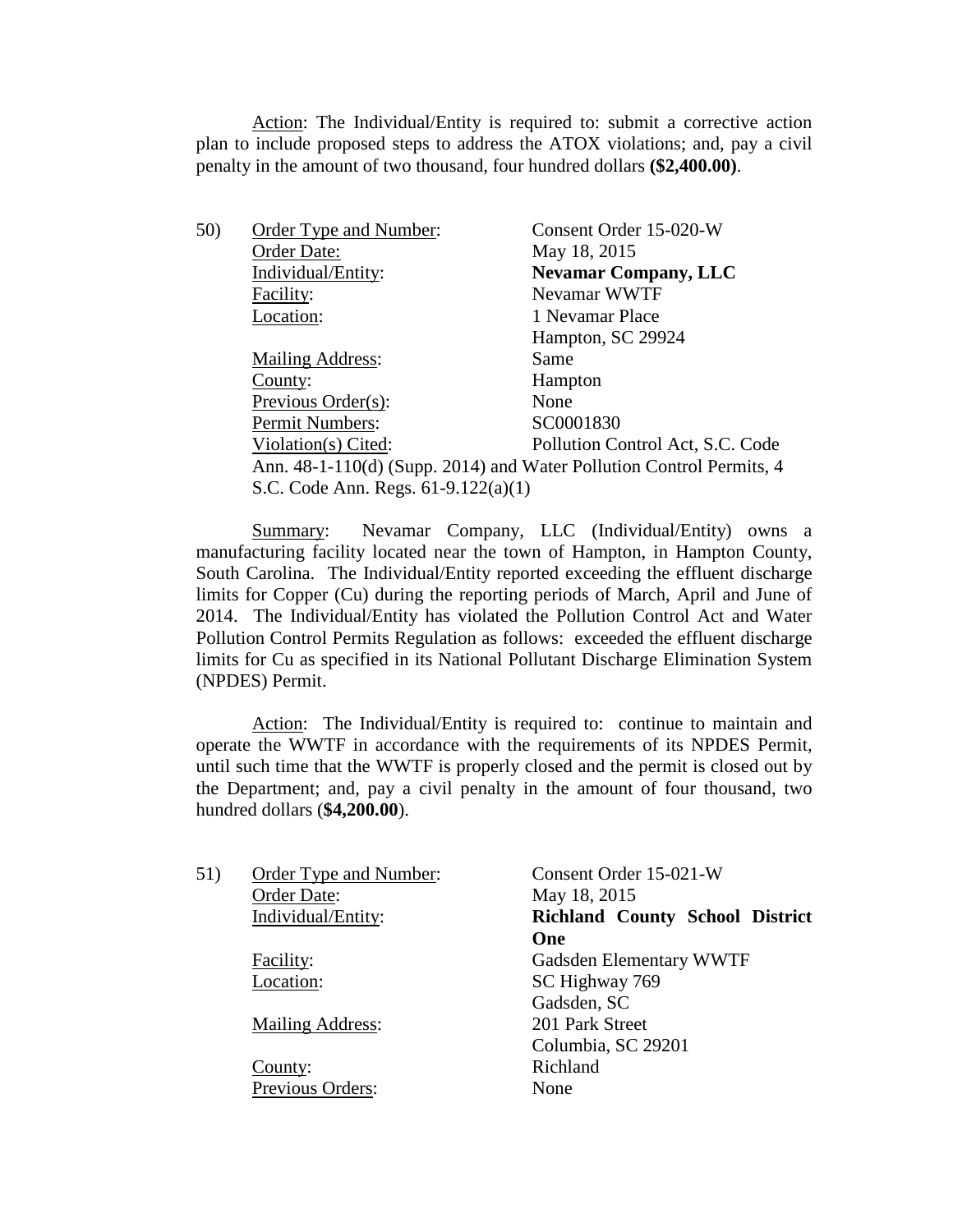Action: The Individual/Entity is required to: submit a corrective action plan to include proposed steps to address the ATOX violations; and, pay a civil penalty in the amount of two thousand, four hundred dollars **($2,400.00)**.

50) Order Type and Number: Consent Order 15-020-W
Order Date: May 18, 2015
Individual/Entity: **Nevamar Company, LLC**
Facility: Nevamar WWTF
Location: 1 Nevamar Place
Hampton, SC 29924
Mailing Address: Same
County: Hampton
Previous Order(s): None
Permit Numbers: SC0001830
Violation(s) Cited: Pollution Control Act, S.C. Code Ann. 48-1-110(d) (Supp. 2014) and Water Pollution Control Permits, 4 S.C. Code Ann. Regs. 61-9.122(a)(1)

Summary: Nevamar Company, LLC (Individual/Entity) owns a manufacturing facility located near the town of Hampton, in Hampton County, South Carolina. The Individual/Entity reported exceeding the effluent discharge limits for Copper (Cu) during the reporting periods of March, April and June of 2014. The Individual/Entity has violated the Pollution Control Act and Water Pollution Control Permits Regulation as follows: exceeded the effluent discharge limits for Cu as specified in its National Pollutant Discharge Elimination System (NPDES) Permit.

Action: The Individual/Entity is required to: continue to maintain and operate the WWTF in accordance with the requirements of its NPDES Permit, until such time that the WWTF is properly closed and the permit is closed out by the Department; and, pay a civil penalty in the amount of four thousand, two hundred dollars (**$4,200.00**).

51) Order Type and Number: Consent Order 15-021-W
Order Date: May 18, 2015
Individual/Entity: **Richland County School District One**
Facility: Gadsden Elementary WWTF
Location: SC Highway 769
Gadsden, SC
Mailing Address: 201 Park Street
Columbia, SC 29201
County: Richland
Previous Orders: None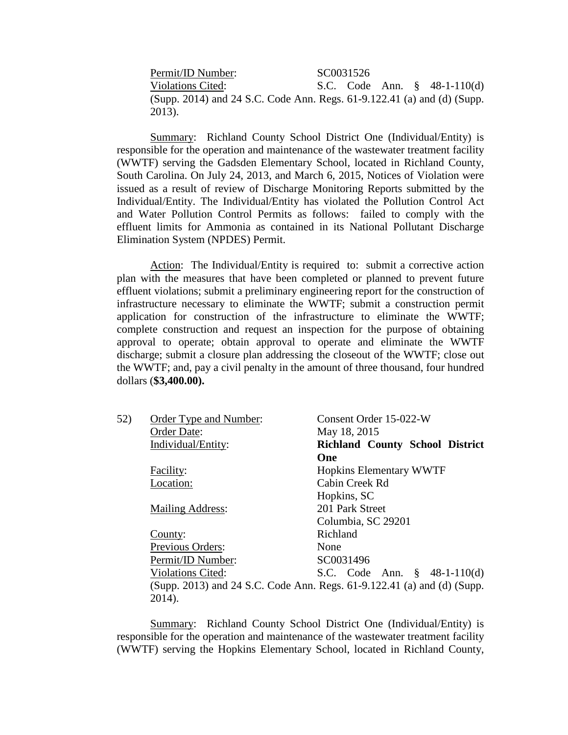Permit/ID Number: SC0031526
Violations Cited: S.C. Code Ann. § 48-1-110(d) (Supp. 2014) and 24 S.C. Code Ann. Regs. 61-9.122.41 (a) and (d) (Supp. 2013).

Summary: Richland County School District One (Individual/Entity) is responsible for the operation and maintenance of the wastewater treatment facility (WWTF) serving the Gadsden Elementary School, located in Richland County, South Carolina. On July 24, 2013, and March 6, 2015, Notices of Violation were issued as a result of review of Discharge Monitoring Reports submitted by the Individual/Entity. The Individual/Entity has violated the Pollution Control Act and Water Pollution Control Permits as follows: failed to comply with the effluent limits for Ammonia as contained in its National Pollutant Discharge Elimination System (NPDES) Permit.

Action: The Individual/Entity is required to: submit a corrective action plan with the measures that have been completed or planned to prevent future effluent violations; submit a preliminary engineering report for the construction of infrastructure necessary to eliminate the WWTF; submit a construction permit application for construction of the infrastructure to eliminate the WWTF; complete construction and request an inspection for the purpose of obtaining approval to operate; obtain approval to operate and eliminate the WWTF discharge; submit a closure plan addressing the closeout of the WWTF; close out the WWTF; and, pay a civil penalty in the amount of three thousand, four hundred dollars (**$3,400.00).**

52) Order Type and Number: Consent Order 15-022-W
Order Date: May 18, 2015
Individual/Entity: **Richland County School District One**
Facility: Hopkins Elementary WWTF
Location: Cabin Creek Rd
Hopkins, SC
Mailing Address: 201 Park Street
Columbia, SC 29201
County: Richland
Previous Orders: None
Permit/ID Number: SC0031496
Violations Cited: S.C. Code Ann. § 48-1-110(d) (Supp. 2013) and 24 S.C. Code Ann. Regs. 61-9.122.41 (a) and (d) (Supp. 2014).

Summary: Richland County School District One (Individual/Entity) is responsible for the operation and maintenance of the wastewater treatment facility (WWTF) serving the Hopkins Elementary School, located in Richland County,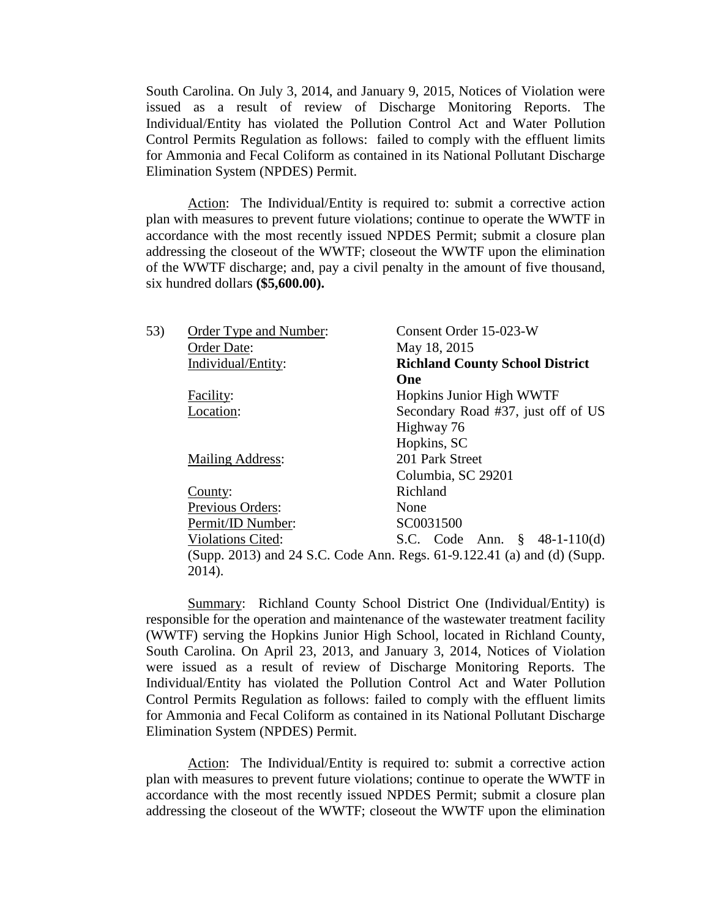South Carolina. On July 3, 2014, and January 9, 2015, Notices of Violation were issued as a result of review of Discharge Monitoring Reports. The Individual/Entity has violated the Pollution Control Act and Water Pollution Control Permits Regulation as follows: failed to comply with the effluent limits for Ammonia and Fecal Coliform as contained in its National Pollutant Discharge Elimination System (NPDES) Permit.

Action: The Individual/Entity is required to: submit a corrective action plan with measures to prevent future violations; continue to operate the WWTF in accordance with the most recently issued NPDES Permit; submit a closure plan addressing the closeout of the WWTF; closeout the WWTF upon the elimination of the WWTF discharge; and, pay a civil penalty in the amount of five thousand, six hundred dollars **($5,600.00).**

53) Order Type and Number: Consent Order 15-023-W
Order Date: May 18, 2015
Individual/Entity: **Richland County School District One**
Facility: Hopkins Junior High WWTF
Location: Secondary Road #37, just off of US Highway 76
Hopkins, SC
Mailing Address: 201 Park Street
Columbia, SC 29201
County: Richland
Previous Orders: None
Permit/ID Number: SC0031500
Violations Cited: S.C. Code Ann. § 48-1-110(d) (Supp. 2013) and 24 S.C. Code Ann. Regs. 61-9.122.41 (a) and (d) (Supp. 2014).

Summary: Richland County School District One (Individual/Entity) is responsible for the operation and maintenance of the wastewater treatment facility (WWTF) serving the Hopkins Junior High School, located in Richland County, South Carolina. On April 23, 2013, and January 3, 2014, Notices of Violation were issued as a result of review of Discharge Monitoring Reports. The Individual/Entity has violated the Pollution Control Act and Water Pollution Control Permits Regulation as follows: failed to comply with the effluent limits for Ammonia and Fecal Coliform as contained in its National Pollutant Discharge Elimination System (NPDES) Permit.

Action: The Individual/Entity is required to: submit a corrective action plan with measures to prevent future violations; continue to operate the WWTF in accordance with the most recently issued NPDES Permit; submit a closure plan addressing the closeout of the WWTF; closeout the WWTF upon the elimination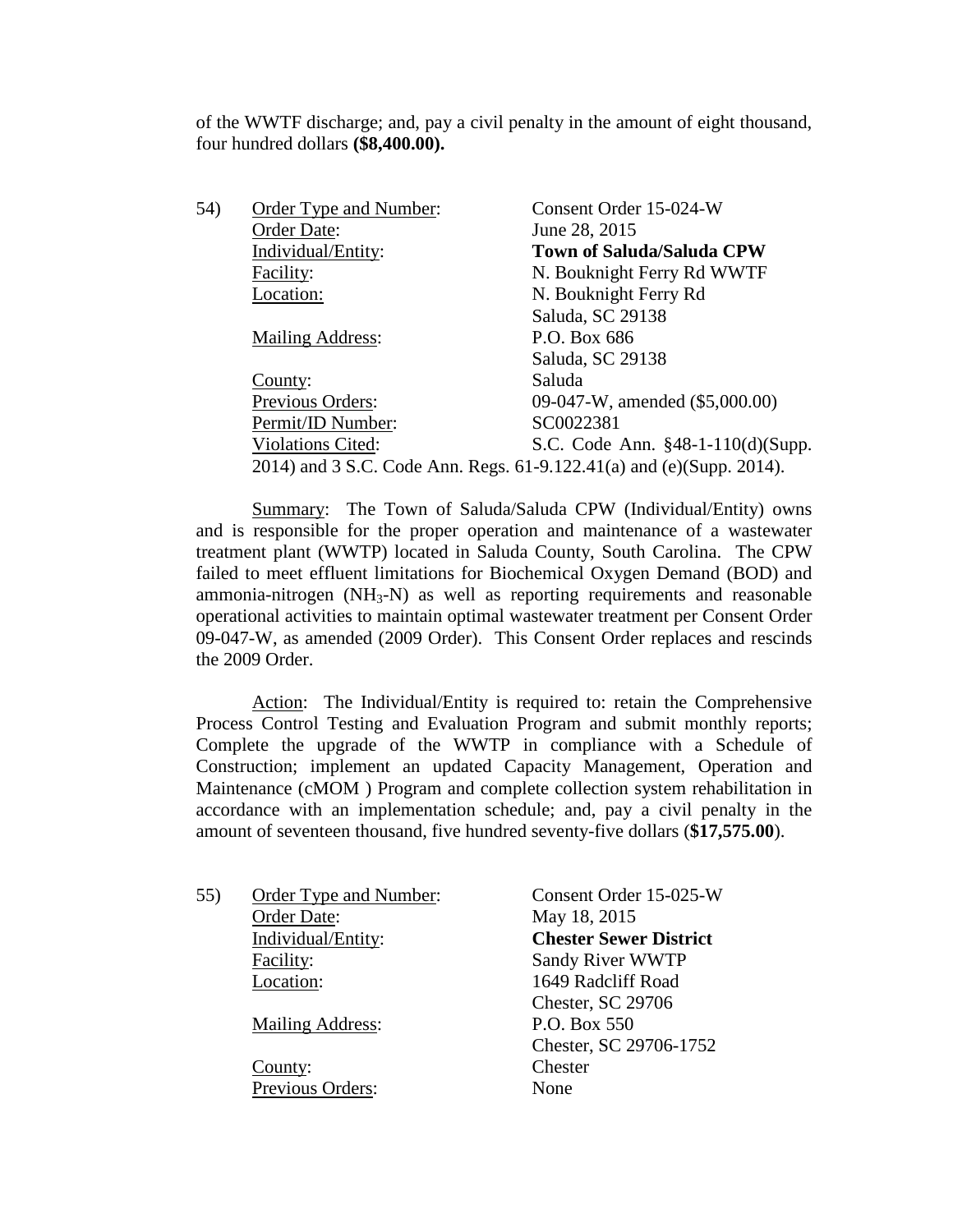of the WWTF discharge; and, pay a civil penalty in the amount of eight thousand, four hundred dollars **($8,400.00).**

54) Order Type and Number: Consent Order 15-024-W
Order Date: June 28, 2015
Individual/Entity: **Town of Saluda/Saluda CPW**
Facility: N. Bouknight Ferry Rd WWTF
Location: N. Bouknight Ferry Rd
Saluda, SC 29138
Mailing Address: P.O. Box 686
Saluda, SC 29138
County: Saluda
Previous Orders: 09-047-W, amended ($5,000.00)
Permit/ID Number: SC0022381
Violations Cited: S.C. Code Ann. §48-1-110(d)(Supp. 2014) and 3 S.C. Code Ann. Regs. 61-9.122.41(a) and (e)(Supp. 2014).

Summary: The Town of Saluda/Saluda CPW (Individual/Entity) owns and is responsible for the proper operation and maintenance of a wastewater treatment plant (WWTP) located in Saluda County, South Carolina. The CPW failed to meet effluent limitations for Biochemical Oxygen Demand (BOD) and ammonia-nitrogen ($NH_3$-N) as well as reporting requirements and reasonable operational activities to maintain optimal wastewater treatment per Consent Order 09-047-W, as amended (2009 Order). This Consent Order replaces and rescinds the 2009 Order.

Action: The Individual/Entity is required to: retain the Comprehensive Process Control Testing and Evaluation Program and submit monthly reports; Complete the upgrade of the WWTP in compliance with a Schedule of Construction; implement an updated Capacity Management, Operation and Maintenance (cMOM ) Program and complete collection system rehabilitation in accordance with an implementation schedule; and, pay a civil penalty in the amount of seventeen thousand, five hundred seventy-five dollars (**$17,575.00**).

55) Order Type and Number: Consent Order 15-025-W
Order Date: May 18, 2015
Individual/Entity: **Chester Sewer District**
Facility: Sandy River WWTP
Location: 1649 Radcliff Road
Chester, SC 29706
Mailing Address: P.O. Box 550
Chester, SC 29706-1752
County: Chester
Previous Orders: None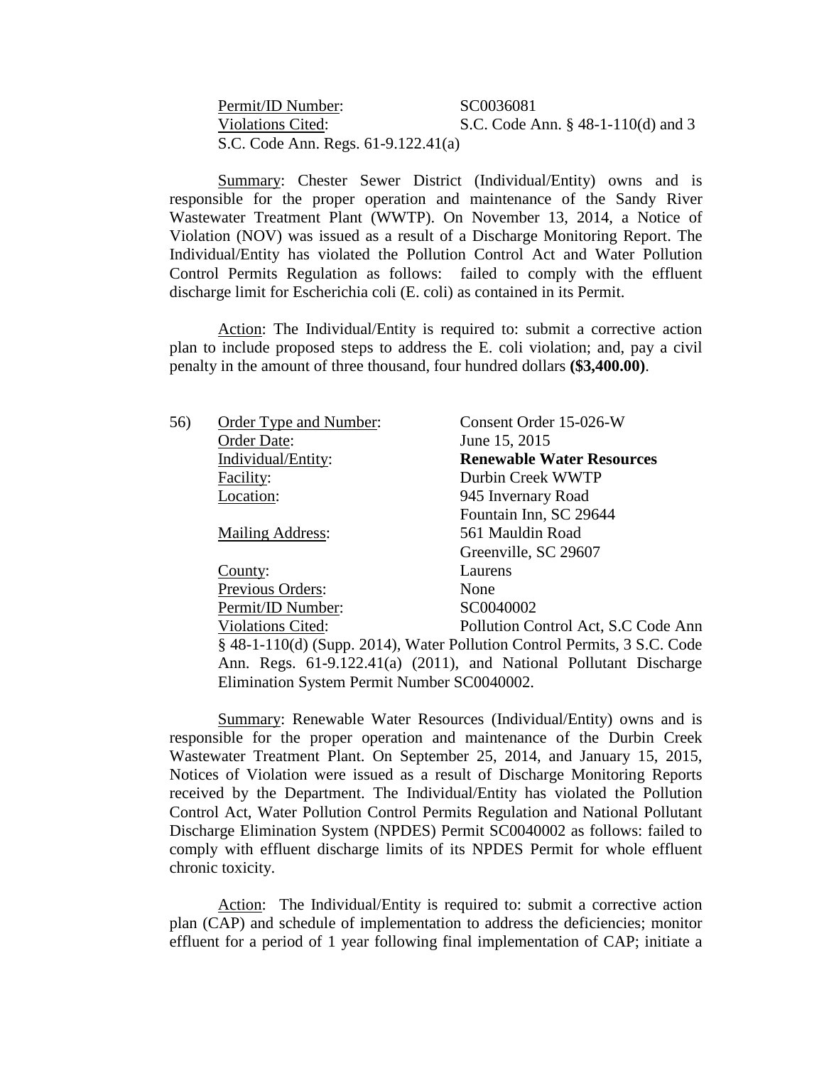Permit/ID Number: SC0036081
Violations Cited: S.C. Code Ann. § 48-1-110(d) and 3 S.C. Code Ann. Regs. 61-9.122.41(a)

Summary: Chester Sewer District (Individual/Entity) owns and is responsible for the proper operation and maintenance of the Sandy River Wastewater Treatment Plant (WWTP). On November 13, 2014, a Notice of Violation (NOV) was issued as a result of a Discharge Monitoring Report. The Individual/Entity has violated the Pollution Control Act and Water Pollution Control Permits Regulation as follows: failed to comply with the effluent discharge limit for Escherichia coli (E. coli) as contained in its Permit.

Action: The Individual/Entity is required to: submit a corrective action plan to include proposed steps to address the E. coli violation; and, pay a civil penalty in the amount of three thousand, four hundred dollars **($3,400.00)**.

56) Order Type and Number: Consent Order 15-026-W
Order Date: June 15, 2015
Individual/Entity: **Renewable Water Resources**
Facility: Durbin Creek WWTP
Location: 945 Invernary Road
Fountain Inn, SC 29644
Mailing Address: 561 Mauldin Road
Greenville, SC 29607
County: Laurens
Previous Orders: None
Permit/ID Number: SC0040002
Violations Cited: Pollution Control Act, S.C Code Ann § 48-1-110(d) (Supp. 2014), Water Pollution Control Permits, 3 S.C. Code Ann. Regs. 61-9.122.41(a) (2011), and National Pollutant Discharge Elimination System Permit Number SC0040002.

Summary: Renewable Water Resources (Individual/Entity) owns and is responsible for the proper operation and maintenance of the Durbin Creek Wastewater Treatment Plant. On September 25, 2014, and January 15, 2015, Notices of Violation were issued as a result of Discharge Monitoring Reports received by the Department. The Individual/Entity has violated the Pollution Control Act, Water Pollution Control Permits Regulation and National Pollutant Discharge Elimination System (NPDES) Permit SC0040002 as follows: failed to comply with effluent discharge limits of its NPDES Permit for whole effluent chronic toxicity.

Action: The Individual/Entity is required to: submit a corrective action plan (CAP) and schedule of implementation to address the deficiencies; monitor effluent for a period of 1 year following final implementation of CAP; initiate a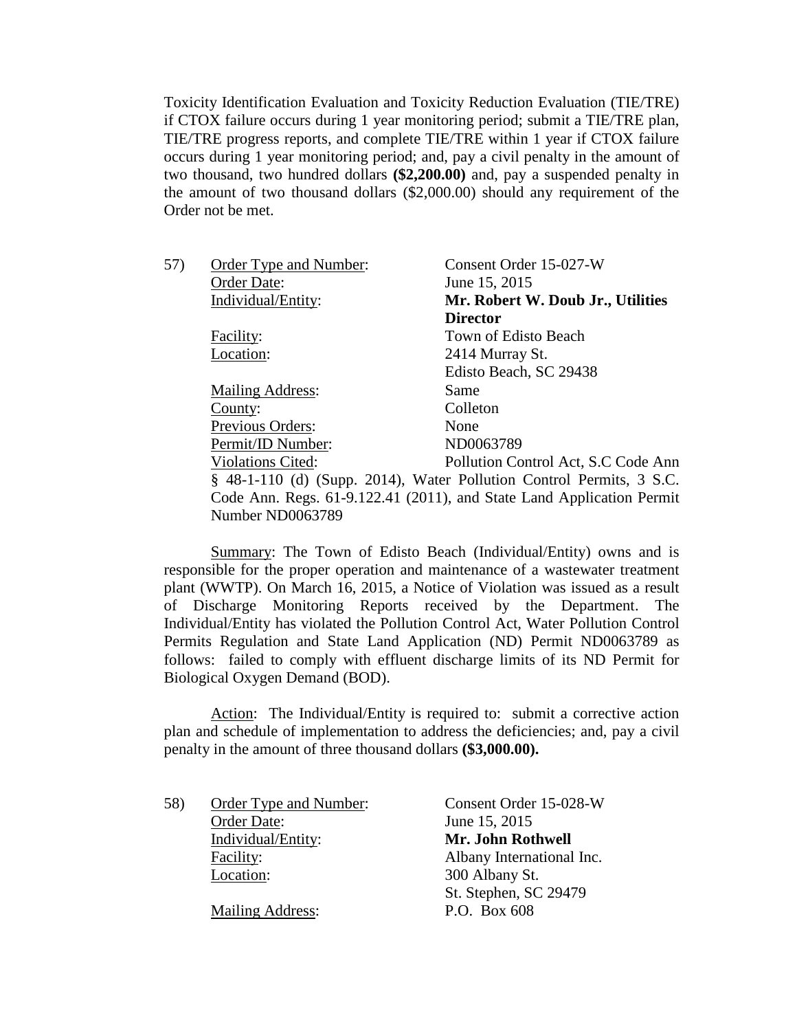Toxicity Identification Evaluation and Toxicity Reduction Evaluation (TIE/TRE) if CTOX failure occurs during 1 year monitoring period; submit a TIE/TRE plan, TIE/TRE progress reports, and complete TIE/TRE within 1 year if CTOX failure occurs during 1 year monitoring period; and, pay a civil penalty in the amount of two thousand, two hundred dollars **($2,200.00)** and, pay a suspended penalty in the amount of two thousand dollars ($2,000.00) should any requirement of the Order not be met.

57) Order Type and Number: Consent Order 15-027-W
Order Date: June 15, 2015
Individual/Entity: **Mr. Robert W. Doub Jr., Utilities Director**
Facility: Town of Edisto Beach
Location: 2414 Murray St.
Edisto Beach, SC 29438
Mailing Address: Same
County: Colleton
Previous Orders: None
Permit/ID Number: ND0063789
Violations Cited: Pollution Control Act, S.C Code Ann § 48-1-110 (d) (Supp. 2014), Water Pollution Control Permits, 3 S.C. Code Ann. Regs. 61-9.122.41 (2011), and State Land Application Permit Number ND0063789

Summary: The Town of Edisto Beach (Individual/Entity) owns and is responsible for the proper operation and maintenance of a wastewater treatment plant (WWTP). On March 16, 2015, a Notice of Violation was issued as a result of Discharge Monitoring Reports received by the Department. The Individual/Entity has violated the Pollution Control Act, Water Pollution Control Permits Regulation and State Land Application (ND) Permit ND0063789 as follows: failed to comply with effluent discharge limits of its ND Permit for Biological Oxygen Demand (BOD).

Action: The Individual/Entity is required to: submit a corrective action plan and schedule of implementation to address the deficiencies; and, pay a civil penalty in the amount of three thousand dollars **($3,000.00).**

58) Order Type and Number: Consent Order 15-028-W
Order Date: June 15, 2015
Individual/Entity: **Mr. John Rothwell**
Facility: Albany International Inc.
Location: 300 Albany St.
St. Stephen, SC 29479
Mailing Address: P.O. Box 608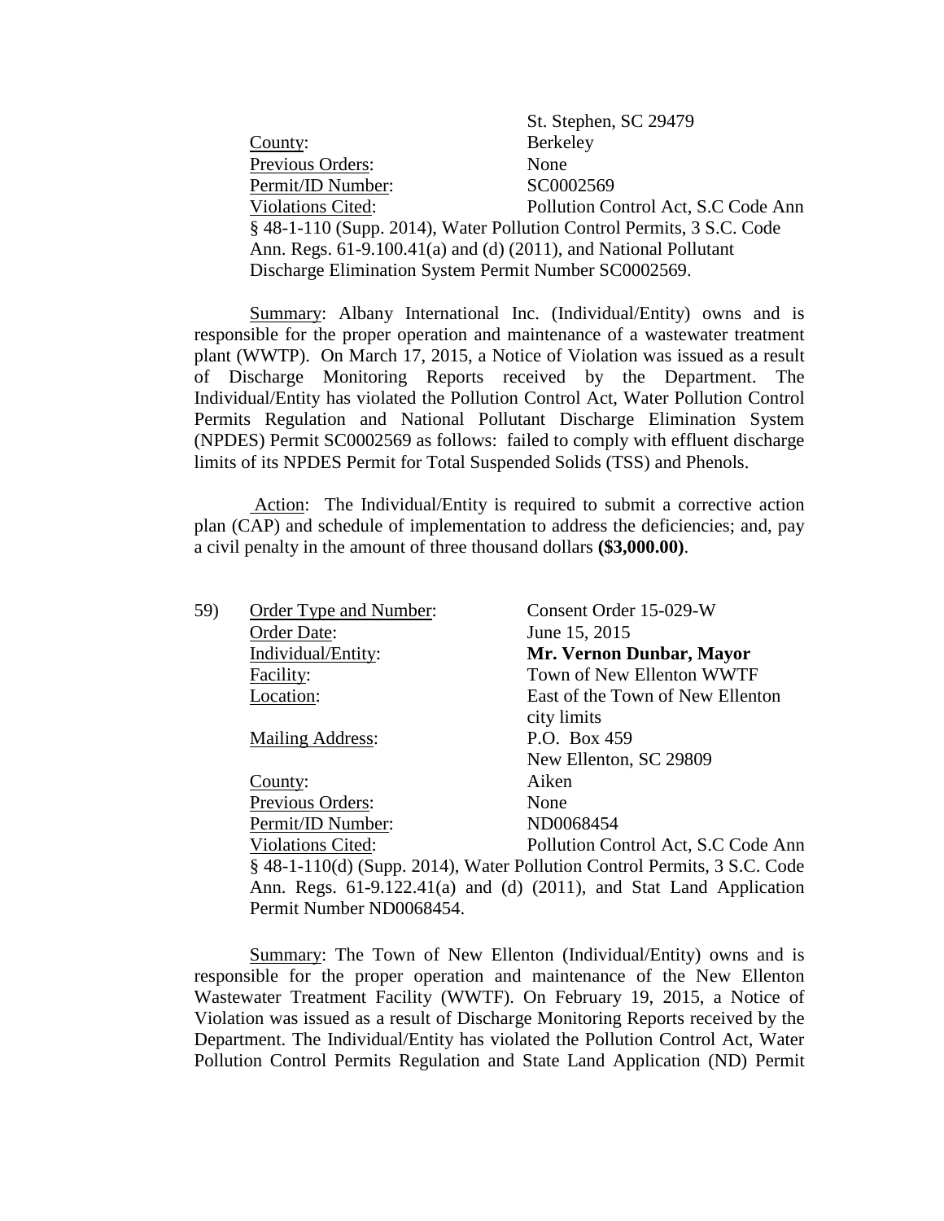St. Stephen, SC 29479

County: Berkeley

Previous Orders: None

Permit/ID Number: SC0002569

Violations Cited: Pollution Control Act, S.C Code Ann § 48-1-110 (Supp. 2014), Water Pollution Control Permits, 3 S.C. Code Ann. Regs. 61-9.100.41(a) and (d) (2011), and National Pollutant Discharge Elimination System Permit Number SC0002569.

Summary: Albany International Inc. (Individual/Entity) owns and is responsible for the proper operation and maintenance of a wastewater treatment plant (WWTP). On March 17, 2015, a Notice of Violation was issued as a result of Discharge Monitoring Reports received by the Department. The Individual/Entity has violated the Pollution Control Act, Water Pollution Control Permits Regulation and National Pollutant Discharge Elimination System (NPDES) Permit SC0002569 as follows: failed to comply with effluent discharge limits of its NPDES Permit for Total Suspended Solids (TSS) and Phenols.

Action: The Individual/Entity is required to submit a corrective action plan (CAP) and schedule of implementation to address the deficiencies; and, pay a civil penalty in the amount of three thousand dollars **($3,000.00)**.

59) Order Type and Number: Consent Order 15-029-W

Order Date: June 15, 2015

Individual/Entity: **Mr. Vernon Dunbar, Mayor**

Facility: Town of New Ellenton WWTF

Location: East of the Town of New Ellenton city limits

Mailing Address: P.O. Box 459
New Ellenton, SC 29809

County: Aiken

Previous Orders: None

Permit/ID Number: ND0068454

Violations Cited: Pollution Control Act, S.C Code Ann § 48-1-110(d) (Supp. 2014), Water Pollution Control Permits, 3 S.C. Code Ann. Regs. 61-9.122.41(a) and (d) (2011), and Stat Land Application Permit Number ND0068454.

Summary: The Town of New Ellenton (Individual/Entity) owns and is responsible for the proper operation and maintenance of the New Ellenton Wastewater Treatment Facility (WWTF). On February 19, 2015, a Notice of Violation was issued as a result of Discharge Monitoring Reports received by the Department. The Individual/Entity has violated the Pollution Control Act, Water Pollution Control Permits Regulation and State Land Application (ND) Permit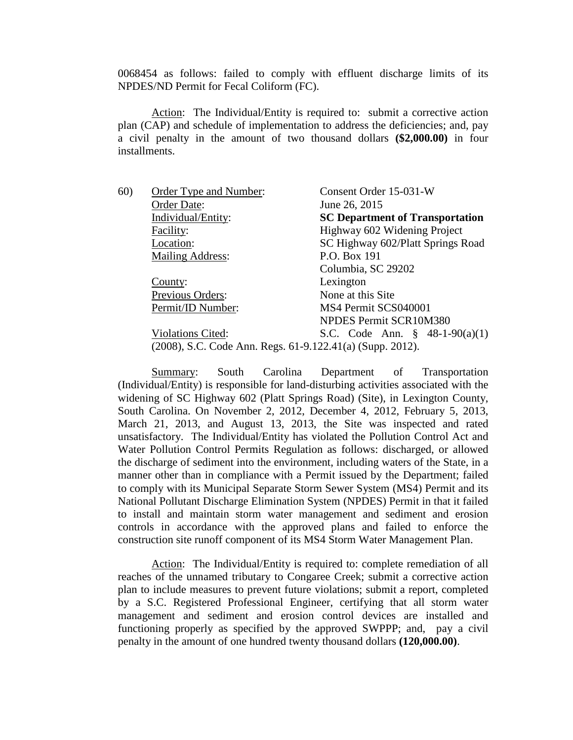0068454 as follows: failed to comply with effluent discharge limits of its NPDES/ND Permit for Fecal Coliform (FC).

Action: The Individual/Entity is required to: submit a corrective action plan (CAP) and schedule of implementation to address the deficiencies; and, pay a civil penalty in the amount of two thousand dollars **($2,000.00)** in four installments.

60) Order Type and Number: Consent Order 15-031-W
Order Date: June 26, 2015
Individual/Entity: **SC Department of Transportation**
Facility: Highway 602 Widening Project
Location: SC Highway 602/Platt Springs Road
Mailing Address: P.O. Box 191
Columbia, SC 29202
County: Lexington
Previous Orders: None at this Site
Permit/ID Number: MS4 Permit SCS040001
NPDES Permit SCR10M380
Violations Cited: S.C. Code Ann. § 48-1-90(a)(1) (2008), S.C. Code Ann. Regs. 61-9.122.41(a) (Supp. 2012).

Summary: South Carolina Department of Transportation (Individual/Entity) is responsible for land-disturbing activities associated with the widening of SC Highway 602 (Platt Springs Road) (Site), in Lexington County, South Carolina. On November 2, 2012, December 4, 2012, February 5, 2013, March 21, 2013, and August 13, 2013, the Site was inspected and rated unsatisfactory. The Individual/Entity has violated the Pollution Control Act and Water Pollution Control Permits Regulation as follows: discharged, or allowed the discharge of sediment into the environment, including waters of the State, in a manner other than in compliance with a Permit issued by the Department; failed to comply with its Municipal Separate Storm Sewer System (MS4) Permit and its National Pollutant Discharge Elimination System (NPDES) Permit in that it failed to install and maintain storm water management and sediment and erosion controls in accordance with the approved plans and failed to enforce the construction site runoff component of its MS4 Storm Water Management Plan.

Action: The Individual/Entity is required to: complete remediation of all reaches of the unnamed tributary to Congaree Creek; submit a corrective action plan to include measures to prevent future violations; submit a report, completed by a S.C. Registered Professional Engineer, certifying that all storm water management and sediment and erosion control devices are installed and functioning properly as specified by the approved SWPPP; and, pay a civil penalty in the amount of one hundred twenty thousand dollars **(120,000.00)**.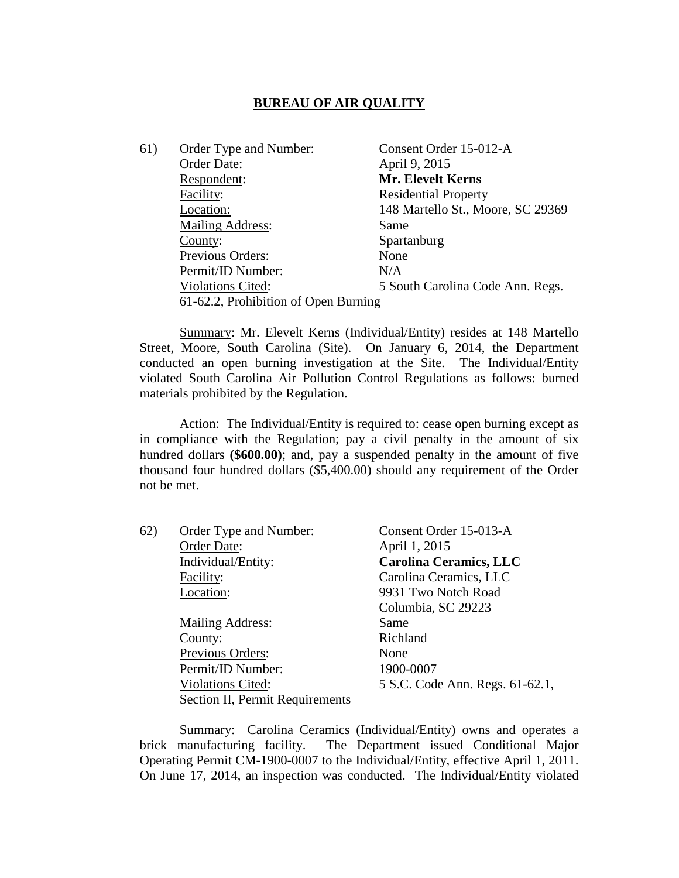## BUREAU OF AIR QUALITY

61) Order Type and Number: Consent Order 15-012-A
Order Date: April 9, 2015
Respondent: **Mr. Elevelt Kerns**
Facility: Residential Property
Location: 148 Martello St., Moore, SC 29369
Mailing Address: Same
County: Spartanburg
Previous Orders: None
Permit/ID Number: N/A
Violations Cited: 5 South Carolina Code Ann. Regs. 61-62.2, Prohibition of Open Burning

Summary: Mr. Elevelt Kerns (Individual/Entity) resides at 148 Martello Street, Moore, South Carolina (Site). On January 6, 2014, the Department conducted an open burning investigation at the Site. The Individual/Entity violated South Carolina Air Pollution Control Regulations as follows: burned materials prohibited by the Regulation.

Action: The Individual/Entity is required to: cease open burning except as in compliance with the Regulation; pay a civil penalty in the amount of six hundred dollars **($600.00)**; and, pay a suspended penalty in the amount of five thousand four hundred dollars ($5,400.00) should any requirement of the Order not be met.

62) Order Type and Number: Consent Order 15-013-A
Order Date: April 1, 2015
Individual/Entity: **Carolina Ceramics, LLC**
Facility: Carolina Ceramics, LLC
Location: 9931 Two Notch Road
Columbia, SC 29223
Mailing Address: Same
County: Richland
Previous Orders: None
Permit/ID Number: 1900-0007
Violations Cited: 5 S.C. Code Ann. Regs. 61-62.1, Section II, Permit Requirements

Summary: Carolina Ceramics (Individual/Entity) owns and operates a brick manufacturing facility. The Department issued Conditional Major Operating Permit CM-1900-0007 to the Individual/Entity, effective April 1, 2011. On June 17, 2014, an inspection was conducted. The Individual/Entity violated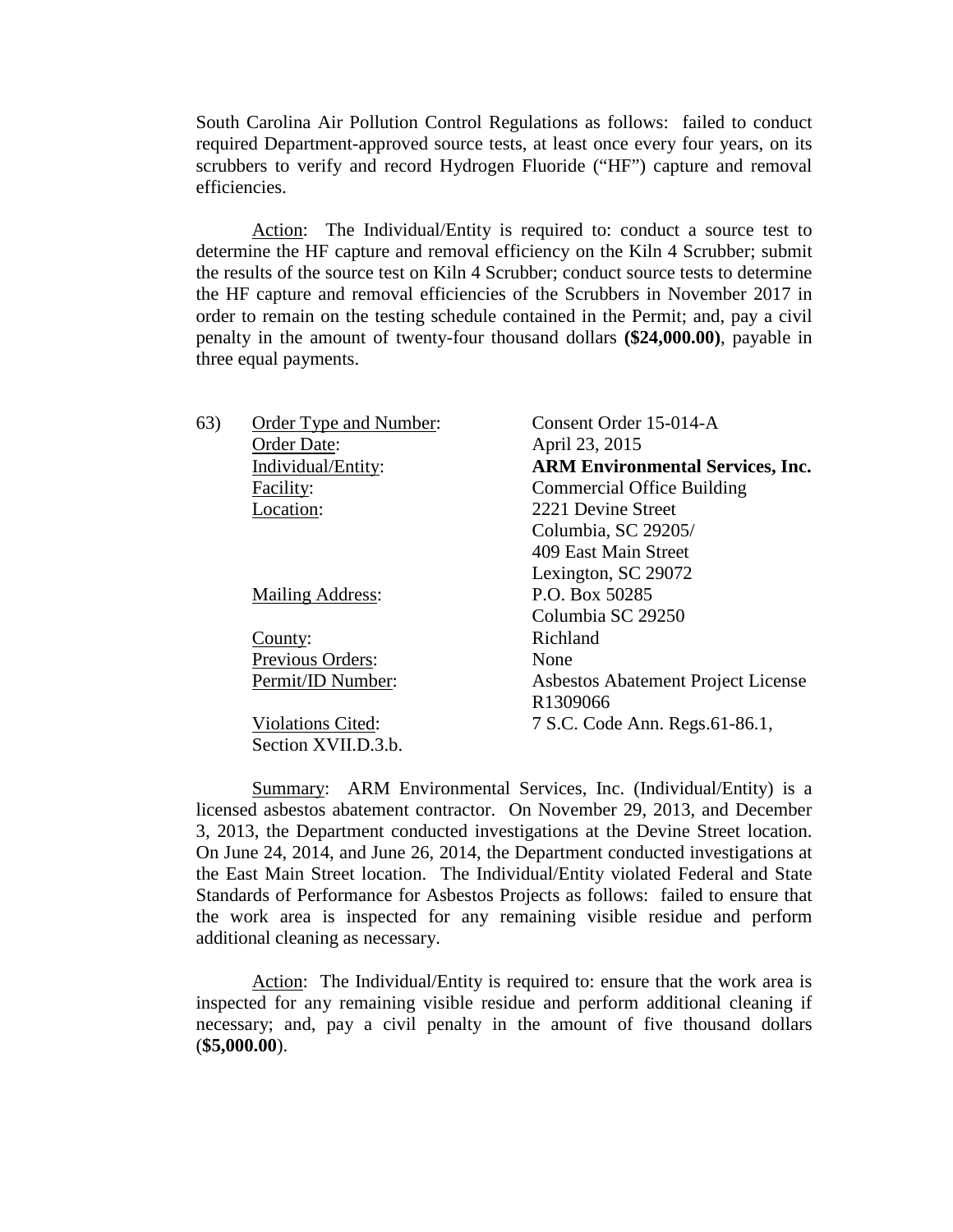South Carolina Air Pollution Control Regulations as follows: failed to conduct required Department-approved source tests, at least once every four years, on its scrubbers to verify and record Hydrogen Fluoride ("HF") capture and removal efficiencies.

Action: The Individual/Entity is required to: conduct a source test to determine the HF capture and removal efficiency on the Kiln 4 Scrubber; submit the results of the source test on Kiln 4 Scrubber; conduct source tests to determine the HF capture and removal efficiencies of the Scrubbers in November 2017 in order to remain on the testing schedule contained in the Permit; and, pay a civil penalty in the amount of twenty-four thousand dollars **($24,000.00)**, payable in three equal payments.

63) Order Type and Number: Consent Order 15-014-A
Order Date: April 23, 2015
Individual/Entity: **ARM Environmental Services, Inc.**
Facility: Commercial Office Building
Location: 2221 Devine Street
Columbia, SC 29205/
409 East Main Street
Lexington, SC 29072
Mailing Address: P.O. Box 50285
Columbia SC 29250
County: Richland
Previous Orders: None
Permit/ID Number: Asbestos Abatement Project License R1309066
Violations Cited: 7 S.C. Code Ann. Regs.61-86.1, Section XVII.D.3.b.

Summary: ARM Environmental Services, Inc. (Individual/Entity) is a licensed asbestos abatement contractor. On November 29, 2013, and December 3, 2013, the Department conducted investigations at the Devine Street location. On June 24, 2014, and June 26, 2014, the Department conducted investigations at the East Main Street location. The Individual/Entity violated Federal and State Standards of Performance for Asbestos Projects as follows: failed to ensure that the work area is inspected for any remaining visible residue and perform additional cleaning as necessary.

Action: The Individual/Entity is required to: ensure that the work area is inspected for any remaining visible residue and perform additional cleaning if necessary; and, pay a civil penalty in the amount of five thousand dollars (**$5,000.00**).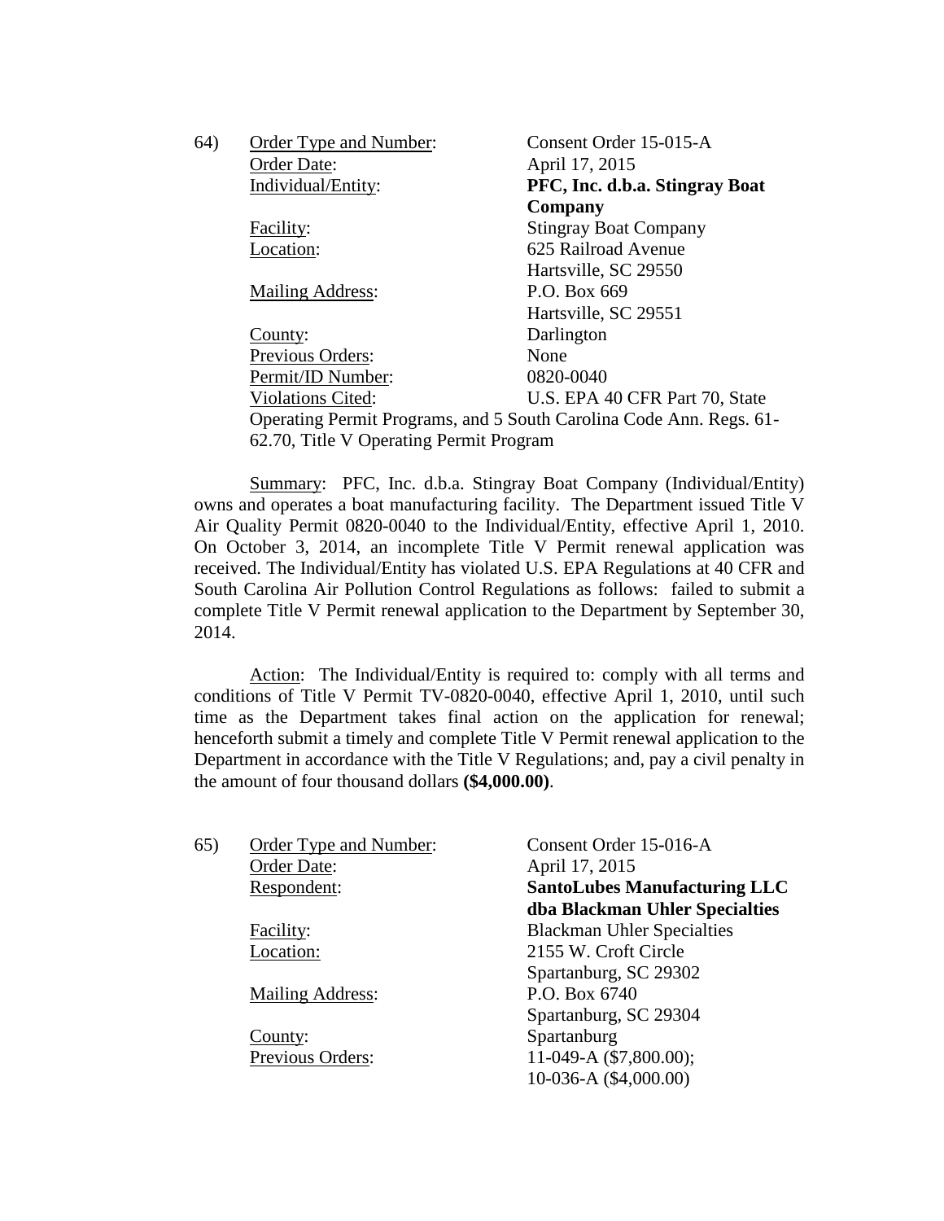64) Order Type and Number: Consent Order 15-015-A
Order Date: April 17, 2015
Individual/Entity: **PFC, Inc. d.b.a. Stingray Boat Company**
Facility: Stingray Boat Company
Location: 625 Railroad Avenue
Hartsville, SC 29550
Mailing Address: P.O. Box 669
Hartsville, SC 29551
County: Darlington
Previous Orders: None
Permit/ID Number: 0820-0040
Violations Cited: U.S. EPA 40 CFR Part 70, State Operating Permit Programs, and 5 South Carolina Code Ann. Regs. 61-62.70, Title V Operating Permit Program

Summary: PFC, Inc. d.b.a. Stingray Boat Company (Individual/Entity) owns and operates a boat manufacturing facility. The Department issued Title V Air Quality Permit 0820-0040 to the Individual/Entity, effective April 1, 2010. On October 3, 2014, an incomplete Title V Permit renewal application was received. The Individual/Entity has violated U.S. EPA Regulations at 40 CFR and South Carolina Air Pollution Control Regulations as follows: failed to submit a complete Title V Permit renewal application to the Department by September 30, 2014.

Action: The Individual/Entity is required to: comply with all terms and conditions of Title V Permit TV-0820-0040, effective April 1, 2010, until such time as the Department takes final action on the application for renewal; henceforth submit a timely and complete Title V Permit renewal application to the Department in accordance with the Title V Regulations; and, pay a civil penalty in the amount of four thousand dollars **($4,000.00)**.

65) Order Type and Number: Consent Order 15-016-A
Order Date: April 17, 2015
Respondent: **SantoLubes Manufacturing LLC dba Blackman Uhler Specialties**
Facility: Blackman Uhler Specialties
Location: 2155 W. Croft Circle
Spartanburg, SC 29302
Mailing Address: P.O. Box 6740
Spartanburg, SC 29304
County: Spartanburg
Previous Orders: 11-049-A ($7,800.00);
10-036-A ($4,000.00)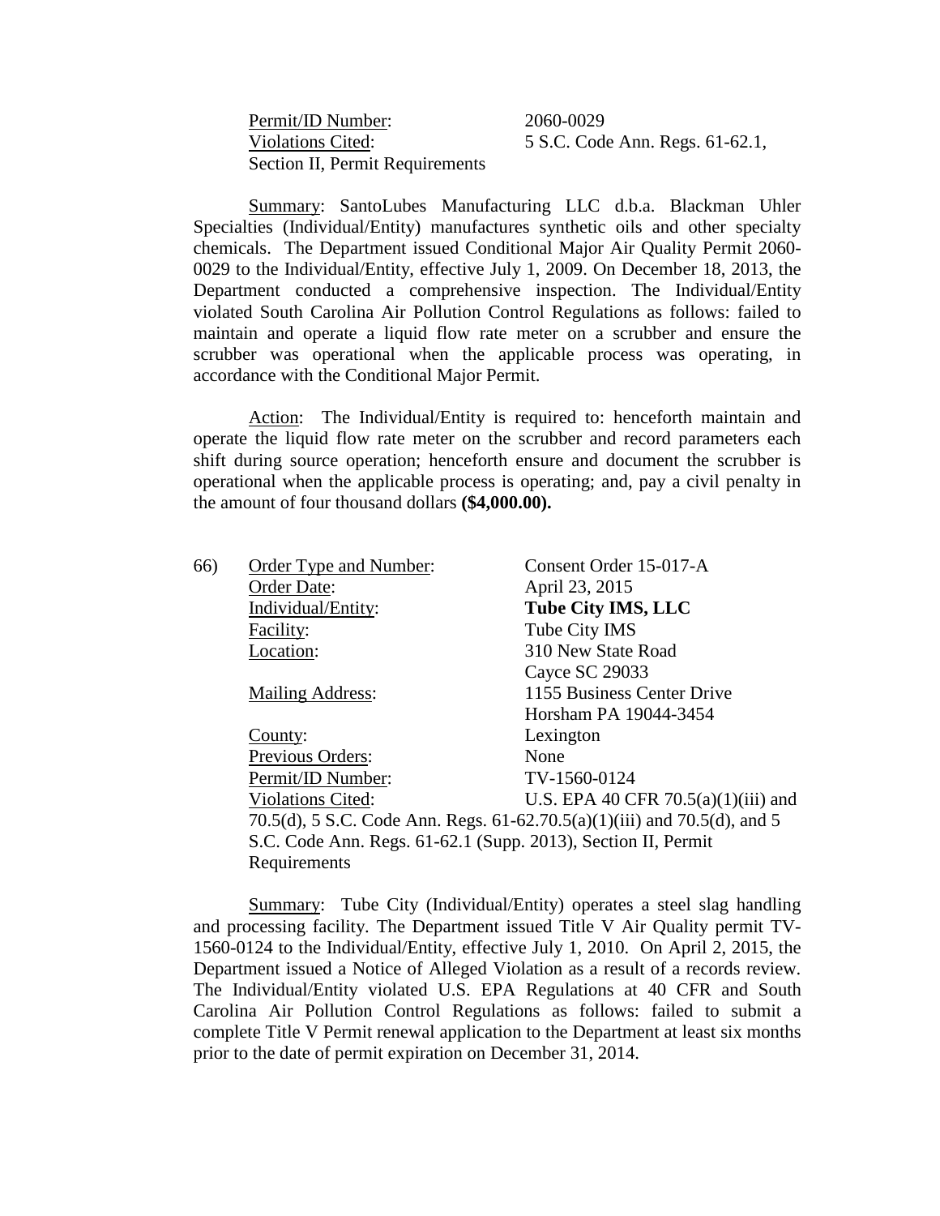Permit/ID Number: 2060-0029
Violations Cited: 5 S.C. Code Ann. Regs. 61-62.1, Section II, Permit Requirements

Summary: SantoLubes Manufacturing LLC d.b.a. Blackman Uhler Specialties (Individual/Entity) manufactures synthetic oils and other specialty chemicals. The Department issued Conditional Major Air Quality Permit 2060-0029 to the Individual/Entity, effective July 1, 2009. On December 18, 2013, the Department conducted a comprehensive inspection. The Individual/Entity violated South Carolina Air Pollution Control Regulations as follows: failed to maintain and operate a liquid flow rate meter on a scrubber and ensure the scrubber was operational when the applicable process was operating, in accordance with the Conditional Major Permit.

Action: The Individual/Entity is required to: henceforth maintain and operate the liquid flow rate meter on the scrubber and record parameters each shift during source operation; henceforth ensure and document the scrubber is operational when the applicable process is operating; and, pay a civil penalty in the amount of four thousand dollars **($4,000.00).**

66) Order Type and Number: Consent Order 15-017-A
Order Date: April 23, 2015
Individual/Entity: **Tube City IMS, LLC**
Facility: Tube City IMS
Location: 310 New State Road
Cayce SC 29033
Mailing Address: 1155 Business Center Drive
Horsham PA 19044-3454
County: Lexington
Previous Orders: None
Permit/ID Number: TV-1560-0124
Violations Cited: U.S. EPA 40 CFR 70.5(a)(1)(iii) and 70.5(d), 5 S.C. Code Ann. Regs. 61-62.70.5(a)(1)(iii) and 70.5(d), and 5 S.C. Code Ann. Regs. 61-62.1 (Supp. 2013), Section II, Permit Requirements

Summary: Tube City (Individual/Entity) operates a steel slag handling and processing facility. The Department issued Title V Air Quality permit TV-1560-0124 to the Individual/Entity, effective July 1, 2010. On April 2, 2015, the Department issued a Notice of Alleged Violation as a result of a records review. The Individual/Entity violated U.S. EPA Regulations at 40 CFR and South Carolina Air Pollution Control Regulations as follows: failed to submit a complete Title V Permit renewal application to the Department at least six months prior to the date of permit expiration on December 31, 2014.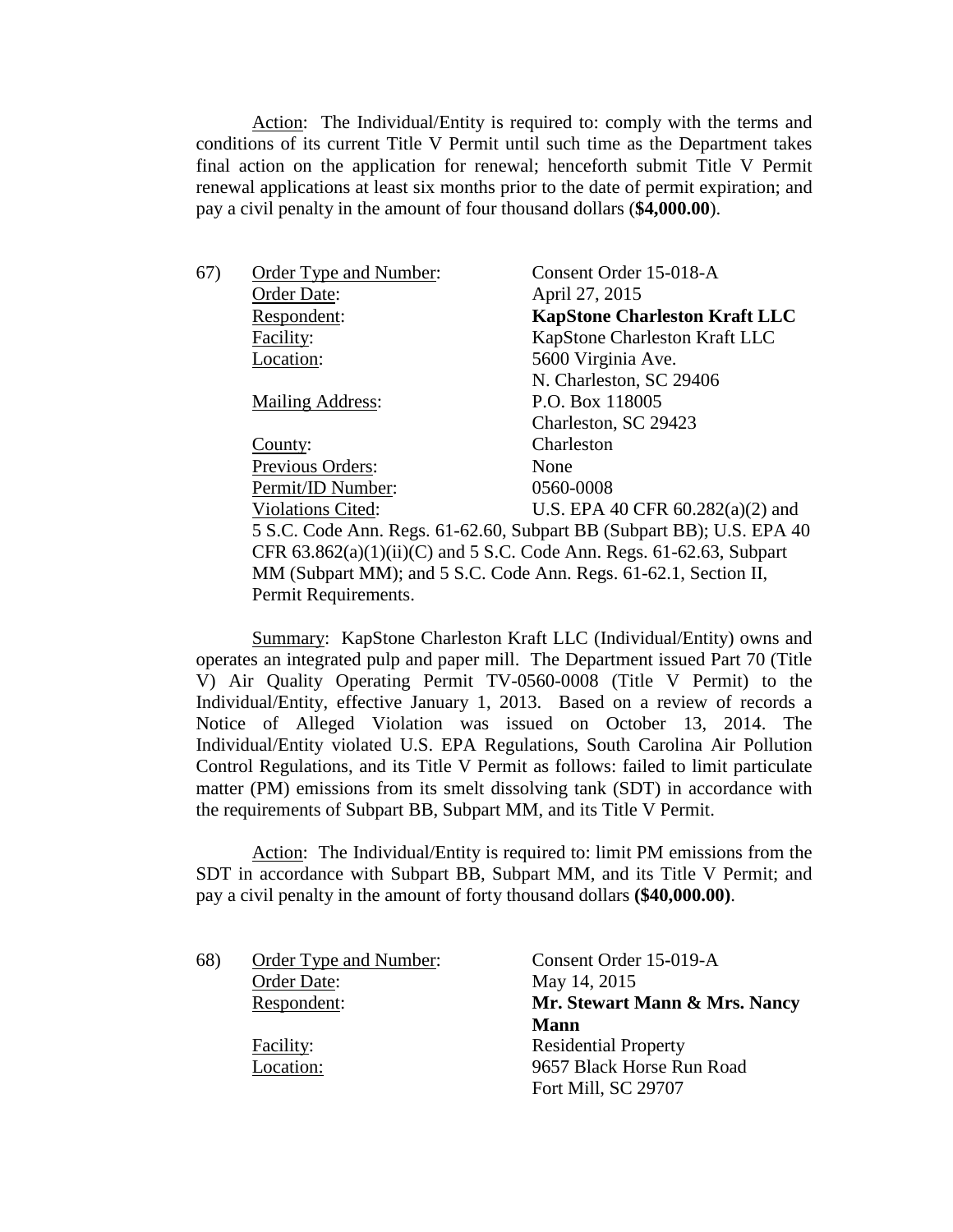Action: The Individual/Entity is required to: comply with the terms and conditions of its current Title V Permit until such time as the Department takes final action on the application for renewal; henceforth submit Title V Permit renewal applications at least six months prior to the date of permit expiration; and pay a civil penalty in the amount of four thousand dollars (**$4,000.00**).

67) Order Type and Number: Consent Order 15-018-A
Order Date: April 27, 2015
Respondent: **KapStone Charleston Kraft LLC**
Facility: KapStone Charleston Kraft LLC
Location: 5600 Virginia Ave.
N. Charleston, SC 29406
Mailing Address: P.O. Box 118005
Charleston, SC 29423
County: Charleston
Previous Orders: None
Permit/ID Number: 0560-0008
Violations Cited: U.S. EPA 40 CFR 60.282(a)(2) and 5 S.C. Code Ann. Regs. 61-62.60, Subpart BB (Subpart BB); U.S. EPA 40 CFR 63.862(a)(1)(ii)(C) and 5 S.C. Code Ann. Regs. 61-62.63, Subpart MM (Subpart MM); and 5 S.C. Code Ann. Regs. 61-62.1, Section II, Permit Requirements.

Summary: KapStone Charleston Kraft LLC (Individual/Entity) owns and operates an integrated pulp and paper mill. The Department issued Part 70 (Title V) Air Quality Operating Permit TV-0560-0008 (Title V Permit) to the Individual/Entity, effective January 1, 2013. Based on a review of records a Notice of Alleged Violation was issued on October 13, 2014. The Individual/Entity violated U.S. EPA Regulations, South Carolina Air Pollution Control Regulations, and its Title V Permit as follows: failed to limit particulate matter (PM) emissions from its smelt dissolving tank (SDT) in accordance with the requirements of Subpart BB, Subpart MM, and its Title V Permit.

Action: The Individual/Entity is required to: limit PM emissions from the SDT in accordance with Subpart BB, Subpart MM, and its Title V Permit; and pay a civil penalty in the amount of forty thousand dollars **($40,000.00)**.

68) Order Type and Number: Consent Order 15-019-A
Order Date: May 14, 2015
Respondent: **Mr. Stewart Mann & Mrs. Nancy Mann**
Facility: Residential Property
Location: 9657 Black Horse Run Road
Fort Mill, SC 29707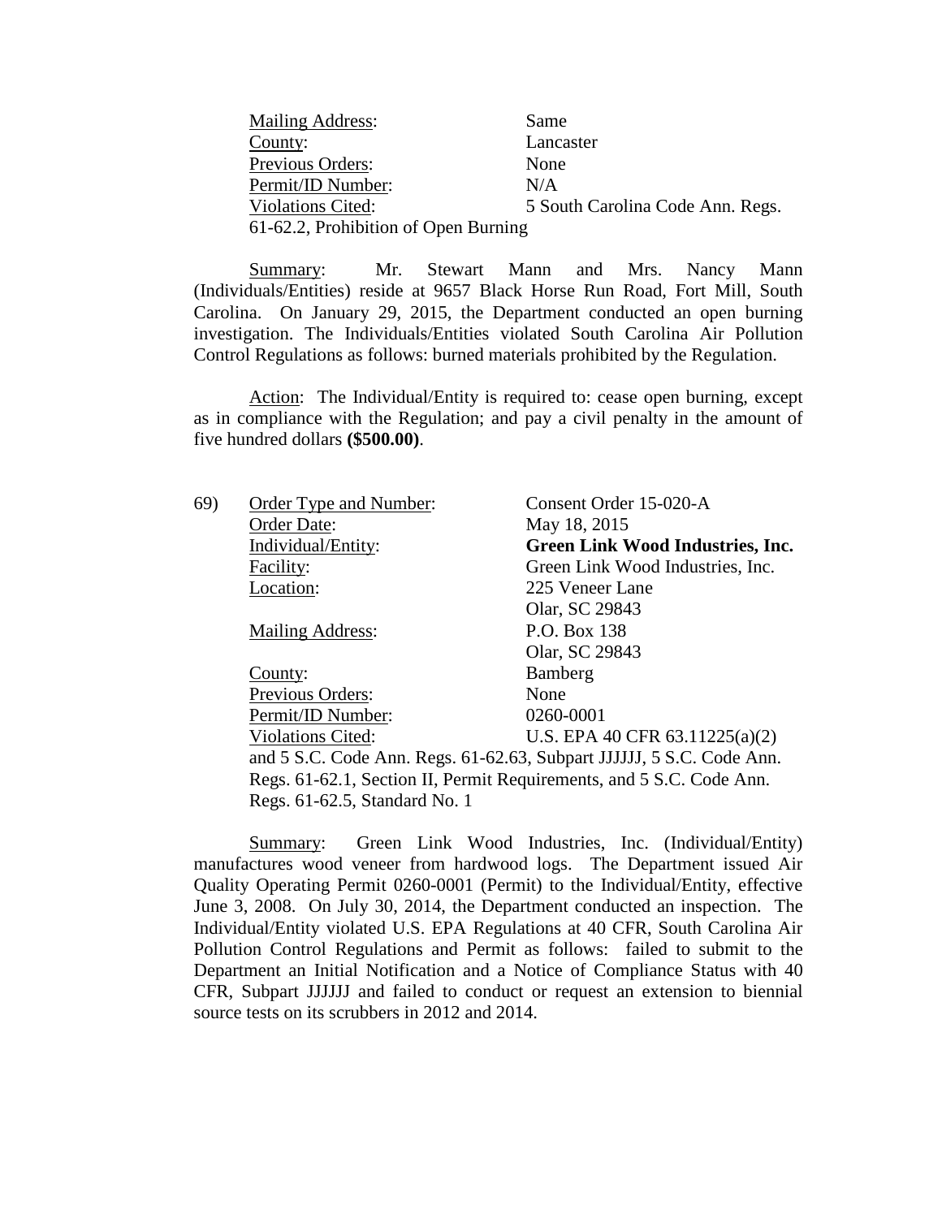Mailing Address: Same
County: Lancaster
Previous Orders: None
Permit/ID Number: N/A
Violations Cited: 5 South Carolina Code Ann. Regs. 61-62.2, Prohibition of Open Burning

Summary: Mr. Stewart Mann and Mrs. Nancy Mann (Individuals/Entities) reside at 9657 Black Horse Run Road, Fort Mill, South Carolina. On January 29, 2015, the Department conducted an open burning investigation. The Individuals/Entities violated South Carolina Air Pollution Control Regulations as follows: burned materials prohibited by the Regulation.

Action: The Individual/Entity is required to: cease open burning, except as in compliance with the Regulation; and pay a civil penalty in the amount of five hundred dollars **($500.00)**.

69) Order Type and Number: Consent Order 15-020-A
Order Date: May 18, 2015
Individual/Entity: **Green Link Wood Industries, Inc.**
Facility: Green Link Wood Industries, Inc.
Location: 225 Veneer Lane
Olar, SC 29843
Mailing Address: P.O. Box 138
Olar, SC 29843
County: Bamberg
Previous Orders: None
Permit/ID Number: 0260-0001
Violations Cited: U.S. EPA 40 CFR 63.11225(a)(2) and 5 S.C. Code Ann. Regs. 61-62.63, Subpart JJJJJJ, 5 S.C. Code Ann. Regs. 61-62.1, Section II, Permit Requirements, and 5 S.C. Code Ann. Regs. 61-62.5, Standard No. 1

Summary: Green Link Wood Industries, Inc. (Individual/Entity) manufactures wood veneer from hardwood logs. The Department issued Air Quality Operating Permit 0260-0001 (Permit) to the Individual/Entity, effective June 3, 2008. On July 30, 2014, the Department conducted an inspection. The Individual/Entity violated U.S. EPA Regulations at 40 CFR, South Carolina Air Pollution Control Regulations and Permit as follows: failed to submit to the Department an Initial Notification and a Notice of Compliance Status with 40 CFR, Subpart JJJJJJ and failed to conduct or request an extension to biennial source tests on its scrubbers in 2012 and 2014.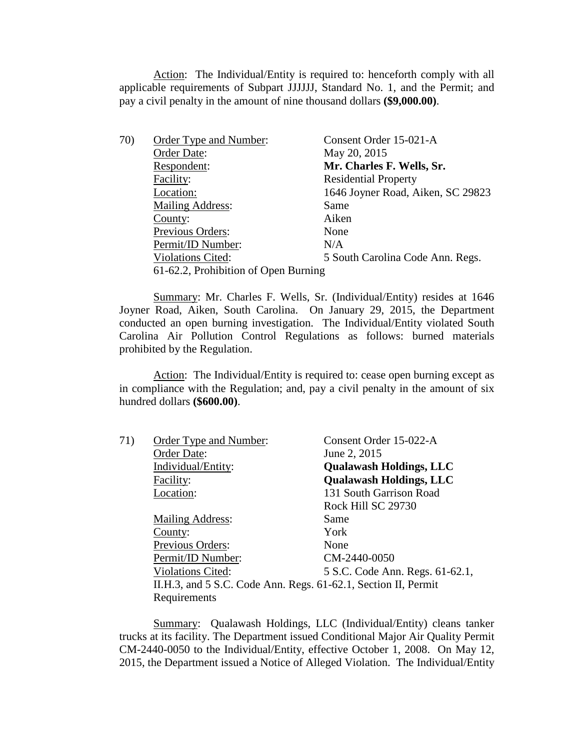Action: The Individual/Entity is required to: henceforth comply with all applicable requirements of Subpart JJJJJJ, Standard No. 1, and the Permit; and pay a civil penalty in the amount of nine thousand dollars **($9,000.00)**.

70) Order Type and Number: Consent Order 15-021-A
Order Date: May 20, 2015
Respondent: **Mr. Charles F. Wells, Sr.**
Facility: Residential Property
Location: 1646 Joyner Road, Aiken, SC 29823
Mailing Address: Same
County: Aiken
Previous Orders: None
Permit/ID Number: N/A
Violations Cited: 5 South Carolina Code Ann. Regs. 61-62.2, Prohibition of Open Burning

Summary: Mr. Charles F. Wells, Sr. (Individual/Entity) resides at 1646 Joyner Road, Aiken, South Carolina. On January 29, 2015, the Department conducted an open burning investigation. The Individual/Entity violated South Carolina Air Pollution Control Regulations as follows: burned materials prohibited by the Regulation.

Action: The Individual/Entity is required to: cease open burning except as in compliance with the Regulation; and, pay a civil penalty in the amount of six hundred dollars **($600.00)**.

71) Order Type and Number: Consent Order 15-022-A
Order Date: June 2, 2015
Individual/Entity: **Qualawash Holdings, LLC**
Facility: **Qualawash Holdings, LLC**
Location: 131 South Garrison Road
Rock Hill SC 29730
Mailing Address: Same
County: York
Previous Orders: None
Permit/ID Number: CM-2440-0050
Violations Cited: 5 S.C. Code Ann. Regs. 61-62.1, II.H.3, and 5 S.C. Code Ann. Regs. 61-62.1, Section II, Permit Requirements

Summary: Qualawash Holdings, LLC (Individual/Entity) cleans tanker trucks at its facility. The Department issued Conditional Major Air Quality Permit CM-2440-0050 to the Individual/Entity, effective October 1, 2008. On May 12, 2015, the Department issued a Notice of Alleged Violation. The Individual/Entity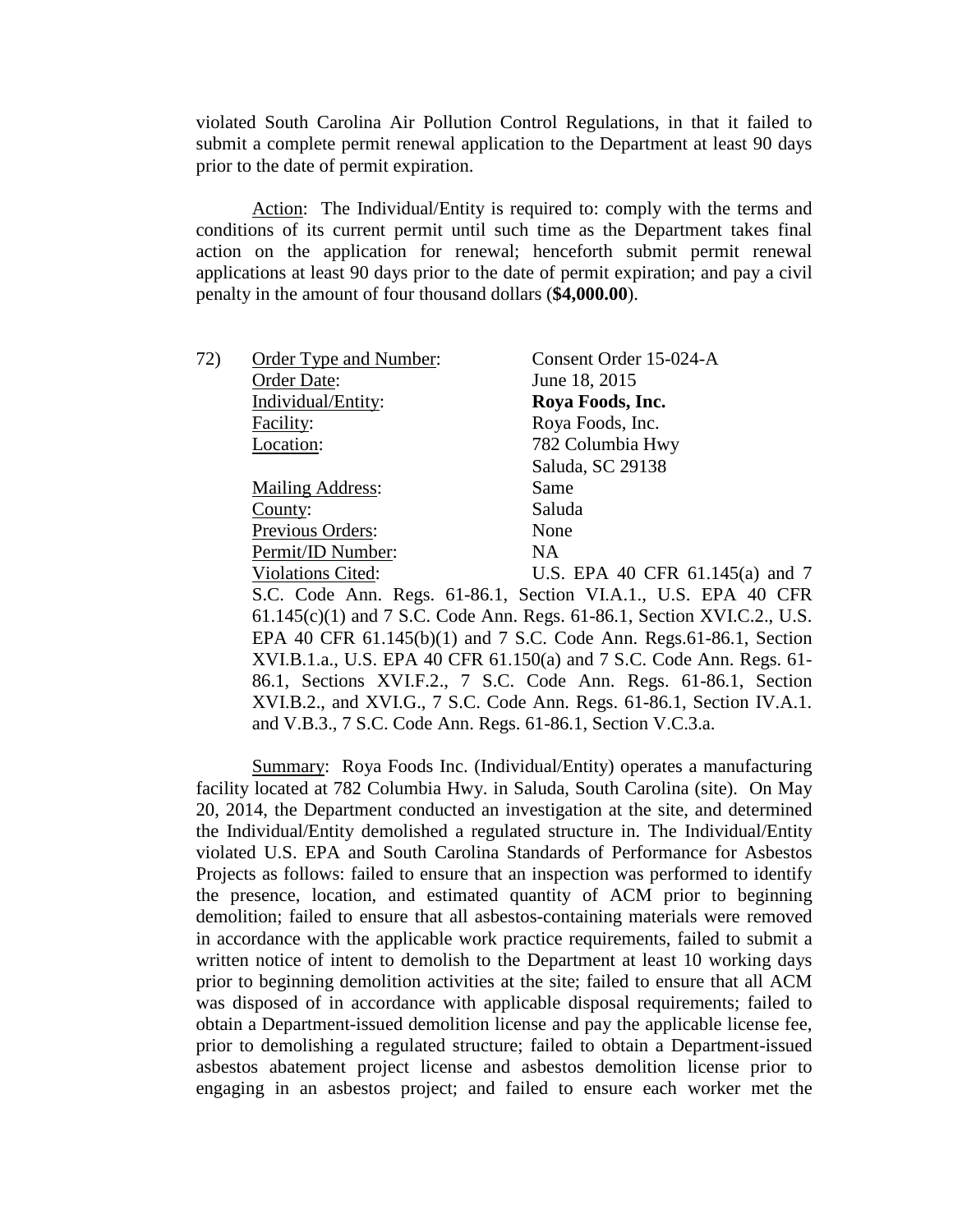violated South Carolina Air Pollution Control Regulations, in that it failed to submit a complete permit renewal application to the Department at least 90 days prior to the date of permit expiration.

Action: The Individual/Entity is required to: comply with the terms and conditions of its current permit until such time as the Department takes final action on the application for renewal; henceforth submit permit renewal applications at least 90 days prior to the date of permit expiration; and pay a civil penalty in the amount of four thousand dollars (**$4,000.00**).

72) Order Type and Number: Consent Order 15-024-A
Order Date: June 18, 2015
Individual/Entity: **Roya Foods, Inc.**
Facility: Roya Foods, Inc.
Location: 782 Columbia Hwy
Saluda, SC 29138
Mailing Address: Same
County: Saluda
Previous Orders: None
Permit/ID Number: NA
Violations Cited: U.S. EPA 40 CFR 61.145(a) and 7 S.C. Code Ann. Regs. 61-86.1, Section VI.A.1., U.S. EPA 40 CFR 61.145(c)(1) and 7 S.C. Code Ann. Regs. 61-86.1, Section XVI.C.2., U.S. EPA 40 CFR 61.145(b)(1) and 7 S.C. Code Ann. Regs.61-86.1, Section XVI.B.1.a., U.S. EPA 40 CFR 61.150(a) and 7 S.C. Code Ann. Regs. 61-86.1, Sections XVI.F.2., 7 S.C. Code Ann. Regs. 61-86.1, Section XVI.B.2., and XVI.G., 7 S.C. Code Ann. Regs. 61-86.1, Section IV.A.1. and V.B.3., 7 S.C. Code Ann. Regs. 61-86.1, Section V.C.3.a.

Summary: Roya Foods Inc. (Individual/Entity) operates a manufacturing facility located at 782 Columbia Hwy. in Saluda, South Carolina (site). On May 20, 2014, the Department conducted an investigation at the site, and determined the Individual/Entity demolished a regulated structure in. The Individual/Entity violated U.S. EPA and South Carolina Standards of Performance for Asbestos Projects as follows: failed to ensure that an inspection was performed to identify the presence, location, and estimated quantity of ACM prior to beginning demolition; failed to ensure that all asbestos-containing materials were removed in accordance with the applicable work practice requirements, failed to submit a written notice of intent to demolish to the Department at least 10 working days prior to beginning demolition activities at the site; failed to ensure that all ACM was disposed of in accordance with applicable disposal requirements; failed to obtain a Department-issued demolition license and pay the applicable license fee, prior to demolishing a regulated structure; failed to obtain a Department-issued asbestos abatement project license and asbestos demolition license prior to engaging in an asbestos project; and failed to ensure each worker met the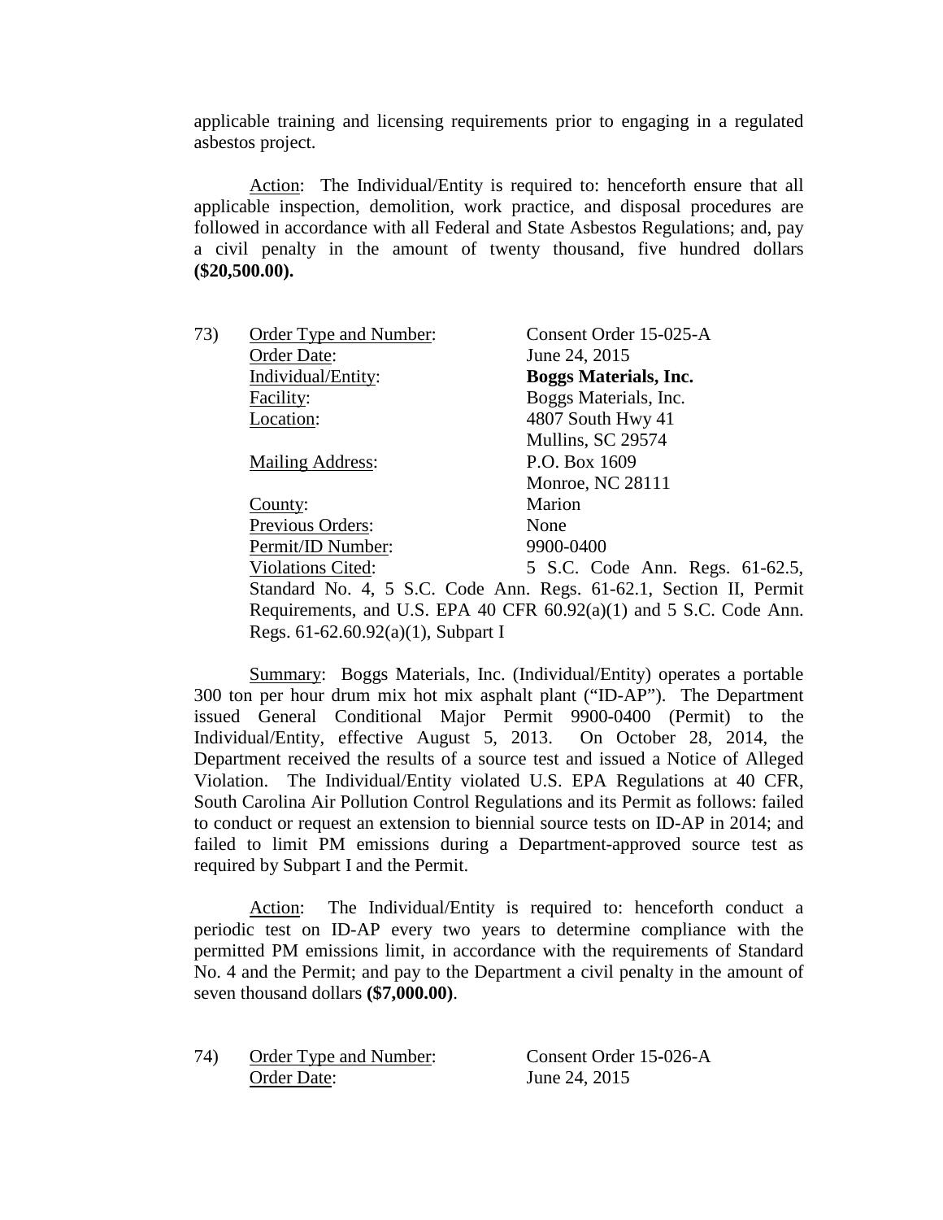applicable training and licensing requirements prior to engaging in a regulated asbestos project.

Action: The Individual/Entity is required to: henceforth ensure that all applicable inspection, demolition, work practice, and disposal procedures are followed in accordance with all Federal and State Asbestos Regulations; and, pay a civil penalty in the amount of twenty thousand, five hundred dollars **($20,500.00).**

73) Order Type and Number: Consent Order 15-025-A
Order Date: June 24, 2015
Individual/Entity: **Boggs Materials, Inc.**
Facility: Boggs Materials, Inc.
Location: 4807 South Hwy 41
Mullins, SC 29574
Mailing Address: P.O. Box 1609
Monroe, NC 28111
County: Marion
Previous Orders: None
Permit/ID Number: 9900-0400
Violations Cited: 5 S.C. Code Ann. Regs. 61-62.5, Standard No. 4, 5 S.C. Code Ann. Regs. 61-62.1, Section II, Permit Requirements, and U.S. EPA 40 CFR 60.92(a)(1) and 5 S.C. Code Ann. Regs. 61-62.60.92(a)(1), Subpart I

Summary: Boggs Materials, Inc. (Individual/Entity) operates a portable 300 ton per hour drum mix hot mix asphalt plant ("ID-AP"). The Department issued General Conditional Major Permit 9900-0400 (Permit) to the Individual/Entity, effective August 5, 2013. On October 28, 2014, the Department received the results of a source test and issued a Notice of Alleged Violation. The Individual/Entity violated U.S. EPA Regulations at 40 CFR, South Carolina Air Pollution Control Regulations and its Permit as follows: failed to conduct or request an extension to biennial source tests on ID-AP in 2014; and failed to limit PM emissions during a Department-approved source test as required by Subpart I and the Permit.

Action: The Individual/Entity is required to: henceforth conduct a periodic test on ID-AP every two years to determine compliance with the permitted PM emissions limit, in accordance with the requirements of Standard No. 4 and the Permit; and pay to the Department a civil penalty in the amount of seven thousand dollars **($7,000.00)**.

74) Order Type and Number: Consent Order 15-026-A
Order Date: June 24, 2015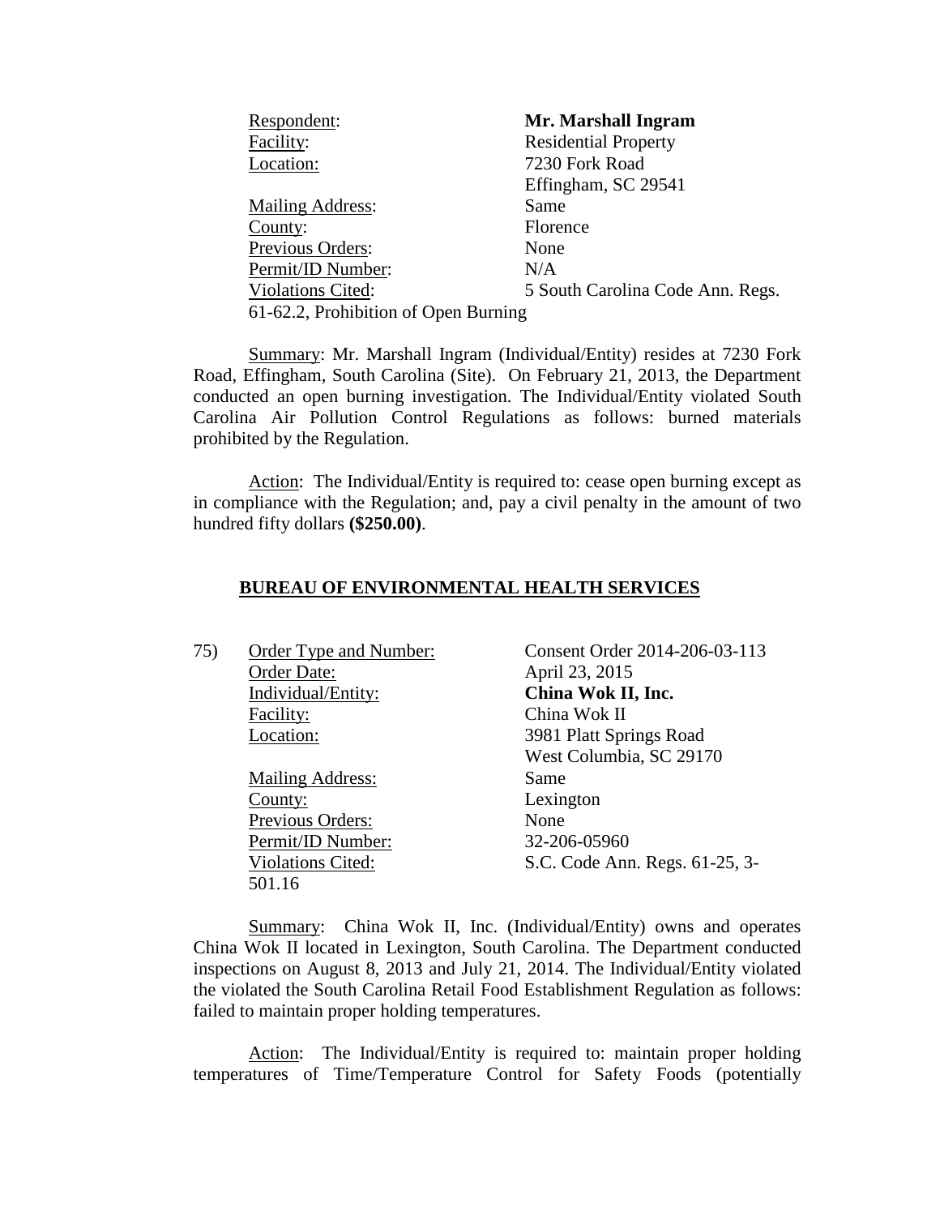Respondent: **Mr. Marshall Ingram**
Facility: Residential Property
Location: 7230 Fork Road
Effingham, SC 29541
Mailing Address: Same
County: Florence
Previous Orders: None
Permit/ID Number: N/A
Violations Cited: 5 South Carolina Code Ann. Regs. 61-62.2, Prohibition of Open Burning

Summary: Mr. Marshall Ingram (Individual/Entity) resides at 7230 Fork Road, Effingham, South Carolina (Site). On February 21, 2013, the Department conducted an open burning investigation. The Individual/Entity violated South Carolina Air Pollution Control Regulations as follows: burned materials prohibited by the Regulation.

Action: The Individual/Entity is required to: cease open burning except as in compliance with the Regulation; and, pay a civil penalty in the amount of two hundred fifty dollars **($250.00)**.

## BUREAU OF ENVIRONMENTAL HEALTH SERVICES

75) Order Type and Number: Consent Order 2014-206-03-113
Order Date: April 23, 2015
Individual/Entity: **China Wok II, Inc.**
Facility: China Wok II
Location: 3981 Platt Springs Road
West Columbia, SC 29170
Mailing Address: Same
County: Lexington
Previous Orders: None
Permit/ID Number: 32-206-05960
Violations Cited: S.C. Code Ann. Regs. 61-25, 3-501.16

Summary: China Wok II, Inc. (Individual/Entity) owns and operates China Wok II located in Lexington, South Carolina. The Department conducted inspections on August 8, 2013 and July 21, 2014. The Individual/Entity violated the violated the South Carolina Retail Food Establishment Regulation as follows: failed to maintain proper holding temperatures.

Action: The Individual/Entity is required to: maintain proper holding temperatures of Time/Temperature Control for Safety Foods (potentially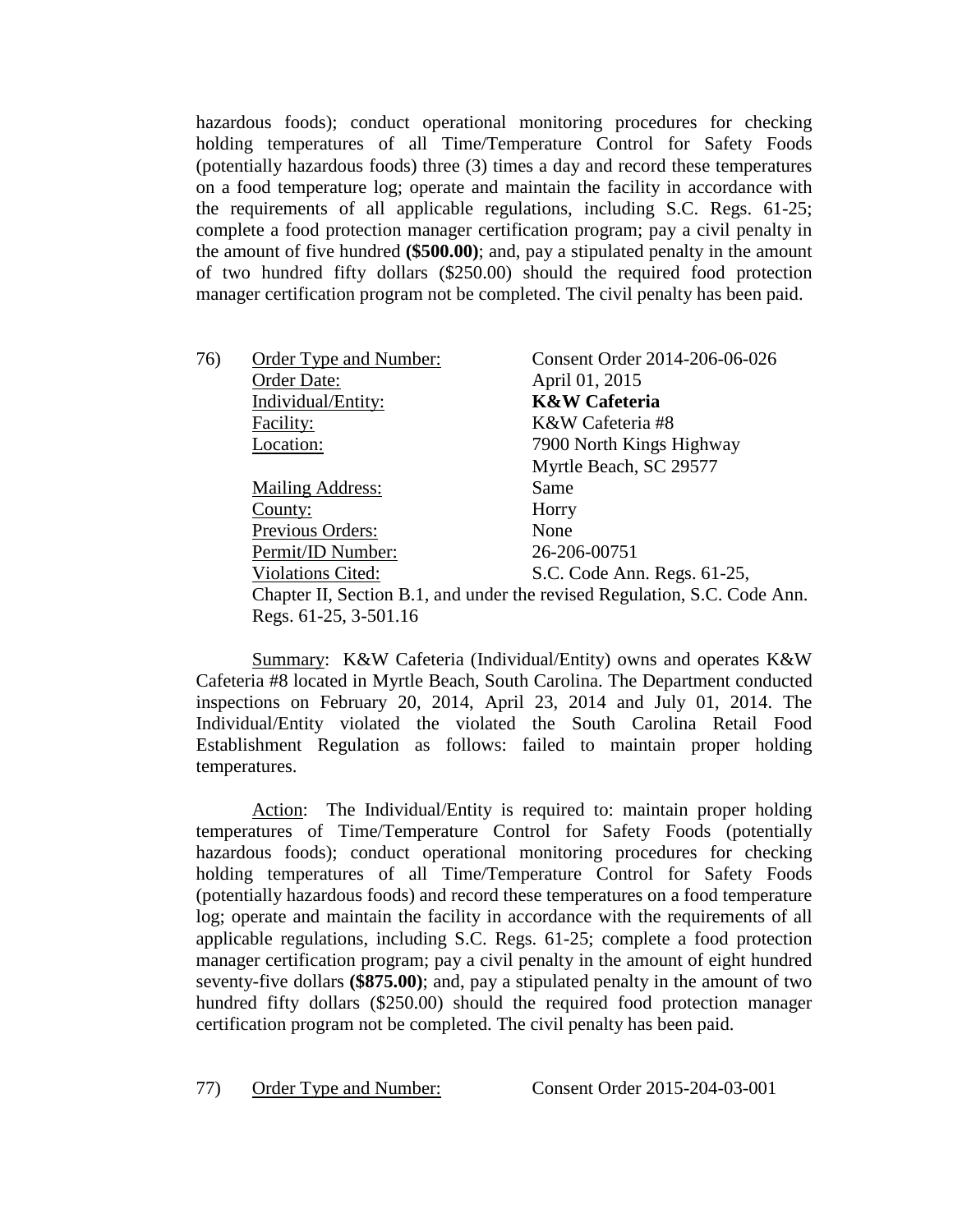hazardous foods); conduct operational monitoring procedures for checking holding temperatures of all Time/Temperature Control for Safety Foods (potentially hazardous foods) three (3) times a day and record these temperatures on a food temperature log; operate and maintain the facility in accordance with the requirements of all applicable regulations, including S.C. Regs. 61-25; complete a food protection manager certification program; pay a civil penalty in the amount of five hundred **($500.00)**; and, pay a stipulated penalty in the amount of two hundred fifty dollars ($250.00) should the required food protection manager certification program not be completed. The civil penalty has been paid.

76) Order Type and Number: Consent Order 2014-206-06-026
Order Date: April 01, 2015
Individual/Entity: **K&W Cafeteria**
Facility: K&W Cafeteria #8
Location: 7900 North Kings Highway
Myrtle Beach, SC 29577
Mailing Address: Same
County: Horry
Previous Orders: None
Permit/ID Number: 26-206-00751
Violations Cited: S.C. Code Ann. Regs. 61-25, Chapter II, Section B.1, and under the revised Regulation, S.C. Code Ann. Regs. 61-25, 3-501.16

Summary: K&W Cafeteria (Individual/Entity) owns and operates K&W Cafeteria #8 located in Myrtle Beach, South Carolina. The Department conducted inspections on February 20, 2014, April 23, 2014 and July 01, 2014. The Individual/Entity violated the violated the South Carolina Retail Food Establishment Regulation as follows: failed to maintain proper holding temperatures.

Action: The Individual/Entity is required to: maintain proper holding temperatures of Time/Temperature Control for Safety Foods (potentially hazardous foods); conduct operational monitoring procedures for checking holding temperatures of all Time/Temperature Control for Safety Foods (potentially hazardous foods) and record these temperatures on a food temperature log; operate and maintain the facility in accordance with the requirements of all applicable regulations, including S.C. Regs. 61-25; complete a food protection manager certification program; pay a civil penalty in the amount of eight hundred seventy-five dollars **($875.00)**; and, pay a stipulated penalty in the amount of two hundred fifty dollars ($250.00) should the required food protection manager certification program not be completed. The civil penalty has been paid.

77) Order Type and Number: Consent Order 2015-204-03-001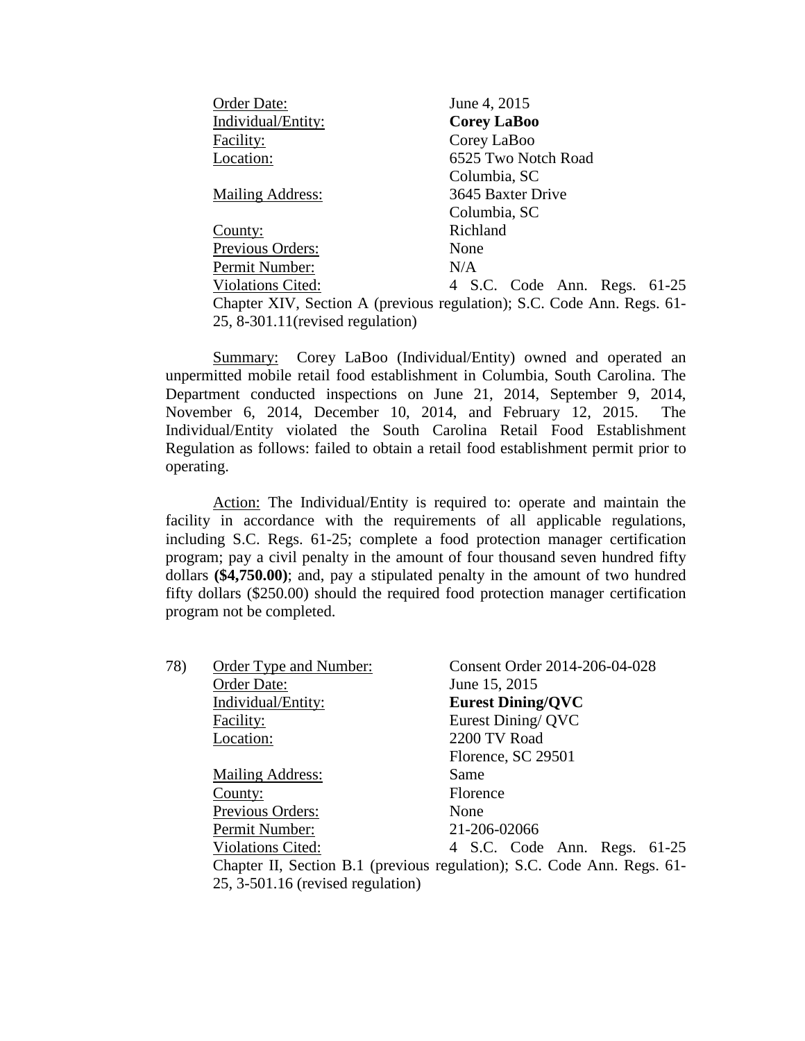Order Date: June 4, 2015
Individual/Entity: **Corey LaBoo**
Facility: Corey LaBoo
Location: 6525 Two Notch Road
Columbia, SC
Mailing Address: 3645 Baxter Drive
Columbia, SC
County: Richland
Previous Orders: None
Permit Number: N/A
Violations Cited: 4 S.C. Code Ann. Regs. 61-25 Chapter XIV, Section A (previous regulation); S.C. Code Ann. Regs. 61-25, 8-301.11(revised regulation)

Summary: Corey LaBoo (Individual/Entity) owned and operated an unpermitted mobile retail food establishment in Columbia, South Carolina. The Department conducted inspections on June 21, 2014, September 9, 2014, November 6, 2014, December 10, 2014, and February 12, 2015. The Individual/Entity violated the South Carolina Retail Food Establishment Regulation as follows: failed to obtain a retail food establishment permit prior to operating.

Action: The Individual/Entity is required to: operate and maintain the facility in accordance with the requirements of all applicable regulations, including S.C. Regs. 61-25; complete a food protection manager certification program; pay a civil penalty in the amount of four thousand seven hundred fifty dollars **($4,750.00)**; and, pay a stipulated penalty in the amount of two hundred fifty dollars ($250.00) should the required food protection manager certification program not be completed.

78) Order Type and Number: Consent Order 2014-206-04-028
Order Date: June 15, 2015
Individual/Entity: **Eurest Dining/QVC**
Facility: Eurest Dining/ QVC
Location: 2200 TV Road
Florence, SC 29501
Mailing Address: Same
County: Florence
Previous Orders: None
Permit Number: 21-206-02066
Violations Cited: 4 S.C. Code Ann. Regs. 61-25 Chapter II, Section B.1 (previous regulation); S.C. Code Ann. Regs. 61-25, 3-501.16 (revised regulation)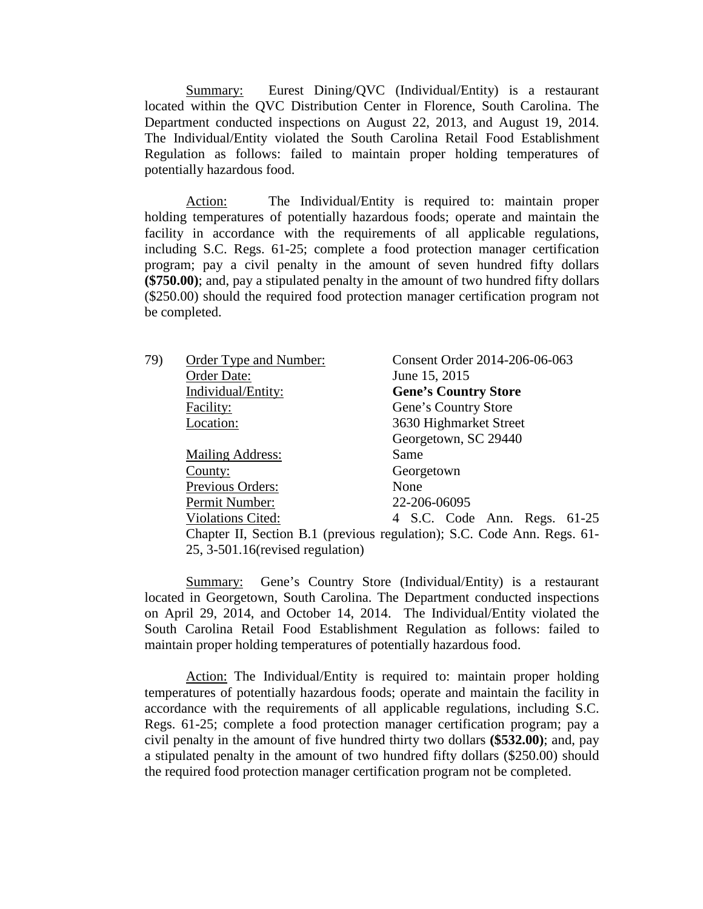Summary: Eurest Dining/QVC (Individual/Entity) is a restaurant located within the QVC Distribution Center in Florence, South Carolina. The Department conducted inspections on August 22, 2013, and August 19, 2014. The Individual/Entity violated the South Carolina Retail Food Establishment Regulation as follows: failed to maintain proper holding temperatures of potentially hazardous food.

Action: The Individual/Entity is required to: maintain proper holding temperatures of potentially hazardous foods; operate and maintain the facility in accordance with the requirements of all applicable regulations, including S.C. Regs. 61-25; complete a food protection manager certification program; pay a civil penalty in the amount of seven hundred fifty dollars **($750.00)**; and, pay a stipulated penalty in the amount of two hundred fifty dollars ($250.00) should the required food protection manager certification program not be completed.

79) Order Type and Number: Consent Order 2014-206-06-063
Order Date: June 15, 2015
Individual/Entity: **Gene's Country Store**
Facility: Gene's Country Store
Location: 3630 Highmarket Street
Georgetown, SC 29440
Mailing Address: Same
County: Georgetown
Previous Orders: None
Permit Number: 22-206-06095
Violations Cited: 4 S.C. Code Ann. Regs. 61-25 Chapter II, Section B.1 (previous regulation); S.C. Code Ann. Regs. 61-25, 3-501.16(revised regulation)

Summary: Gene's Country Store (Individual/Entity) is a restaurant located in Georgetown, South Carolina. The Department conducted inspections on April 29, 2014, and October 14, 2014. The Individual/Entity violated the South Carolina Retail Food Establishment Regulation as follows: failed to maintain proper holding temperatures of potentially hazardous food.

Action: The Individual/Entity is required to: maintain proper holding temperatures of potentially hazardous foods; operate and maintain the facility in accordance with the requirements of all applicable regulations, including S.C. Regs. 61-25; complete a food protection manager certification program; pay a civil penalty in the amount of five hundred thirty two dollars **($532.00)**; and, pay a stipulated penalty in the amount of two hundred fifty dollars ($250.00) should the required food protection manager certification program not be completed.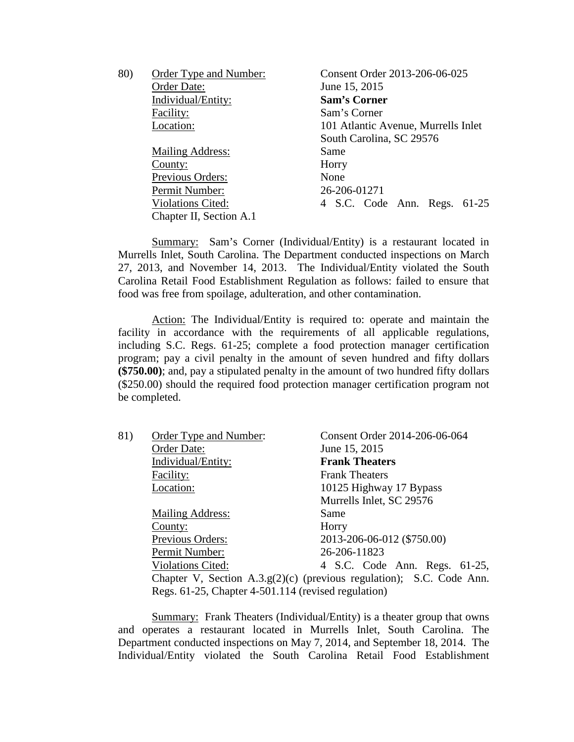80) <u>Order Type and Number:</u> Consent Order 2013-206-06-025
<u>Order Date:</u> June 15, 2015
<u>Individual/Entity:</u> **Sam's Corner**
<u>Facility:</u> Sam's Corner
<u>Location:</u> 101 Atlantic Avenue, Murrells Inlet South Carolina, SC 29576
<u>Mailing Address:</u> Same
<u>County:</u> Horry
<u>Previous Orders:</u> None
<u>Permit Number:</u> 26-206-01271
<u>Violations Cited:</u> 4 S.C. Code Ann. Regs. 61-25 Chapter II, Section A.1

<u>Summary:</u> Sam's Corner (Individual/Entity) is a restaurant located in Murrells Inlet, South Carolina. The Department conducted inspections on March 27, 2013, and November 14, 2013. The Individual/Entity violated the South Carolina Retail Food Establishment Regulation as follows: failed to ensure that food was free from spoilage, adulteration, and other contamination.

<u>Action:</u> The Individual/Entity is required to: operate and maintain the facility in accordance with the requirements of all applicable regulations, including S.C. Regs. 61-25; complete a food protection manager certification program; pay a civil penalty in the amount of seven hundred and fifty dollars **($750.00)**; and, pay a stipulated penalty in the amount of two hundred fifty dollars ($250.00) should the required food protection manager certification program not be completed.

81) <u>Order Type and Number</u>: Consent Order 2014-206-06-064
<u>Order Date:</u> June 15, 2015
<u>Individual/Entity:</u> **Frank Theaters**
<u>Facility:</u> Frank Theaters
<u>Location:</u> 10125 Highway 17 Bypass Murrells Inlet, SC 29576
<u>Mailing Address:</u> Same
<u>County:</u> Horry
<u>Previous Orders:</u> 2013-206-06-012 ($750.00)
<u>Permit Number:</u> 26-206-11823
<u>Violations Cited:</u> 4 S.C. Code Ann. Regs. 61-25, Chapter V, Section A.3.g(2)(c) (previous regulation); S.C. Code Ann. Regs. 61-25, Chapter 4-501.114 (revised regulation)

<u>Summary:</u> Frank Theaters (Individual/Entity) is a theater group that owns and operates a restaurant located in Murrells Inlet, South Carolina. The Department conducted inspections on May 7, 2014, and September 18, 2014. The Individual/Entity violated the South Carolina Retail Food Establishment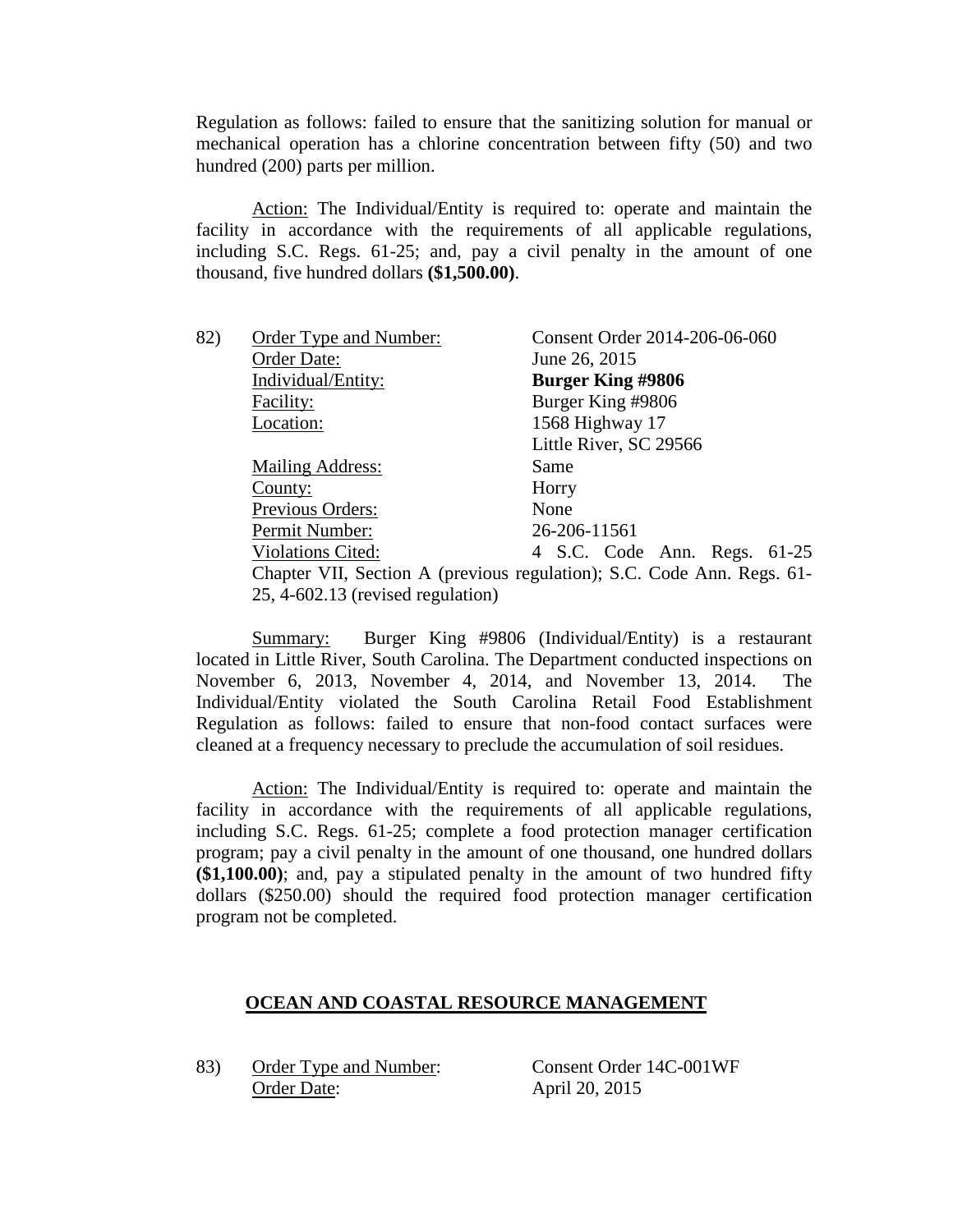Regulation as follows: failed to ensure that the sanitizing solution for manual or mechanical operation has a chlorine concentration between fifty (50) and two hundred (200) parts per million.

Action: The Individual/Entity is required to: operate and maintain the facility in accordance with the requirements of all applicable regulations, including S.C. Regs. 61-25; and, pay a civil penalty in the amount of one thousand, five hundred dollars **($1,500.00)**.

82) Order Type and Number: Consent Order 2014-206-06-060
Order Date: June 26, 2015
Individual/Entity: **Burger King #9806**
Facility: Burger King #9806
Location: 1568 Highway 17
Little River, SC 29566
Mailing Address: Same
County: Horry
Previous Orders: None
Permit Number: 26-206-11561
Violations Cited: 4 S.C. Code Ann. Regs. 61-25 Chapter VII, Section A (previous regulation); S.C. Code Ann. Regs. 61-25, 4-602.13 (revised regulation)

Summary: Burger King #9806 (Individual/Entity) is a restaurant located in Little River, South Carolina. The Department conducted inspections on November 6, 2013, November 4, 2014, and November 13, 2014. The Individual/Entity violated the South Carolina Retail Food Establishment Regulation as follows: failed to ensure that non-food contact surfaces were cleaned at a frequency necessary to preclude the accumulation of soil residues.

Action: The Individual/Entity is required to: operate and maintain the facility in accordance with the requirements of all applicable regulations, including S.C. Regs. 61-25; complete a food protection manager certification program; pay a civil penalty in the amount of one thousand, one hundred dollars **($1,100.00)**; and, pay a stipulated penalty in the amount of two hundred fifty dollars ($250.00) should the required food protection manager certification program not be completed.

## OCEAN AND COASTAL RESOURCE MANAGEMENT

83) Order Type and Number: Consent Order 14C-001WF
Order Date: April 20, 2015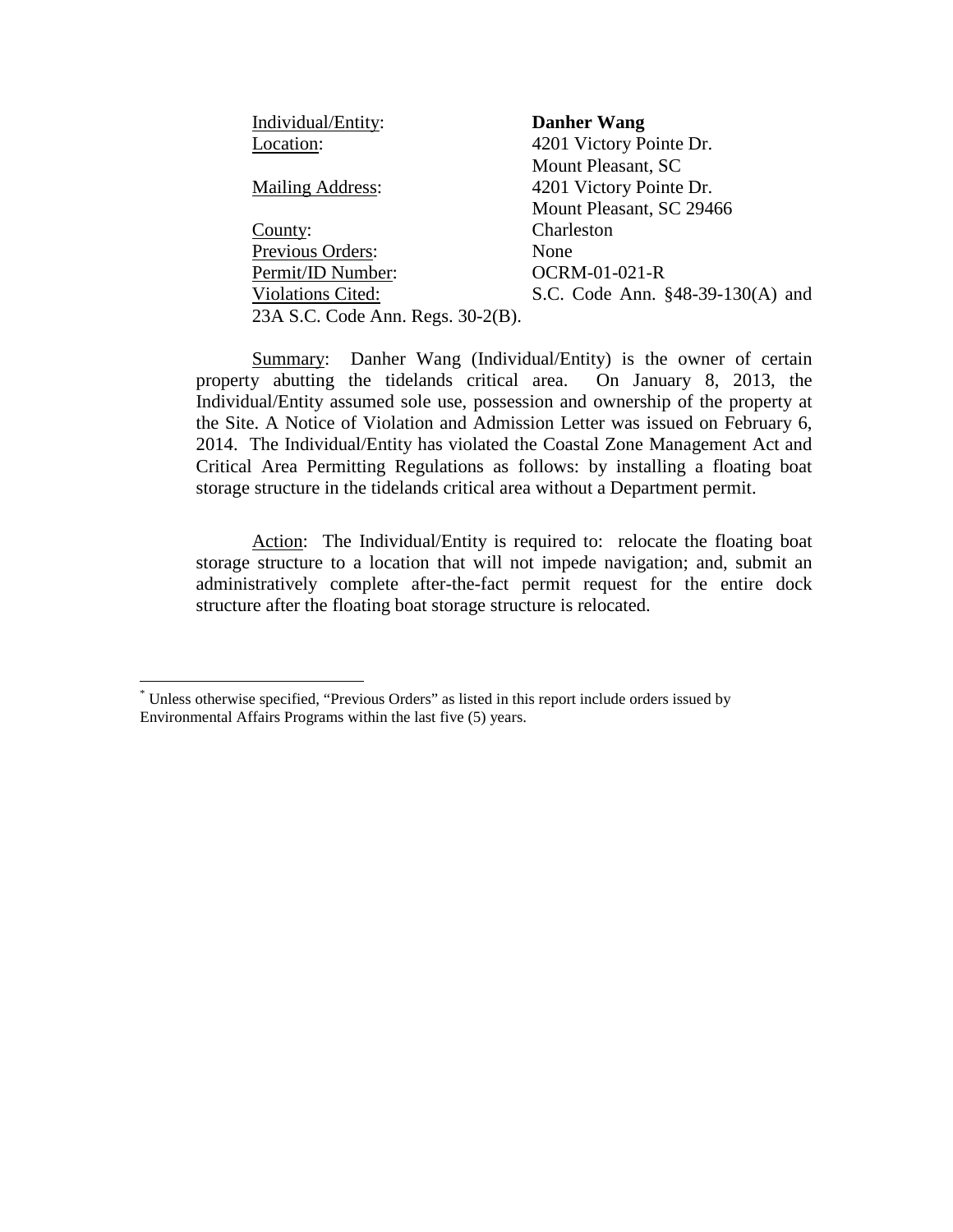Individual/Entity: **Danher Wang**
Location: 4201 Victory Pointe Dr.
Mount Pleasant, SC
Mailing Address: 4201 Victory Pointe Dr.
Mount Pleasant, SC 29466
County: Charleston
Previous Orders: None
Permit/ID Number: OCRM-01-021-R
Violations Cited: S.C. Code Ann. §48-39-130(A) and 23A S.C. Code Ann. Regs. 30-2(B).

Summary: Danher Wang (Individual/Entity) is the owner of certain property abutting the tidelands critical area. On January 8, 2013, the Individual/Entity assumed sole use, possession and ownership of the property at the Site. A Notice of Violation and Admission Letter was issued on February 6, 2014. The Individual/Entity has violated the Coastal Zone Management Act and Critical Area Permitting Regulations as follows: by installing a floating boat storage structure in the tidelands critical area without a Department permit.

Action: The Individual/Entity is required to: relocate the floating boat storage structure to a location that will not impede navigation; and, submit an administratively complete after-the-fact permit request for the entire dock structure after the floating boat storage structure is relocated.

* Unless otherwise specified, "Previous Orders" as listed in this report include orders issued by Environmental Affairs Programs within the last five (5) years.